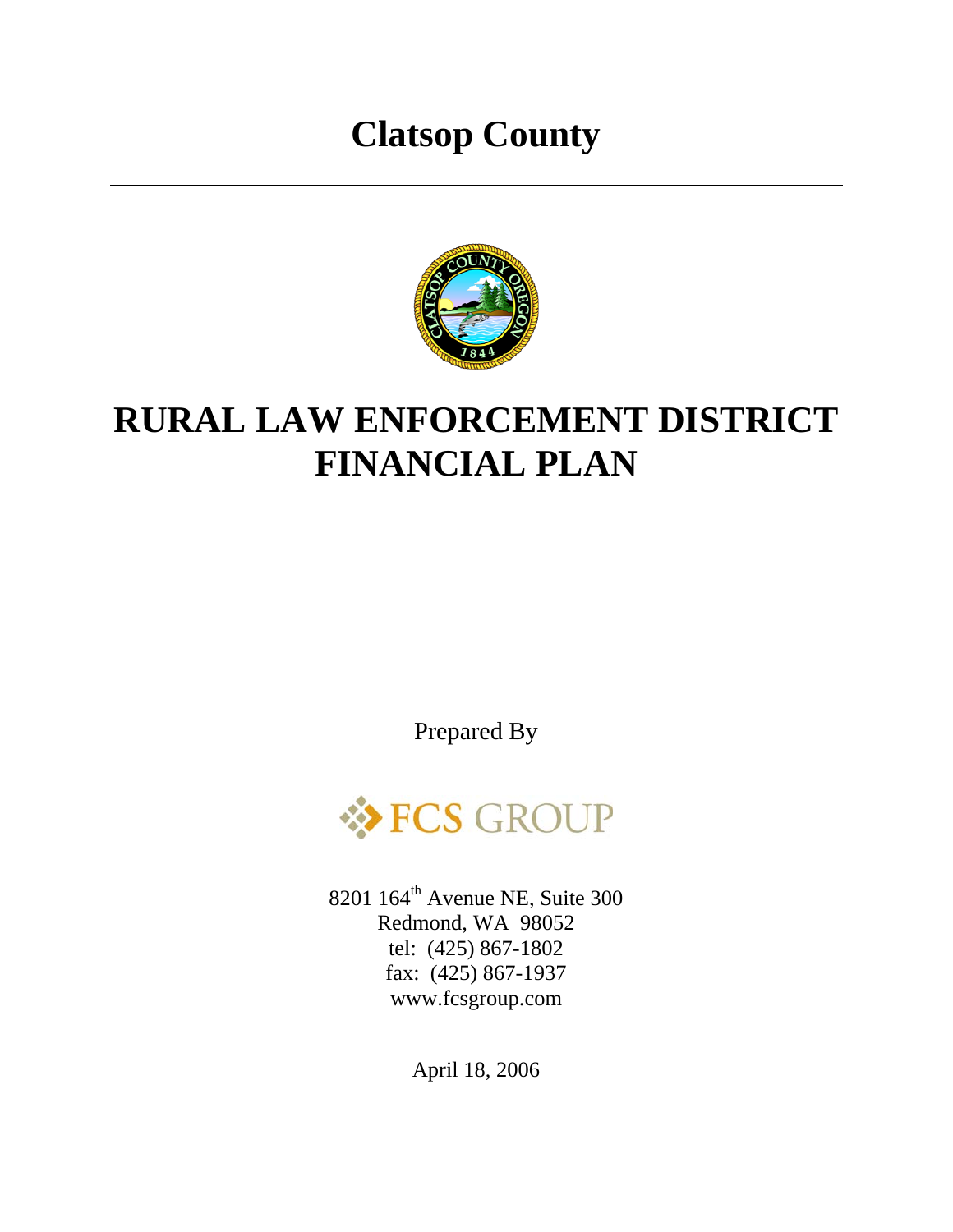# Clatsop County

---

# RURAL LAW ENFORCEMENT DISTRICT FINANCIAL PLAN

Prepared By

FCS GROUP

8201 164th Avenue NE, Suite 300
Redmond, WA 98052
tel: (425) 867-1802
fax: (425) 867-1937
www.fcsgroup.com

April 18, 2006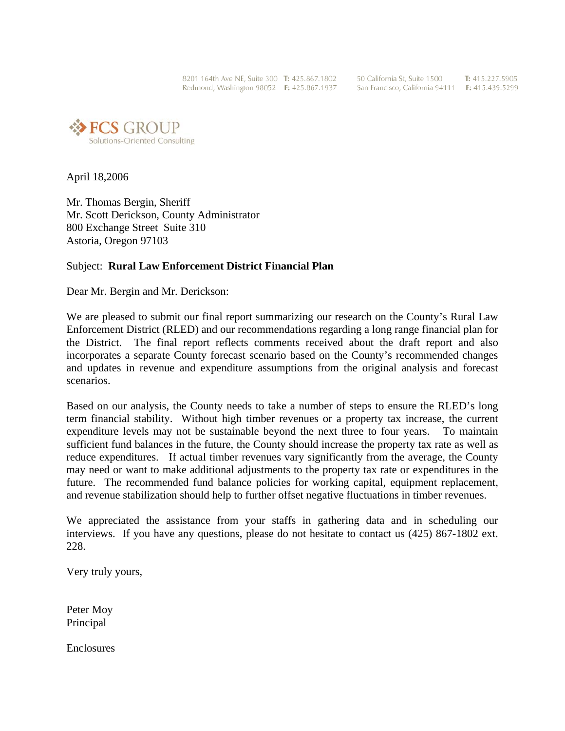8201 164th Ave NE, Suite 300 T: 425.867.1802 F: 425.867.1937
Redmond, Washington 98052

50 California St, Suite 1500 T: 415.227.5905 F: 415.439.5299
San Francisco, California 94111

FCS GROUP
Solutions-Oriented Consulting

April 18,2006

Mr. Thomas Bergin, Sheriff
Mr. Scott Derickson, County Administrator
800 Exchange Street Suite 310
Astoria, Oregon 97103

Subject: **Rural Law Enforcement District Financial Plan**

Dear Mr. Bergin and Mr. Derickson:

We are pleased to submit our final report summarizing our research on the County's Rural Law Enforcement District (RLED) and our recommendations regarding a long range financial plan for the District. The final report reflects comments received about the draft report and also incorporates a separate County forecast scenario based on the County's recommended changes and updates in revenue and expenditure assumptions from the original analysis and forecast scenarios.

Based on our analysis, the County needs to take a number of steps to ensure the RLED's long term financial stability. Without high timber revenues or a property tax increase, the current expenditure levels may not be sustainable beyond the next three to four years. To maintain sufficient fund balances in the future, the County should increase the property tax rate as well as reduce expenditures. If actual timber revenues vary significantly from the average, the County may need or want to make additional adjustments to the property tax rate or expenditures in the future. The recommended fund balance policies for working capital, equipment replacement, and revenue stabilization should help to further offset negative fluctuations in timber revenues.

We appreciated the assistance from your staffs in gathering data and in scheduling our interviews. If you have any questions, please do not hesitate to contact us (425) 867-1802 ext. 228.

Very truly yours,

Peter Moy
Principal

Enclosures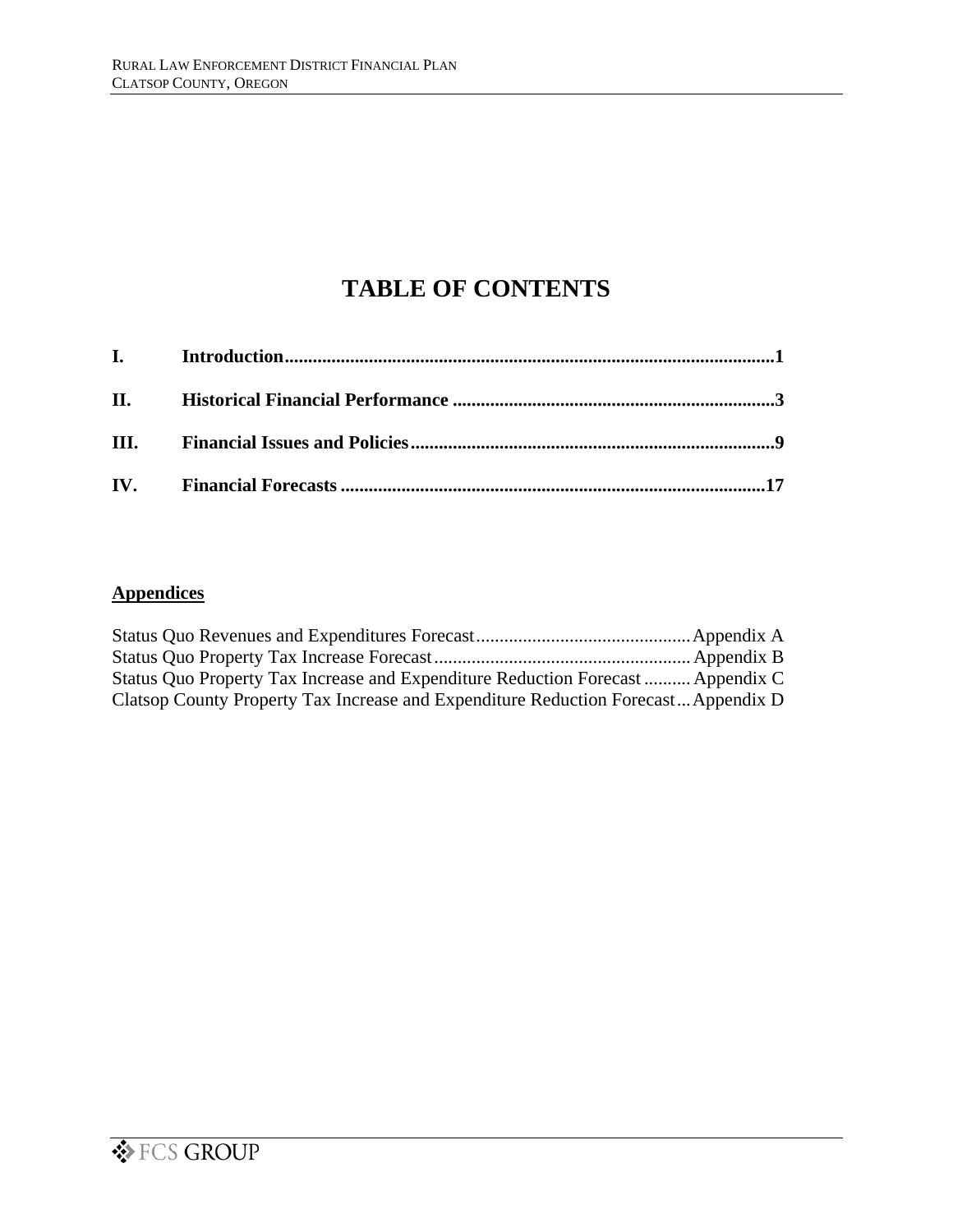# TABLE OF CONTENTS

| | | |
|---|---|---|
| **I.** | **Introduction** | **1** |
| **II.** | **Historical Financial Performance** | **3** |
| **III.** | **Financial Issues and Policies** | **9** |
| **IV.** | **Financial Forecasts** | **17** |

## Appendices

| | |
|---|---|
| Status Quo Revenues and Expenditures Forecast | Appendix A |
| Status Quo Property Tax Increase Forecast | Appendix B |
| Status Quo Property Tax Increase and Expenditure Reduction Forecast | Appendix C |
| Clatsop County Property Tax Increase and Expenditure Reduction Forecast | Appendix D |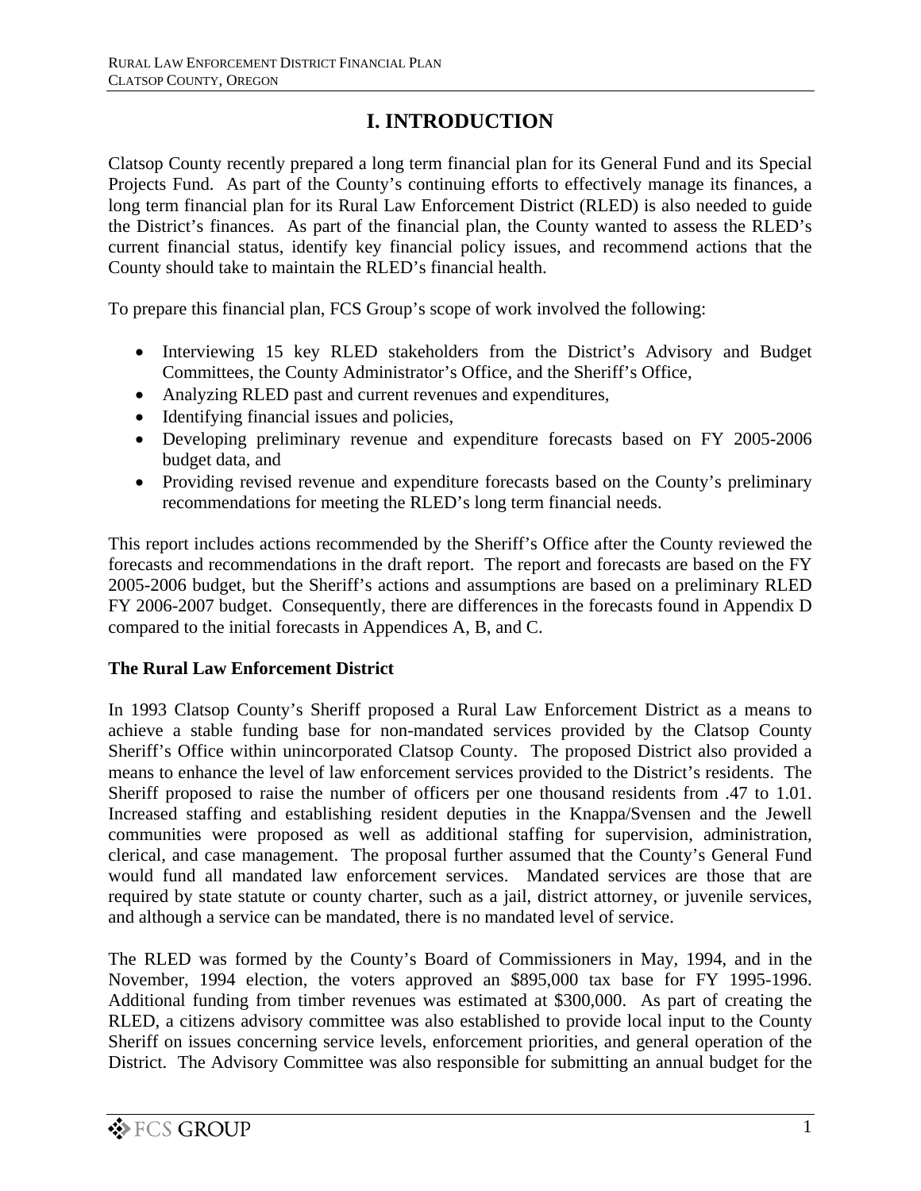# I. INTRODUCTION

Clatsop County recently prepared a long term financial plan for its General Fund and its Special Projects Fund. As part of the County's continuing efforts to effectively manage its finances, a long term financial plan for its Rural Law Enforcement District (RLED) is also needed to guide the District's finances. As part of the financial plan, the County wanted to assess the RLED's current financial status, identify key financial policy issues, and recommend actions that the County should take to maintain the RLED's financial health.

To prepare this financial plan, FCS Group's scope of work involved the following:

- Interviewing 15 key RLED stakeholders from the District's Advisory and Budget Committees, the County Administrator's Office, and the Sheriff's Office,
- Analyzing RLED past and current revenues and expenditures,
- Identifying financial issues and policies,
- Developing preliminary revenue and expenditure forecasts based on FY 2005-2006 budget data, and
- Providing revised revenue and expenditure forecasts based on the County's preliminary recommendations for meeting the RLED's long term financial needs.

This report includes actions recommended by the Sheriff's Office after the County reviewed the forecasts and recommendations in the draft report. The report and forecasts are based on the FY 2005-2006 budget, but the Sheriff's actions and assumptions are based on a preliminary RLED FY 2006-2007 budget. Consequently, there are differences in the forecasts found in Appendix D compared to the initial forecasts in Appendices A, B, and C.

**The Rural Law Enforcement District**

In 1993 Clatsop County's Sheriff proposed a Rural Law Enforcement District as a means to achieve a stable funding base for non-mandated services provided by the Clatsop County Sheriff's Office within unincorporated Clatsop County. The proposed District also provided a means to enhance the level of law enforcement services provided to the District's residents. The Sheriff proposed to raise the number of officers per one thousand residents from .47 to 1.01. Increased staffing and establishing resident deputies in the Knappa/Svensen and the Jewell communities were proposed as well as additional staffing for supervision, administration, clerical, and case management. The proposal further assumed that the County's General Fund would fund all mandated law enforcement services. Mandated services are those that are required by state statute or county charter, such as a jail, district attorney, or juvenile services, and although a service can be mandated, there is no mandated level of service.

The RLED was formed by the County's Board of Commissioners in May, 1994, and in the November, 1994 election, the voters approved an $895,000 tax base for FY 1995-1996. Additional funding from timber revenues was estimated at $300,000. As part of creating the RLED, a citizens advisory committee was also established to provide local input to the County Sheriff on issues concerning service levels, enforcement priorities, and general operation of the District. The Advisory Committee was also responsible for submitting an annual budget for the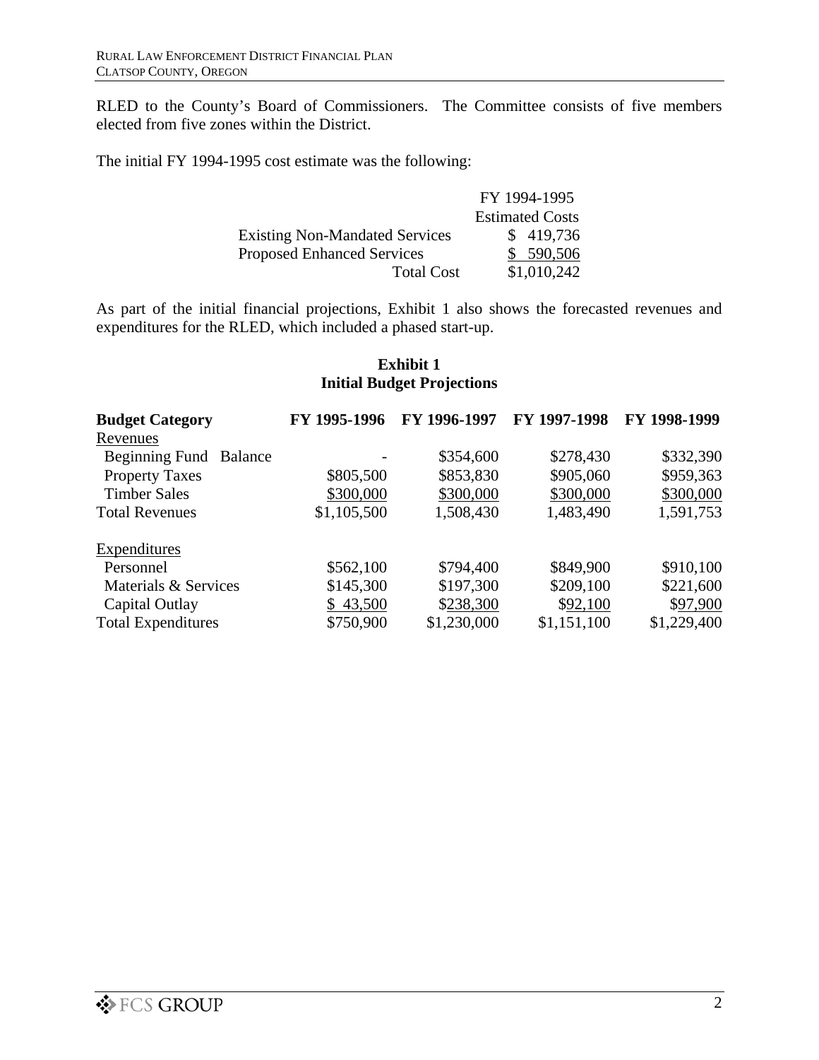RLED to the County's Board of Commissioners. The Committee consists of five members elected from five zones within the District.

The initial FY 1994-1995 cost estimate was the following:

| | FY 1994-1995 Estimated Costs |
|---|---|
| Existing Non-Mandated Services | $ 419,736 |
| Proposed Enhanced Services | $ 590,506 |
| Total Cost | $1,010,242 |

As part of the initial financial projections, Exhibit 1 also shows the forecasted revenues and expenditures for the RLED, which included a phased start-up.

**Exhibit 1**
**Initial Budget Projections**

| Budget Category | FY 1995-1996 | FY 1996-1997 | FY 1997-1998 | FY 1998-1999 |
|---|---|---|---|---|
| Revenues | | | | |
| Beginning Fund Balance | - | $354,600 | $278,430 | $332,390 |
| Property Taxes | $805,500 | $853,830 | $905,060 | $959,363 |
| Timber Sales | $300,000 | $300,000 | $300,000 | $300,000 |
| Total Revenues | $1,105,500 | 1,508,430 | 1,483,490 | 1,591,753 |
| Expenditures | | | | |
| Personnel | $562,100 | $794,400 | $849,900 | $910,100 |
| Materials & Services | $145,300 | $197,300 | $209,100 | $221,600 |
| Capital Outlay | $ 43,500 | $238,300 | $92,100 | $97,900 |
| Total Expenditures | $750,900 | $1,230,000 | $1,151,100 | $1,229,400 |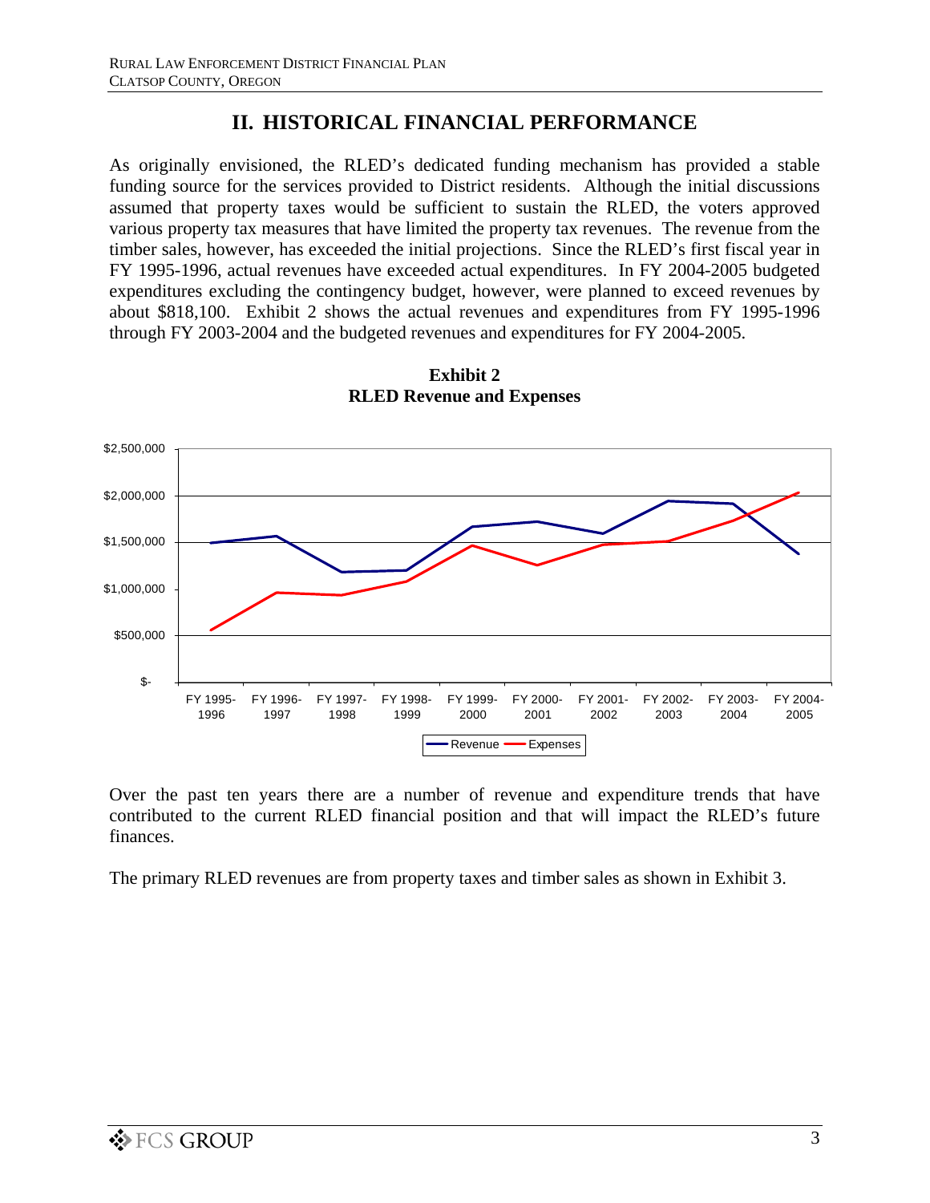## II. HISTORICAL FINANCIAL PERFORMANCE

As originally envisioned, the RLED's dedicated funding mechanism has provided a stable funding source for the services provided to District residents. Although the initial discussions assumed that property taxes would be sufficient to sustain the RLED, the voters approved various property tax measures that have limited the property tax revenues. The revenue from the timber sales, however, has exceeded the initial projections. Since the RLED's first fiscal year in FY 1995-1996, actual revenues have exceeded actual expenditures. In FY 2004-2005 budgeted expenditures excluding the contingency budget, however, were planned to exceed revenues by about $818,100. Exhibit 2 shows the actual revenues and expenditures from FY 1995-1996 through FY 2003-2004 and the budgeted revenues and expenditures for FY 2004-2005.

**Exhibit 2**
**RLED Revenue and Expenses**

Over the past ten years there are a number of revenue and expenditure trends that have contributed to the current RLED financial position and that will impact the RLED's future finances.

The primary RLED revenues are from property taxes and timber sales as shown in Exhibit 3.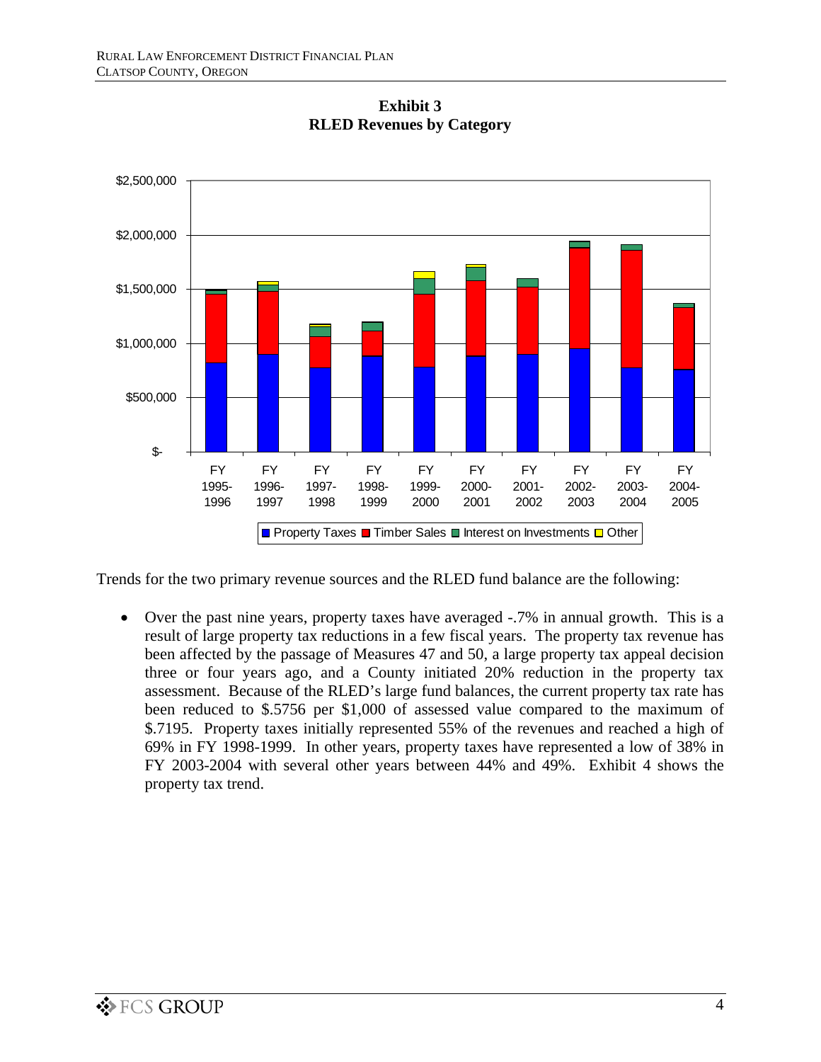**Exhibit 3**
**RLED Revenues by Category**

Trends for the two primary revenue sources and the RLED fund balance are the following:

- Over the past nine years, property taxes have averaged -.7% in annual growth. This is a result of large property tax reductions in a few fiscal years. The property tax revenue has been affected by the passage of Measures 47 and 50, a large property tax appeal decision three or four years ago, and a County initiated 20% reduction in the property tax assessment. Because of the RLED's large fund balances, the current property tax rate has been reduced to $.5756 per $1,000 of assessed value compared to the maximum of $.7195. Property taxes initially represented 55% of the revenues and reached a high of 69% in FY 1998-1999. In other years, property taxes have represented a low of 38% in FY 2003-2004 with several other years between 44% and 49%. Exhibit 4 shows the property tax trend.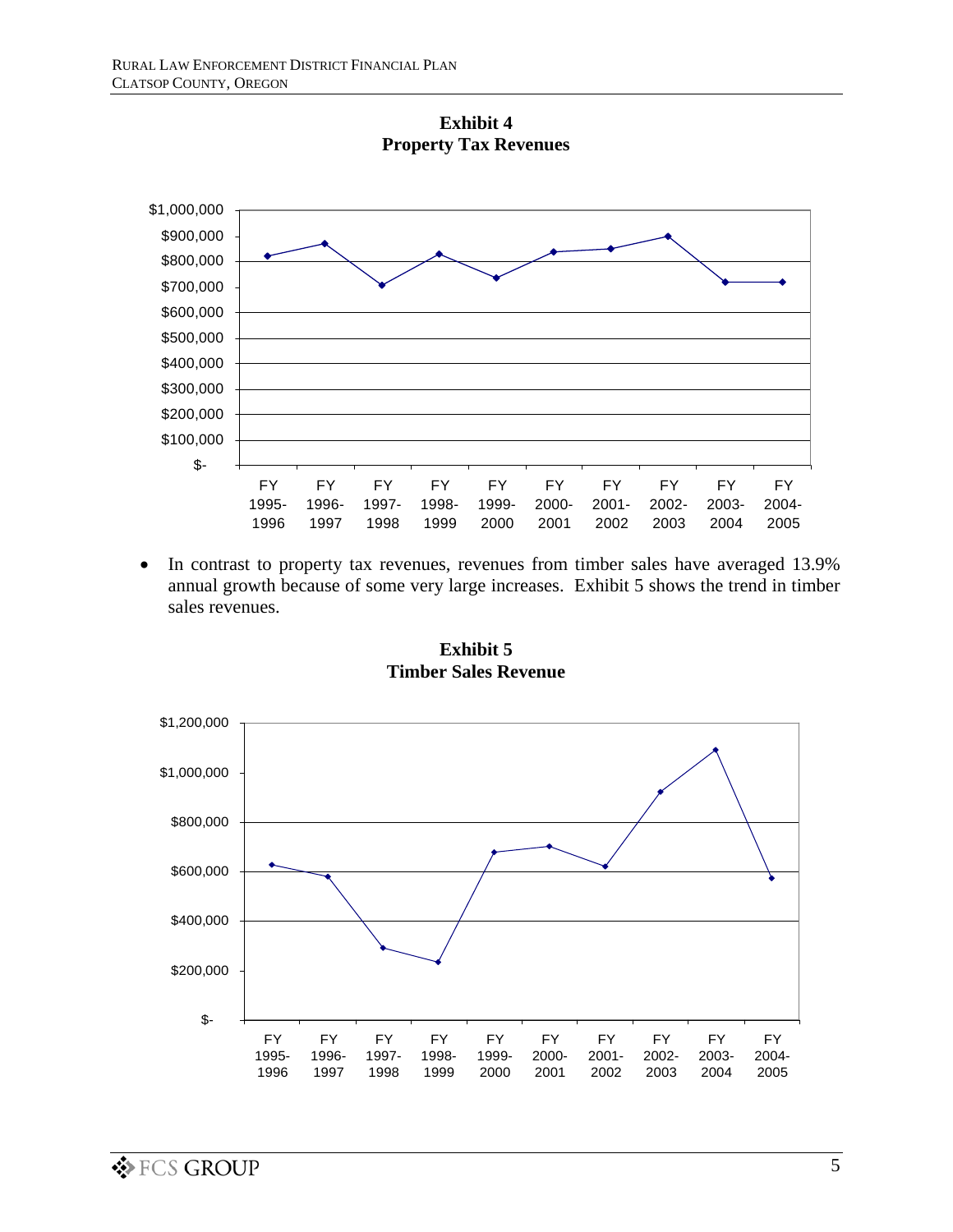**Exhibit 4**
**Property Tax Revenues**

- In contrast to property tax revenues, revenues from timber sales have averaged 13.9% annual growth because of some very large increases. Exhibit 5 shows the trend in timber sales revenues.

**Exhibit 5**
**Timber Sales Revenue**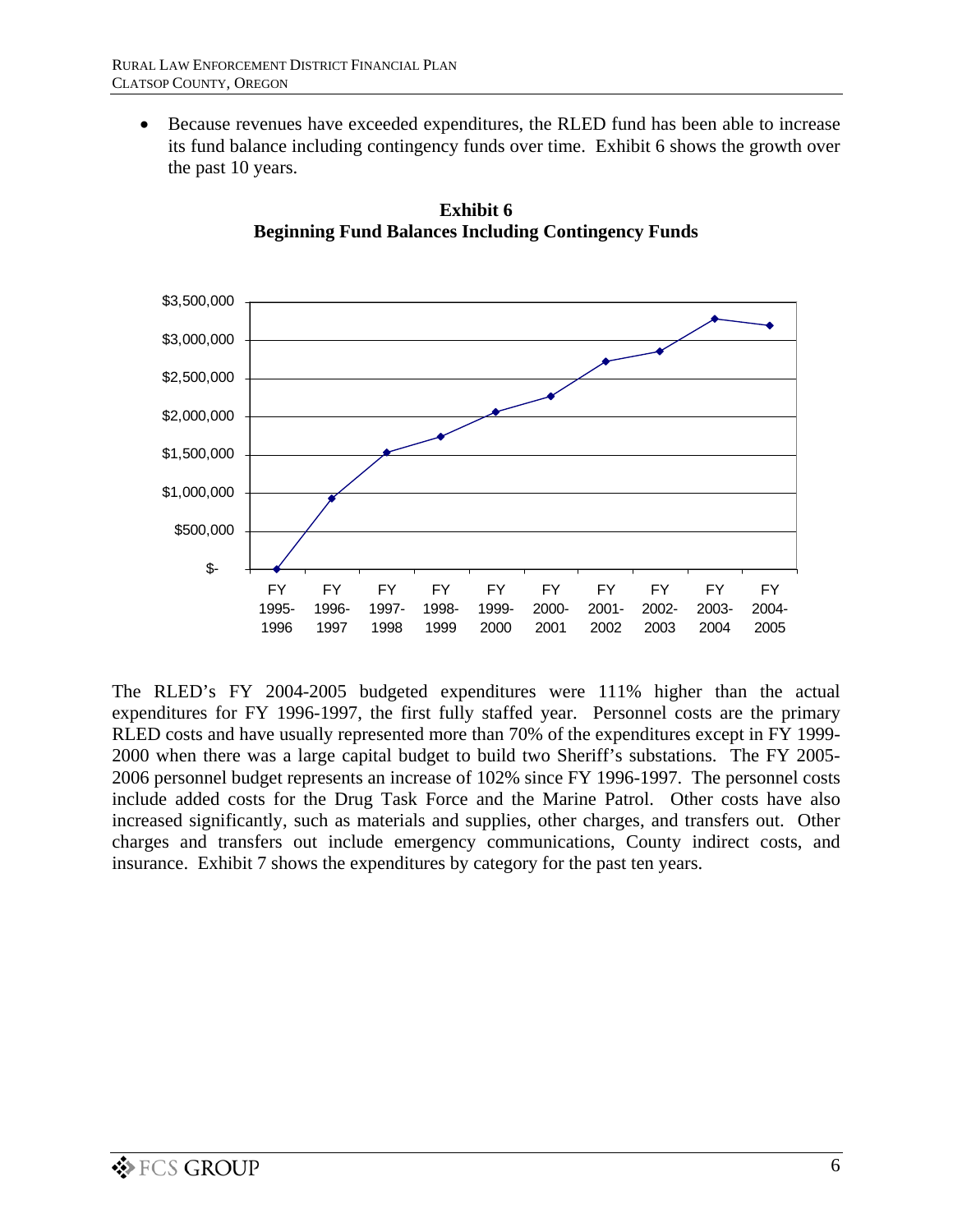- Because revenues have exceeded expenditures, the RLED fund has been able to increase its fund balance including contingency funds over time. Exhibit 6 shows the growth over the past 10 years.

**Exhibit 6**
**Beginning Fund Balances Including Contingency Funds**

The RLED's FY 2004-2005 budgeted expenditures were 111% higher than the actual expenditures for FY 1996-1997, the first fully staffed year. Personnel costs are the primary RLED costs and have usually represented more than 70% of the expenditures except in FY 1999-2000 when there was a large capital budget to build two Sheriff's substations. The FY 2005-2006 personnel budget represents an increase of 102% since FY 1996-1997. The personnel costs include added costs for the Drug Task Force and the Marine Patrol. Other costs have also increased significantly, such as materials and supplies, other charges, and transfers out. Other charges and transfers out include emergency communications, County indirect costs, and insurance. Exhibit 7 shows the expenditures by category for the past ten years.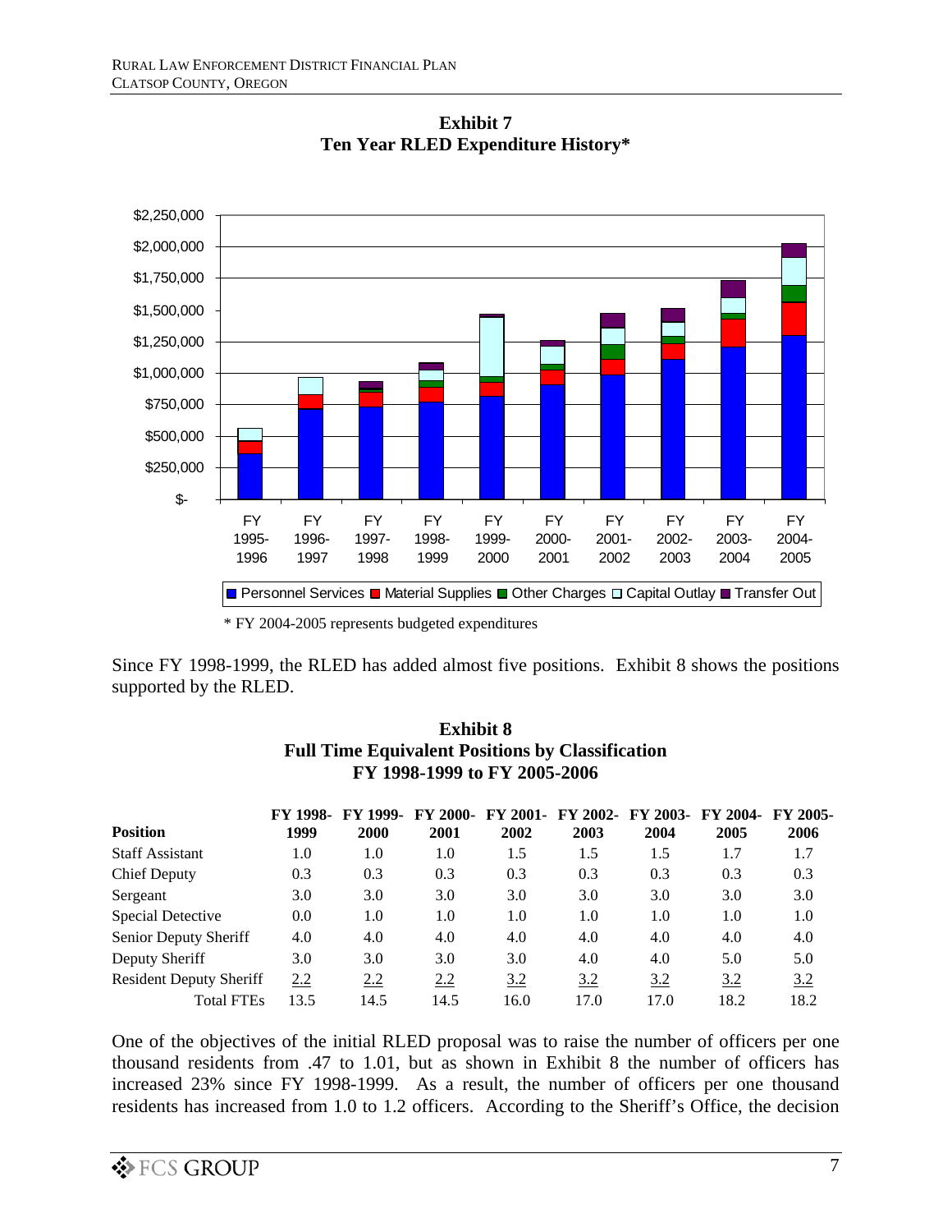**Exhibit 7**
**Ten Year RLED Expenditure History***

* FY 2004-2005 represents budgeted expenditures

Since FY 1998-1999, the RLED has added almost five positions. Exhibit 8 shows the positions supported by the RLED.

**Exhibit 8**
**Full Time Equivalent Positions by Classification**
**FY 1998-1999 to FY 2005-2006**

| Position | FY 1998-1999 | FY 1999-2000 | FY 2000-2001 | FY 2001-2002 | FY 2002-2003 | FY 2003-2004 | FY 2004-2005 | FY 2005-2006 |
|---|---|---|---|---|---|---|---|---|
| Staff Assistant | 1.0 | 1.0 | 1.0 | 1.5 | 1.5 | 1.5 | 1.7 | 1.7 |
| Chief Deputy | 0.3 | 0.3 | 0.3 | 0.3 | 0.3 | 0.3 | 0.3 | 0.3 |
| Sergeant | 3.0 | 3.0 | 3.0 | 3.0 | 3.0 | 3.0 | 3.0 | 3.0 |
| Special Detective | 0.0 | 1.0 | 1.0 | 1.0 | 1.0 | 1.0 | 1.0 | 1.0 |
| Senior Deputy Sheriff | 4.0 | 4.0 | 4.0 | 4.0 | 4.0 | 4.0 | 4.0 | 4.0 |
| Deputy Sheriff | 3.0 | 3.0 | 3.0 | 3.0 | 4.0 | 4.0 | 5.0 | 5.0 |
| Resident Deputy Sheriff | 2.2 | 2.2 | 2.2 | 3.2 | 3.2 | 3.2 | 3.2 | 3.2 |
| Total FTEs | 13.5 | 14.5 | 14.5 | 16.0 | 17.0 | 17.0 | 18.2 | 18.2 |

One of the objectives of the initial RLED proposal was to raise the number of officers per one thousand residents from .47 to 1.01, but as shown in Exhibit 8 the number of officers has increased 23% since FY 1998-1999. As a result, the number of officers per one thousand residents has increased from 1.0 to 1.2 officers. According to the Sheriff's Office, the decision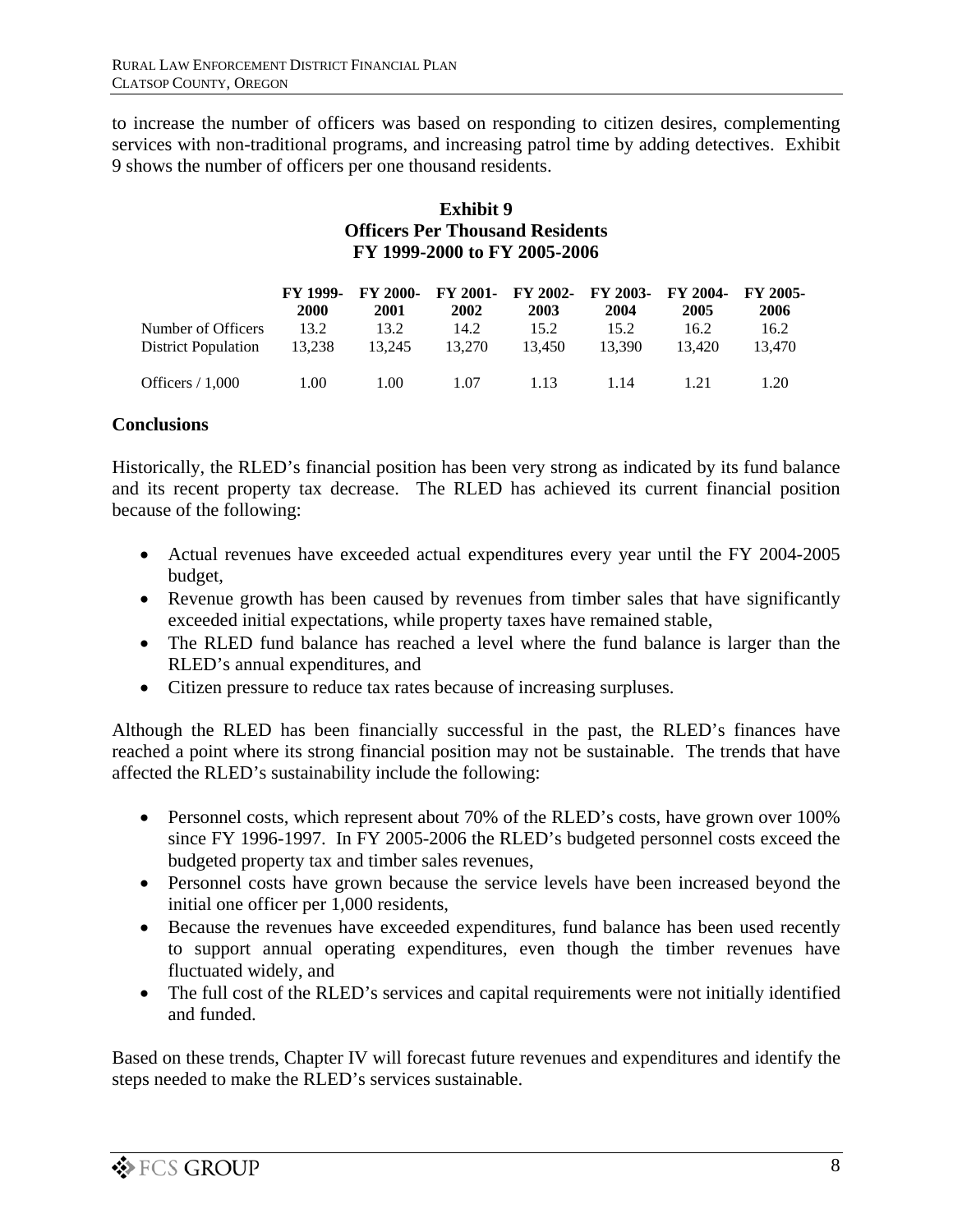to increase the number of officers was based on responding to citizen desires, complementing services with non-traditional programs, and increasing patrol time by adding detectives. Exhibit 9 shows the number of officers per one thousand residents.

**Exhibit 9**
**Officers Per Thousand Residents**
**FY 1999-2000 to FY 2005-2006**

| | FY 1999-2000 | FY 2000-2001 | FY 2001-2002 | FY 2002-2003 | FY 2003-2004 | FY 2004-2005 | FY 2005-2006 |
|---|---|---|---|---|---|---|---|
| Number of Officers | 13.2 | 13.2 | 14.2 | 15.2 | 15.2 | 16.2 | 16.2 |
| District Population | 13,238 | 13,245 | 13,270 | 13,450 | 13,390 | 13,420 | 13,470 |
| Officers / 1,000 | 1.00 | 1.00 | 1.07 | 1.13 | 1.14 | 1.21 | 1.20 |

### Conclusions

Historically, the RLED's financial position has been very strong as indicated by its fund balance and its recent property tax decrease. The RLED has achieved its current financial position because of the following:

- Actual revenues have exceeded actual expenditures every year until the FY 2004-2005 budget,
- Revenue growth has been caused by revenues from timber sales that have significantly exceeded initial expectations, while property taxes have remained stable,
- The RLED fund balance has reached a level where the fund balance is larger than the RLED's annual expenditures, and
- Citizen pressure to reduce tax rates because of increasing surpluses.

Although the RLED has been financially successful in the past, the RLED's finances have reached a point where its strong financial position may not be sustainable. The trends that have affected the RLED's sustainability include the following:

- Personnel costs, which represent about 70% of the RLED's costs, have grown over 100% since FY 1996-1997. In FY 2005-2006 the RLED's budgeted personnel costs exceed the budgeted property tax and timber sales revenues,
- Personnel costs have grown because the service levels have been increased beyond the initial one officer per 1,000 residents,
- Because the revenues have exceeded expenditures, fund balance has been used recently to support annual operating expenditures, even though the timber revenues have fluctuated widely, and
- The full cost of the RLED's services and capital requirements were not initially identified and funded.

Based on these trends, Chapter IV will forecast future revenues and expenditures and identify the steps needed to make the RLED's services sustainable.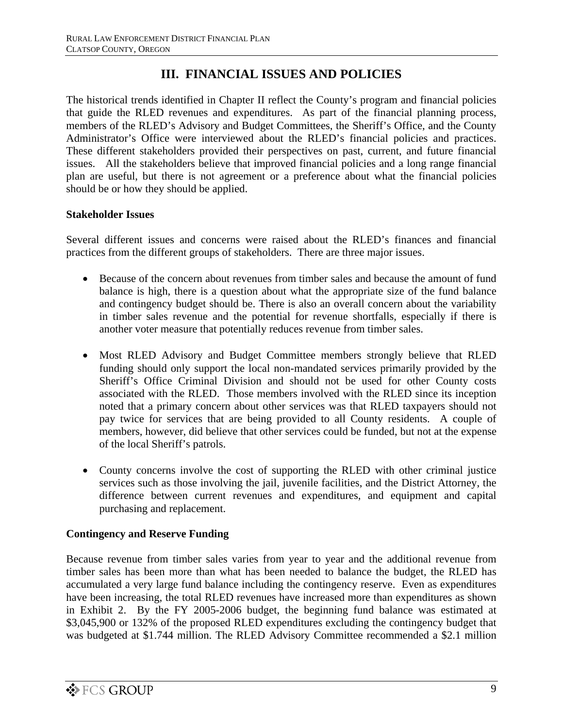# III. FINANCIAL ISSUES AND POLICIES

The historical trends identified in Chapter II reflect the County's program and financial policies that guide the RLED revenues and expenditures. As part of the financial planning process, members of the RLED's Advisory and Budget Committees, the Sheriff's Office, and the County Administrator's Office were interviewed about the RLED's financial policies and practices. These different stakeholders provided their perspectives on past, current, and future financial issues. All the stakeholders believe that improved financial policies and a long range financial plan are useful, but there is not agreement or a preference about what the financial policies should be or how they should be applied.

**Stakeholder Issues**

Several different issues and concerns were raised about the RLED's finances and financial practices from the different groups of stakeholders. There are three major issues.

- Because of the concern about revenues from timber sales and because the amount of fund balance is high, there is a question about what the appropriate size of the fund balance and contingency budget should be. There is also an overall concern about the variability in timber sales revenue and the potential for revenue shortfalls, especially if there is another voter measure that potentially reduces revenue from timber sales.

- Most RLED Advisory and Budget Committee members strongly believe that RLED funding should only support the local non-mandated services primarily provided by the Sheriff's Office Criminal Division and should not be used for other County costs associated with the RLED. Those members involved with the RLED since its inception noted that a primary concern about other services was that RLED taxpayers should not pay twice for services that are being provided to all County residents. A couple of members, however, did believe that other services could be funded, but not at the expense of the local Sheriff's patrols.

- County concerns involve the cost of supporting the RLED with other criminal justice services such as those involving the jail, juvenile facilities, and the District Attorney, the difference between current revenues and expenditures, and equipment and capital purchasing and replacement.

**Contingency and Reserve Funding**

Because revenue from timber sales varies from year to year and the additional revenue from timber sales has been more than what has been needed to balance the budget, the RLED has accumulated a very large fund balance including the contingency reserve. Even as expenditures have been increasing, the total RLED revenues have increased more than expenditures as shown in Exhibit 2. By the FY 2005-2006 budget, the beginning fund balance was estimated at \$3,045,900 or 132% of the proposed RLED expenditures excluding the contingency budget that was budgeted at \$1.744 million. The RLED Advisory Committee recommended a \$2.1 million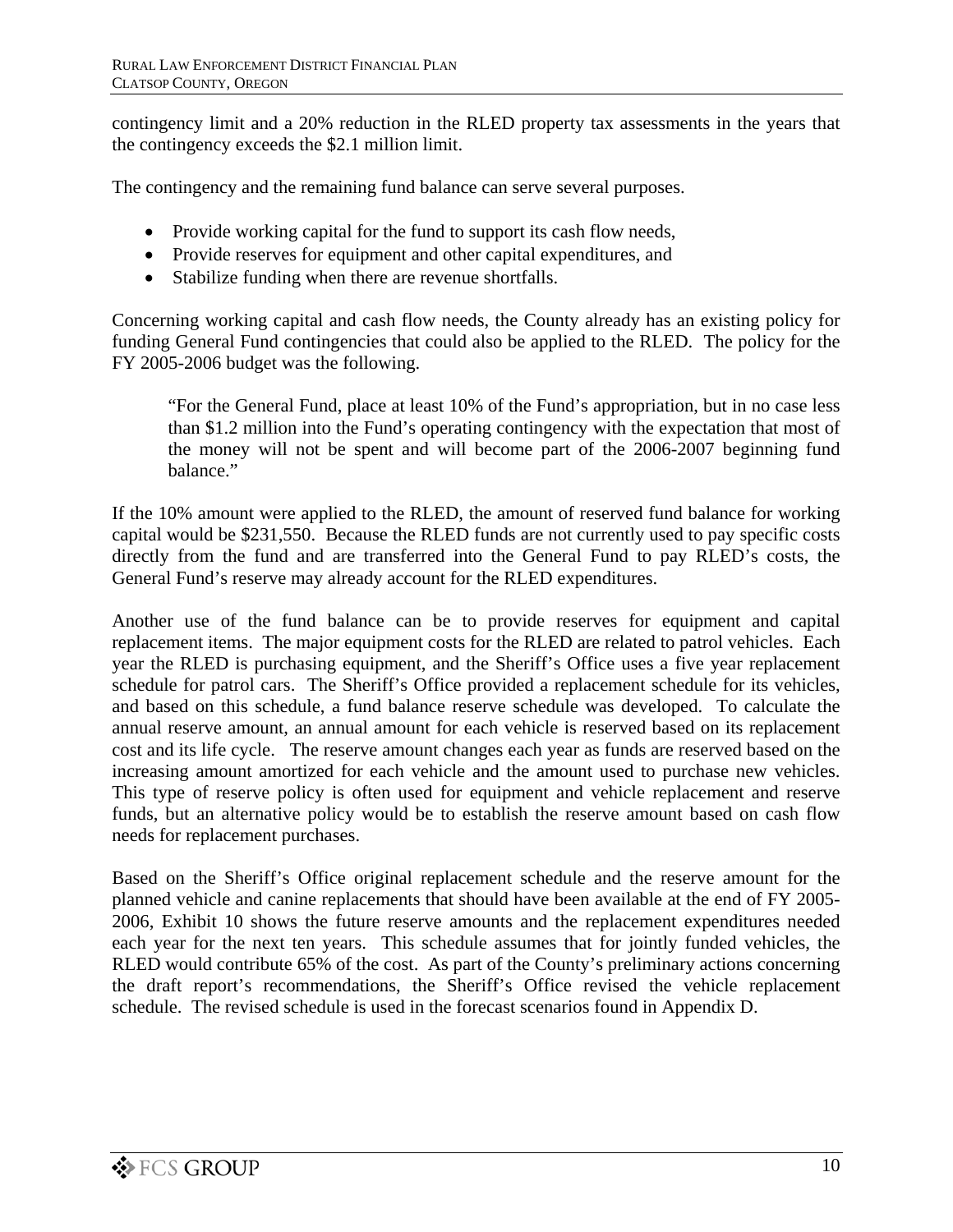contingency limit and a 20% reduction in the RLED property tax assessments in the years that the contingency exceeds the $2.1 million limit.

The contingency and the remaining fund balance can serve several purposes.

- Provide working capital for the fund to support its cash flow needs,
- Provide reserves for equipment and other capital expenditures, and
- Stabilize funding when there are revenue shortfalls.

Concerning working capital and cash flow needs, the County already has an existing policy for funding General Fund contingencies that could also be applied to the RLED. The policy for the FY 2005-2006 budget was the following.

> "For the General Fund, place at least 10% of the Fund's appropriation, but in no case less than $1.2 million into the Fund's operating contingency with the expectation that most of the money will not be spent and will become part of the 2006-2007 beginning fund balance."

If the 10% amount were applied to the RLED, the amount of reserved fund balance for working capital would be $231,550. Because the RLED funds are not currently used to pay specific costs directly from the fund and are transferred into the General Fund to pay RLED's costs, the General Fund's reserve may already account for the RLED expenditures.

Another use of the fund balance can be to provide reserves for equipment and capital replacement items. The major equipment costs for the RLED are related to patrol vehicles. Each year the RLED is purchasing equipment, and the Sheriff's Office uses a five year replacement schedule for patrol cars. The Sheriff's Office provided a replacement schedule for its vehicles, and based on this schedule, a fund balance reserve schedule was developed. To calculate the annual reserve amount, an annual amount for each vehicle is reserved based on its replacement cost and its life cycle. The reserve amount changes each year as funds are reserved based on the increasing amount amortized for each vehicle and the amount used to purchase new vehicles. This type of reserve policy is often used for equipment and vehicle replacement and reserve funds, but an alternative policy would be to establish the reserve amount based on cash flow needs for replacement purchases.

Based on the Sheriff's Office original replacement schedule and the reserve amount for the planned vehicle and canine replacements that should have been available at the end of FY 2005-2006, Exhibit 10 shows the future reserve amounts and the replacement expenditures needed each year for the next ten years. This schedule assumes that for jointly funded vehicles, the RLED would contribute 65% of the cost. As part of the County's preliminary actions concerning the draft report's recommendations, the Sheriff's Office revised the vehicle replacement schedule. The revised schedule is used in the forecast scenarios found in Appendix D.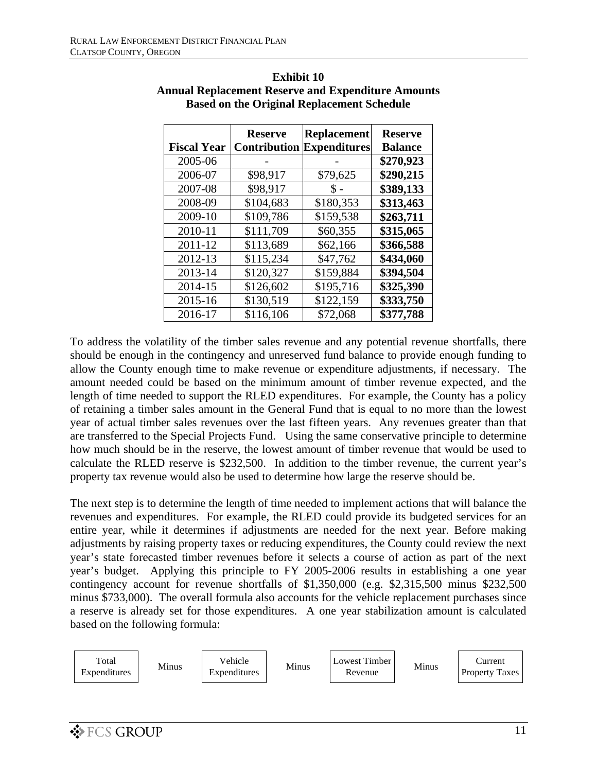**Exhibit 10**
**Annual Replacement Reserve and Expenditure Amounts**
**Based on the Original Replacement Schedule**

| Fiscal Year | Reserve Contribution | Replacement Expenditures | Reserve Balance |
|---|---|---|---|
| 2005-06 | - | - | **$270,923** |
| 2006-07 | $98,917 | $79,625 | **$290,215** |
| 2007-08 | $98,917 | $ - | **$389,133** |
| 2008-09 | $104,683 | $180,353 | **$313,463** |
| 2009-10 | $109,786 | $159,538 | **$263,711** |
| 2010-11 | $111,709 | $60,355 | **$315,065** |
| 2011-12 | $113,689 | $62,166 | **$366,588** |
| 2012-13 | $115,234 | $47,762 | **$434,060** |
| 2013-14 | $120,327 | $159,884 | **$394,504** |
| 2014-15 | $126,602 | $195,716 | **$325,390** |
| 2015-16 | $130,519 | $122,159 | **$333,750** |
| 2016-17 | $116,106 | $72,068 | **$377,788** |

To address the volatility of the timber sales revenue and any potential revenue shortfalls, there should be enough in the contingency and unreserved fund balance to provide enough funding to allow the County enough time to make revenue or expenditure adjustments, if necessary. The amount needed could be based on the minimum amount of timber revenue expected, and the length of time needed to support the RLED expenditures. For example, the County has a policy of retaining a timber sales amount in the General Fund that is equal to no more than the lowest year of actual timber sales revenues over the last fifteen years. Any revenues greater than that are transferred to the Special Projects Fund. Using the same conservative principle to determine how much should be in the reserve, the lowest amount of timber revenue that would be used to calculate the RLED reserve is $232,500. In addition to the timber revenue, the current year's property tax revenue would also be used to determine how large the reserve should be.

The next step is to determine the length of time needed to implement actions that will balance the revenues and expenditures. For example, the RLED could provide its budgeted services for an entire year, while it determines if adjustments are needed for the next year. Before making adjustments by raising property taxes or reducing expenditures, the County could review the next year's state forecasted timber revenues before it selects a course of action as part of the next year's budget. Applying this principle to FY 2005-2006 results in establishing a one year contingency account for revenue shortfalls of $1,350,000 (e.g. $2,315,500 minus $232,500 minus $733,000). The overall formula also accounts for the vehicle replacement purchases since a reserve is already set for those expenditures. A one year stabilization amount is calculated based on the following formula:

Total Expenditures Minus Vehicle Expenditures Minus Lowest Timber Revenue Minus Current Property Taxes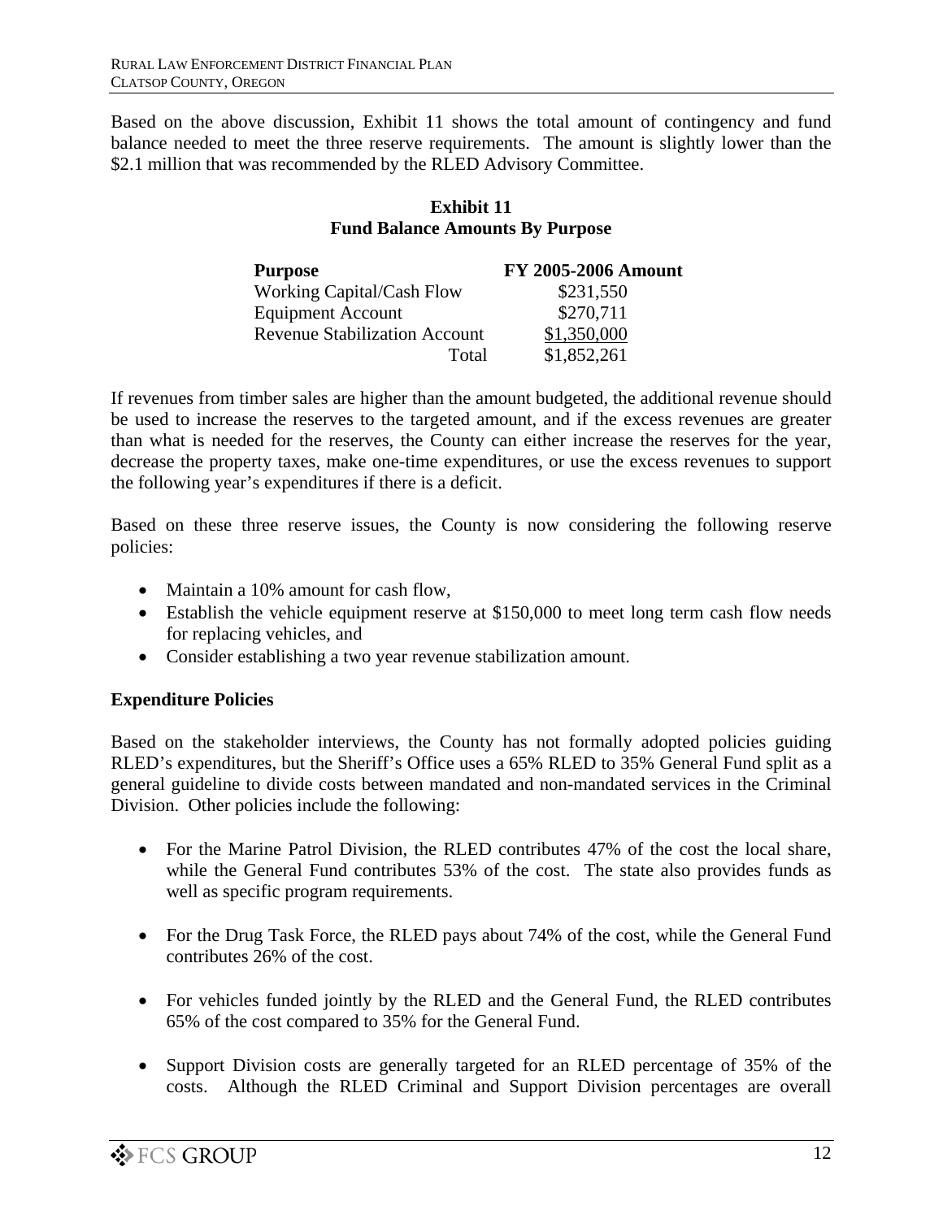Based on the above discussion, Exhibit 11 shows the total amount of contingency and fund balance needed to meet the three reserve requirements. The amount is slightly lower than the $2.1 million that was recommended by the RLED Advisory Committee.

**Exhibit 11**
**Fund Balance Amounts By Purpose**

| Purpose | FY 2005-2006 Amount |
|---|---|
| Working Capital/Cash Flow | $231,550 |
| Equipment Account | $270,711 |
| Revenue Stabilization Account | $1,350,000 |
| Total | $1,852,261 |

If revenues from timber sales are higher than the amount budgeted, the additional revenue should be used to increase the reserves to the targeted amount, and if the excess revenues are greater than what is needed for the reserves, the County can either increase the reserves for the year, decrease the property taxes, make one-time expenditures, or use the excess revenues to support the following year's expenditures if there is a deficit.

Based on these three reserve issues, the County is now considering the following reserve policies:

- Maintain a 10% amount for cash flow,
- Establish the vehicle equipment reserve at $150,000 to meet long term cash flow needs for replacing vehicles, and
- Consider establishing a two year revenue stabilization amount.

**Expenditure Policies**

Based on the stakeholder interviews, the County has not formally adopted policies guiding RLED's expenditures, but the Sheriff's Office uses a 65% RLED to 35% General Fund split as a general guideline to divide costs between mandated and non-mandated services in the Criminal Division. Other policies include the following:

- For the Marine Patrol Division, the RLED contributes 47% of the cost the local share, while the General Fund contributes 53% of the cost. The state also provides funds as well as specific program requirements.

- For the Drug Task Force, the RLED pays about 74% of the cost, while the General Fund contributes 26% of the cost.

- For vehicles funded jointly by the RLED and the General Fund, the RLED contributes 65% of the cost compared to 35% for the General Fund.

- Support Division costs are generally targeted for an RLED percentage of 35% of the costs. Although the RLED Criminal and Support Division percentages are overall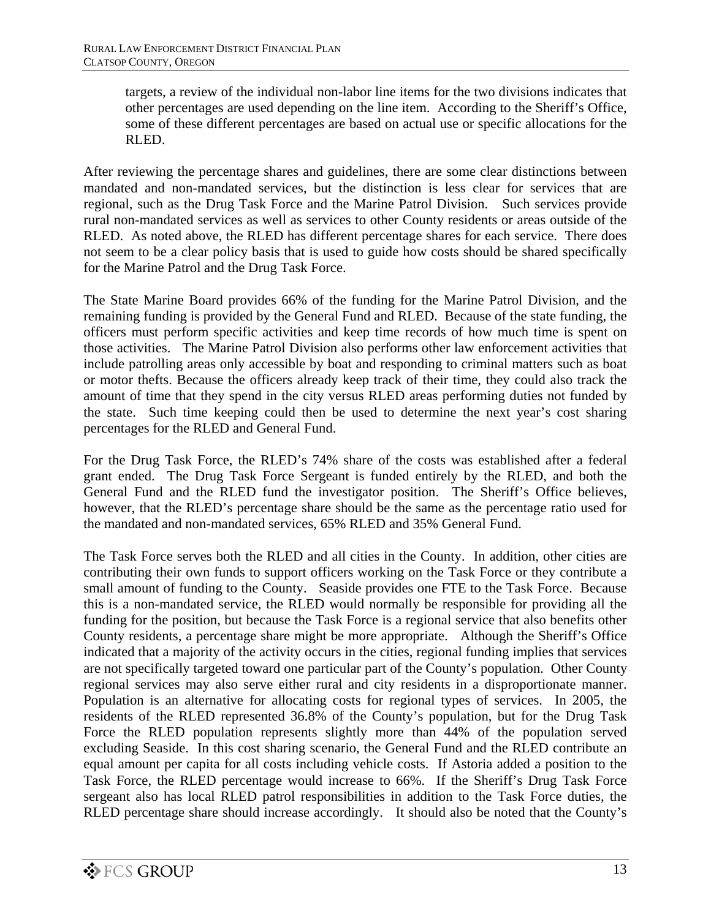targets, a review of the individual non-labor line items for the two divisions indicates that other percentages are used depending on the line item. According to the Sheriff's Office, some of these different percentages are based on actual use or specific allocations for the RLED.

After reviewing the percentage shares and guidelines, there are some clear distinctions between mandated and non-mandated services, but the distinction is less clear for services that are regional, such as the Drug Task Force and the Marine Patrol Division. Such services provide rural non-mandated services as well as services to other County residents or areas outside of the RLED. As noted above, the RLED has different percentage shares for each service. There does not seem to be a clear policy basis that is used to guide how costs should be shared specifically for the Marine Patrol and the Drug Task Force.

The State Marine Board provides 66% of the funding for the Marine Patrol Division, and the remaining funding is provided by the General Fund and RLED. Because of the state funding, the officers must perform specific activities and keep time records of how much time is spent on those activities. The Marine Patrol Division also performs other law enforcement activities that include patrolling areas only accessible by boat and responding to criminal matters such as boat or motor thefts. Because the officers already keep track of their time, they could also track the amount of time that they spend in the city versus RLED areas performing duties not funded by the state. Such time keeping could then be used to determine the next year's cost sharing percentages for the RLED and General Fund.

For the Drug Task Force, the RLED's 74% share of the costs was established after a federal grant ended. The Drug Task Force Sergeant is funded entirely by the RLED, and both the General Fund and the RLED fund the investigator position. The Sheriff's Office believes, however, that the RLED's percentage share should be the same as the percentage ratio used for the mandated and non-mandated services, 65% RLED and 35% General Fund.

The Task Force serves both the RLED and all cities in the County. In addition, other cities are contributing their own funds to support officers working on the Task Force or they contribute a small amount of funding to the County. Seaside provides one FTE to the Task Force. Because this is a non-mandated service, the RLED would normally be responsible for providing all the funding for the position, but because the Task Force is a regional service that also benefits other County residents, a percentage share might be more appropriate. Although the Sheriff's Office indicated that a majority of the activity occurs in the cities, regional funding implies that services are not specifically targeted toward one particular part of the County's population. Other County regional services may also serve either rural and city residents in a disproportionate manner. Population is an alternative for allocating costs for regional types of services. In 2005, the residents of the RLED represented 36.8% of the County's population, but for the Drug Task Force the RLED population represents slightly more than 44% of the population served excluding Seaside. In this cost sharing scenario, the General Fund and the RLED contribute an equal amount per capita for all costs including vehicle costs. If Astoria added a position to the Task Force, the RLED percentage would increase to 66%. If the Sheriff's Drug Task Force sergeant also has local RLED patrol responsibilities in addition to the Task Force duties, the RLED percentage share should increase accordingly. It should also be noted that the County's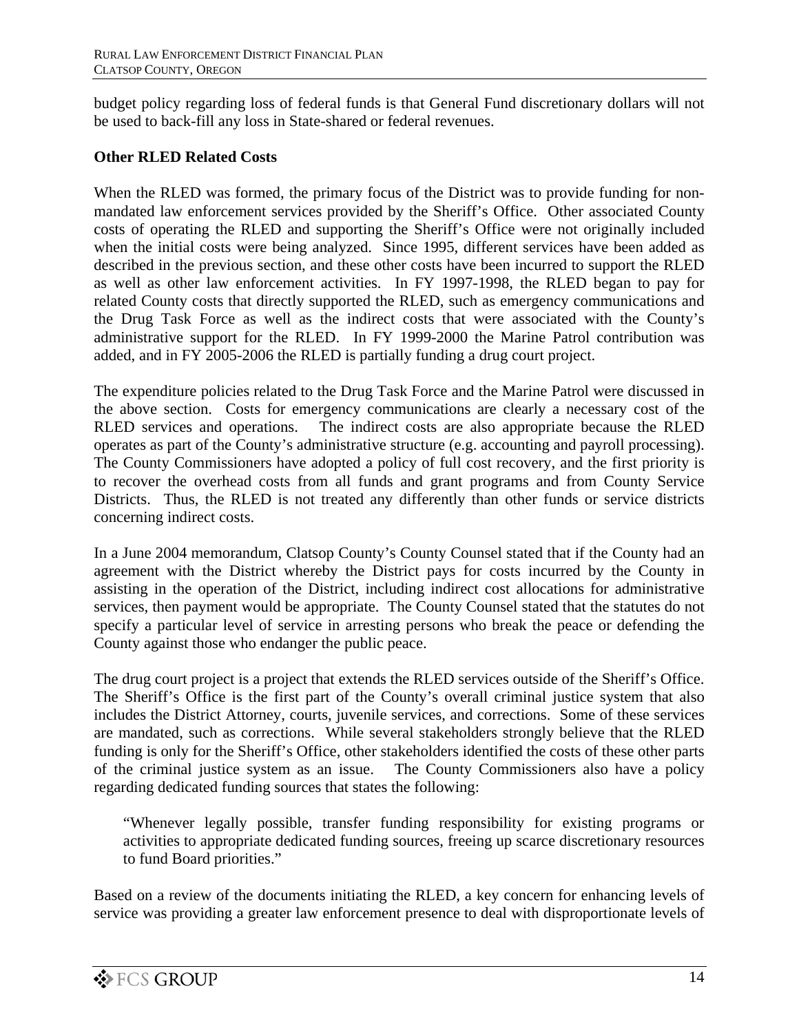budget policy regarding loss of federal funds is that General Fund discretionary dollars will not be used to back-fill any loss in State-shared or federal revenues.

**Other RLED Related Costs**

When the RLED was formed, the primary focus of the District was to provide funding for non-mandated law enforcement services provided by the Sheriff's Office. Other associated County costs of operating the RLED and supporting the Sheriff's Office were not originally included when the initial costs were being analyzed. Since 1995, different services have been added as described in the previous section, and these other costs have been incurred to support the RLED as well as other law enforcement activities. In FY 1997-1998, the RLED began to pay for related County costs that directly supported the RLED, such as emergency communications and the Drug Task Force as well as the indirect costs that were associated with the County's administrative support for the RLED. In FY 1999-2000 the Marine Patrol contribution was added, and in FY 2005-2006 the RLED is partially funding a drug court project.

The expenditure policies related to the Drug Task Force and the Marine Patrol were discussed in the above section. Costs for emergency communications are clearly a necessary cost of the RLED services and operations. The indirect costs are also appropriate because the RLED operates as part of the County's administrative structure (e.g. accounting and payroll processing). The County Commissioners have adopted a policy of full cost recovery, and the first priority is to recover the overhead costs from all funds and grant programs and from County Service Districts. Thus, the RLED is not treated any differently than other funds or service districts concerning indirect costs.

In a June 2004 memorandum, Clatsop County's County Counsel stated that if the County had an agreement with the District whereby the District pays for costs incurred by the County in assisting in the operation of the District, including indirect cost allocations for administrative services, then payment would be appropriate. The County Counsel stated that the statutes do not specify a particular level of service in arresting persons who break the peace or defending the County against those who endanger the public peace.

The drug court project is a project that extends the RLED services outside of the Sheriff's Office. The Sheriff's Office is the first part of the County's overall criminal justice system that also includes the District Attorney, courts, juvenile services, and corrections. Some of these services are mandated, such as corrections. While several stakeholders strongly believe that the RLED funding is only for the Sheriff's Office, other stakeholders identified the costs of these other parts of the criminal justice system as an issue. The County Commissioners also have a policy regarding dedicated funding sources that states the following:

> "Whenever legally possible, transfer funding responsibility for existing programs or activities to appropriate dedicated funding sources, freeing up scarce discretionary resources to fund Board priorities."

Based on a review of the documents initiating the RLED, a key concern for enhancing levels of service was providing a greater law enforcement presence to deal with disproportionate levels of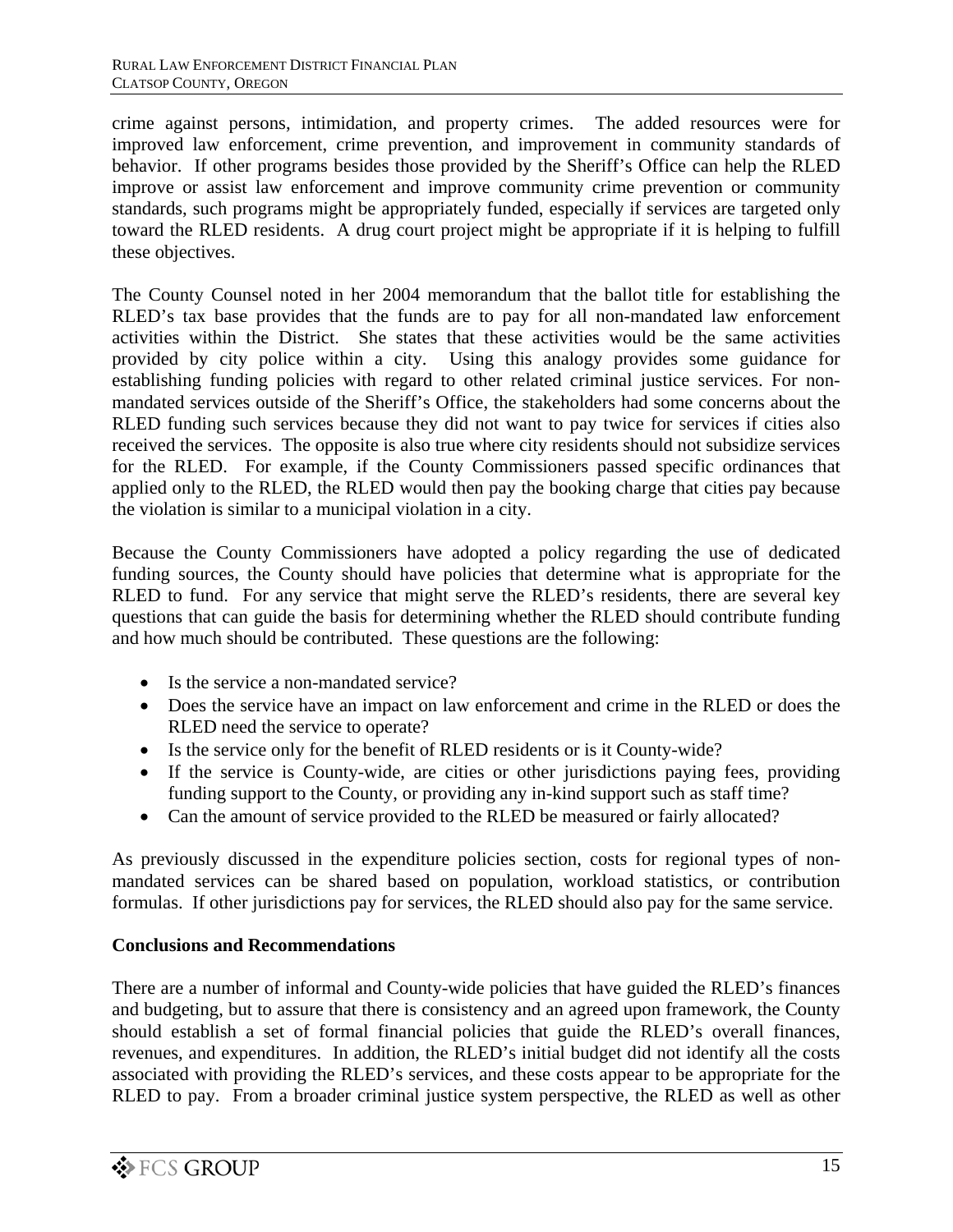crime against persons, intimidation, and property crimes. The added resources were for improved law enforcement, crime prevention, and improvement in community standards of behavior. If other programs besides those provided by the Sheriff's Office can help the RLED improve or assist law enforcement and improve community crime prevention or community standards, such programs might be appropriately funded, especially if services are targeted only toward the RLED residents. A drug court project might be appropriate if it is helping to fulfill these objectives.

The County Counsel noted in her 2004 memorandum that the ballot title for establishing the RLED's tax base provides that the funds are to pay for all non-mandated law enforcement activities within the District. She states that these activities would be the same activities provided by city police within a city. Using this analogy provides some guidance for establishing funding policies with regard to other related criminal justice services. For non-mandated services outside of the Sheriff's Office, the stakeholders had some concerns about the RLED funding such services because they did not want to pay twice for services if cities also received the services. The opposite is also true where city residents should not subsidize services for the RLED. For example, if the County Commissioners passed specific ordinances that applied only to the RLED, the RLED would then pay the booking charge that cities pay because the violation is similar to a municipal violation in a city.

Because the County Commissioners have adopted a policy regarding the use of dedicated funding sources, the County should have policies that determine what is appropriate for the RLED to fund. For any service that might serve the RLED's residents, there are several key questions that can guide the basis for determining whether the RLED should contribute funding and how much should be contributed. These questions are the following:

- Is the service a non-mandated service?
- Does the service have an impact on law enforcement and crime in the RLED or does the RLED need the service to operate?
- Is the service only for the benefit of RLED residents or is it County-wide?
- If the service is County-wide, are cities or other jurisdictions paying fees, providing funding support to the County, or providing any in-kind support such as staff time?
- Can the amount of service provided to the RLED be measured or fairly allocated?

As previously discussed in the expenditure policies section, costs for regional types of non-mandated services can be shared based on population, workload statistics, or contribution formulas. If other jurisdictions pay for services, the RLED should also pay for the same service.

**Conclusions and Recommendations**

There are a number of informal and County-wide policies that have guided the RLED's finances and budgeting, but to assure that there is consistency and an agreed upon framework, the County should establish a set of formal financial policies that guide the RLED's overall finances, revenues, and expenditures. In addition, the RLED's initial budget did not identify all the costs associated with providing the RLED's services, and these costs appear to be appropriate for the RLED to pay. From a broader criminal justice system perspective, the RLED as well as other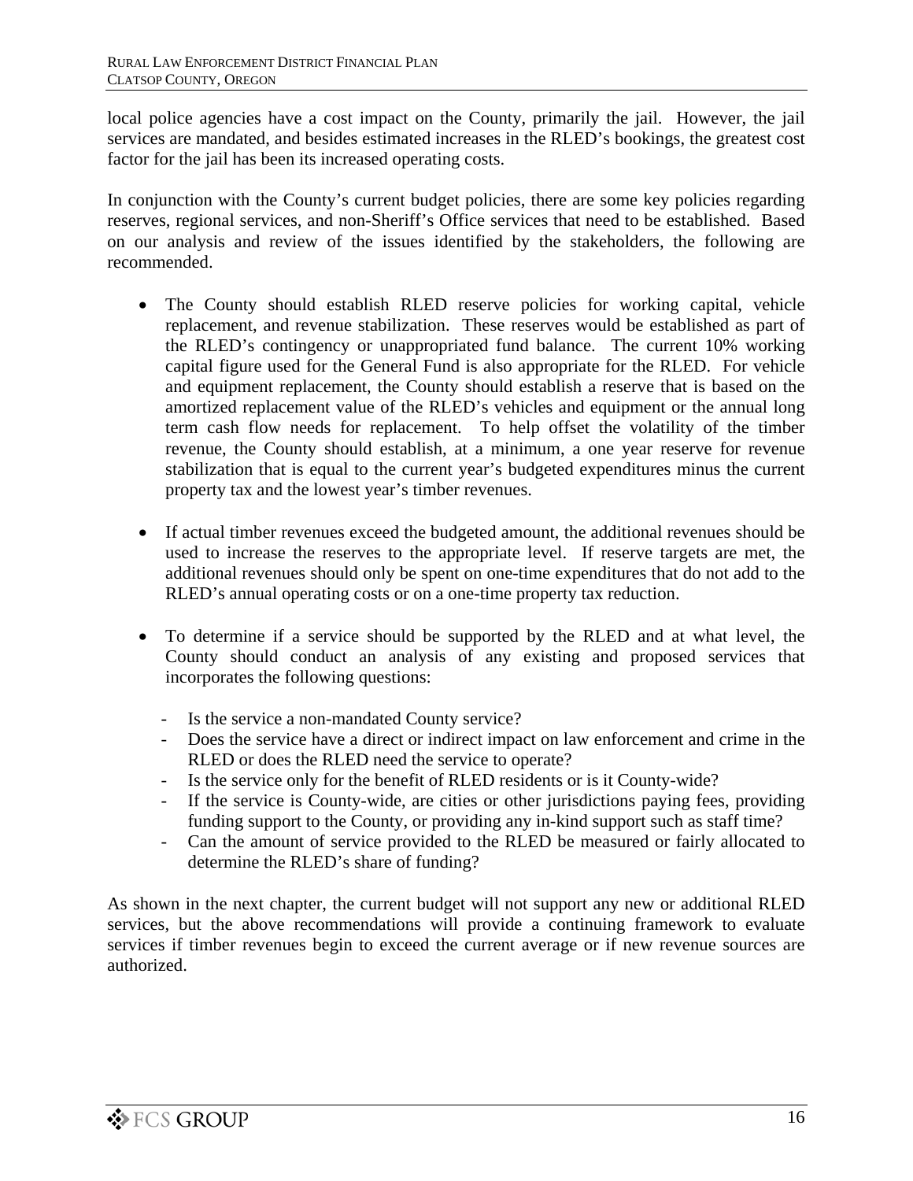local police agencies have a cost impact on the County, primarily the jail. However, the jail services are mandated, and besides estimated increases in the RLED's bookings, the greatest cost factor for the jail has been its increased operating costs.

In conjunction with the County's current budget policies, there are some key policies regarding reserves, regional services, and non-Sheriff's Office services that need to be established. Based on our analysis and review of the issues identified by the stakeholders, the following are recommended.

- The County should establish RLED reserve policies for working capital, vehicle replacement, and revenue stabilization. These reserves would be established as part of the RLED's contingency or unappropriated fund balance. The current 10% working capital figure used for the General Fund is also appropriate for the RLED. For vehicle and equipment replacement, the County should establish a reserve that is based on the amortized replacement value of the RLED's vehicles and equipment or the annual long term cash flow needs for replacement. To help offset the volatility of the timber revenue, the County should establish, at a minimum, a one year reserve for revenue stabilization that is equal to the current year's budgeted expenditures minus the current property tax and the lowest year's timber revenues.

- If actual timber revenues exceed the budgeted amount, the additional revenues should be used to increase the reserves to the appropriate level. If reserve targets are met, the additional revenues should only be spent on one-time expenditures that do not add to the RLED's annual operating costs or on a one-time property tax reduction.

- To determine if a service should be supported by the RLED and at what level, the County should conduct an analysis of any existing and proposed services that incorporates the following questions:
  - Is the service a non-mandated County service?
  - Does the service have a direct or indirect impact on law enforcement and crime in the RLED or does the RLED need the service to operate?
  - Is the service only for the benefit of RLED residents or is it County-wide?
  - If the service is County-wide, are cities or other jurisdictions paying fees, providing funding support to the County, or providing any in-kind support such as staff time?
  - Can the amount of service provided to the RLED be measured or fairly allocated to determine the RLED's share of funding?

As shown in the next chapter, the current budget will not support any new or additional RLED services, but the above recommendations will provide a continuing framework to evaluate services if timber revenues begin to exceed the current average or if new revenue sources are authorized.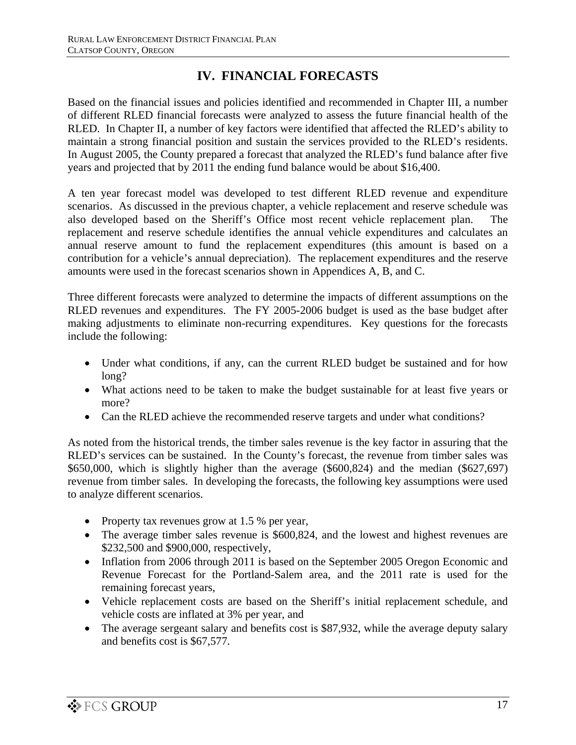# IV. FINANCIAL FORECASTS

Based on the financial issues and policies identified and recommended in Chapter III, a number of different RLED financial forecasts were analyzed to assess the future financial health of the RLED. In Chapter II, a number of key factors were identified that affected the RLED's ability to maintain a strong financial position and sustain the services provided to the RLED's residents. In August 2005, the County prepared a forecast that analyzed the RLED's fund balance after five years and projected that by 2011 the ending fund balance would be about $16,400.

A ten year forecast model was developed to test different RLED revenue and expenditure scenarios. As discussed in the previous chapter, a vehicle replacement and reserve schedule was also developed based on the Sheriff's Office most recent vehicle replacement plan. The replacement and reserve schedule identifies the annual vehicle expenditures and calculates an annual reserve amount to fund the replacement expenditures (this amount is based on a contribution for a vehicle's annual depreciation). The replacement expenditures and the reserve amounts were used in the forecast scenarios shown in Appendices A, B, and C.

Three different forecasts were analyzed to determine the impacts of different assumptions on the RLED revenues and expenditures. The FY 2005-2006 budget is used as the base budget after making adjustments to eliminate non-recurring expenditures. Key questions for the forecasts include the following:

- Under what conditions, if any, can the current RLED budget be sustained and for how long?
- What actions need to be taken to make the budget sustainable for at least five years or more?
- Can the RLED achieve the recommended reserve targets and under what conditions?

As noted from the historical trends, the timber sales revenue is the key factor in assuring that the RLED's services can be sustained. In the County's forecast, the revenue from timber sales was $650,000, which is slightly higher than the average ($600,824) and the median ($627,697) revenue from timber sales. In developing the forecasts, the following key assumptions were used to analyze different scenarios.

- Property tax revenues grow at 1.5 % per year,
- The average timber sales revenue is $600,824, and the lowest and highest revenues are $232,500 and $900,000, respectively,
- Inflation from 2006 through 2011 is based on the September 2005 Oregon Economic and Revenue Forecast for the Portland-Salem area, and the 2011 rate is used for the remaining forecast years,
- Vehicle replacement costs are based on the Sheriff's initial replacement schedule, and vehicle costs are inflated at 3% per year, and
- The average sergeant salary and benefits cost is $87,932, while the average deputy salary and benefits cost is $67,577.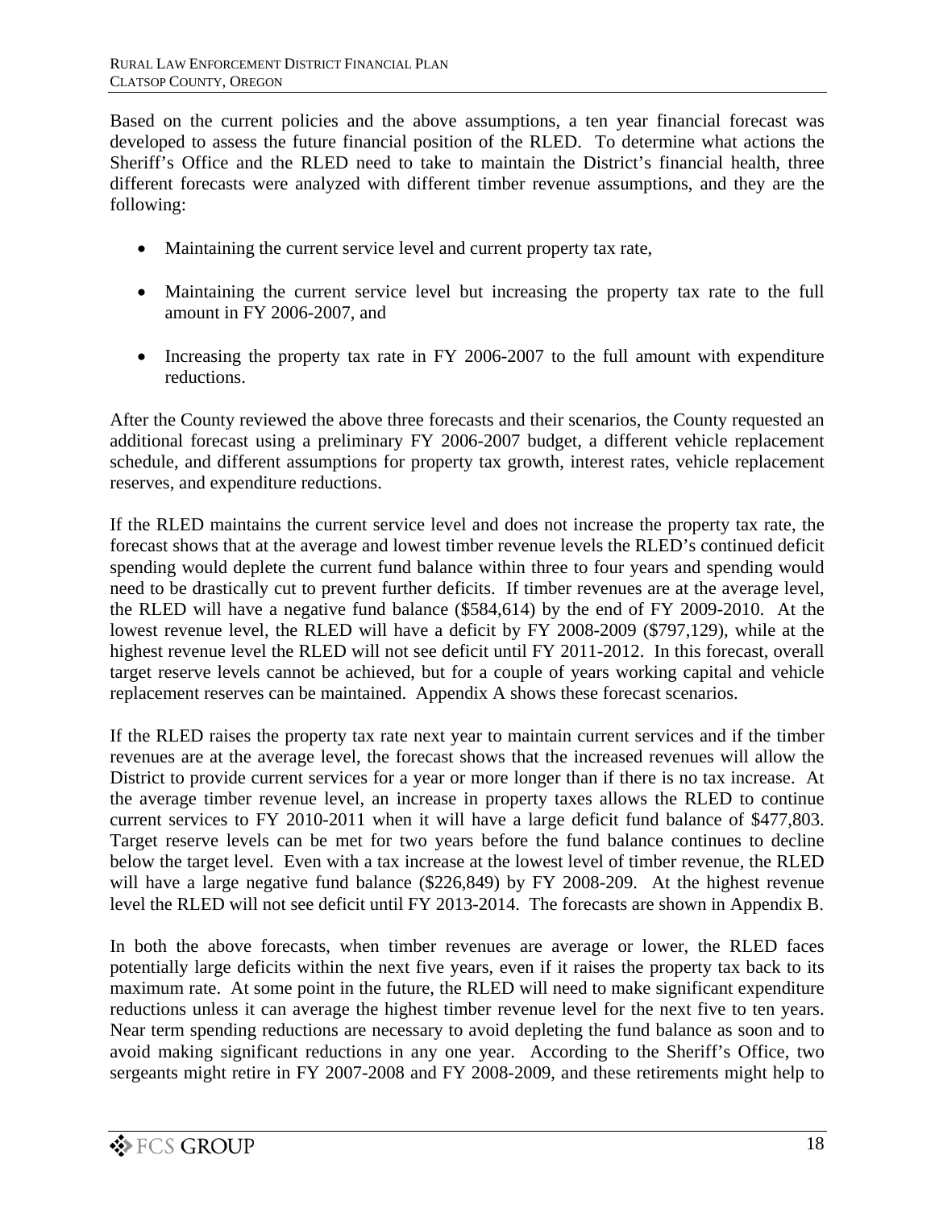Based on the current policies and the above assumptions, a ten year financial forecast was developed to assess the future financial position of the RLED. To determine what actions the Sheriff's Office and the RLED need to take to maintain the District's financial health, three different forecasts were analyzed with different timber revenue assumptions, and they are the following:

- Maintaining the current service level and current property tax rate,
- Maintaining the current service level but increasing the property tax rate to the full amount in FY 2006-2007, and
- Increasing the property tax rate in FY 2006-2007 to the full amount with expenditure reductions.

After the County reviewed the above three forecasts and their scenarios, the County requested an additional forecast using a preliminary FY 2006-2007 budget, a different vehicle replacement schedule, and different assumptions for property tax growth, interest rates, vehicle replacement reserves, and expenditure reductions.

If the RLED maintains the current service level and does not increase the property tax rate, the forecast shows that at the average and lowest timber revenue levels the RLED's continued deficit spending would deplete the current fund balance within three to four years and spending would need to be drastically cut to prevent further deficits. If timber revenues are at the average level, the RLED will have a negative fund balance ($584,614) by the end of FY 2009-2010. At the lowest revenue level, the RLED will have a deficit by FY 2008-2009 ($797,129), while at the highest revenue level the RLED will not see deficit until FY 2011-2012. In this forecast, overall target reserve levels cannot be achieved, but for a couple of years working capital and vehicle replacement reserves can be maintained. Appendix A shows these forecast scenarios.

If the RLED raises the property tax rate next year to maintain current services and if the timber revenues are at the average level, the forecast shows that the increased revenues will allow the District to provide current services for a year or more longer than if there is no tax increase. At the average timber revenue level, an increase in property taxes allows the RLED to continue current services to FY 2010-2011 when it will have a large deficit fund balance of $477,803. Target reserve levels can be met for two years before the fund balance continues to decline below the target level. Even with a tax increase at the lowest level of timber revenue, the RLED will have a large negative fund balance ($226,849) by FY 2008-209. At the highest revenue level the RLED will not see deficit until FY 2013-2014. The forecasts are shown in Appendix B.

In both the above forecasts, when timber revenues are average or lower, the RLED faces potentially large deficits within the next five years, even if it raises the property tax back to its maximum rate. At some point in the future, the RLED will need to make significant expenditure reductions unless it can average the highest timber revenue level for the next five to ten years. Near term spending reductions are necessary to avoid depleting the fund balance as soon and to avoid making significant reductions in any one year. According to the Sheriff's Office, two sergeants might retire in FY 2007-2008 and FY 2008-2009, and these retirements might help to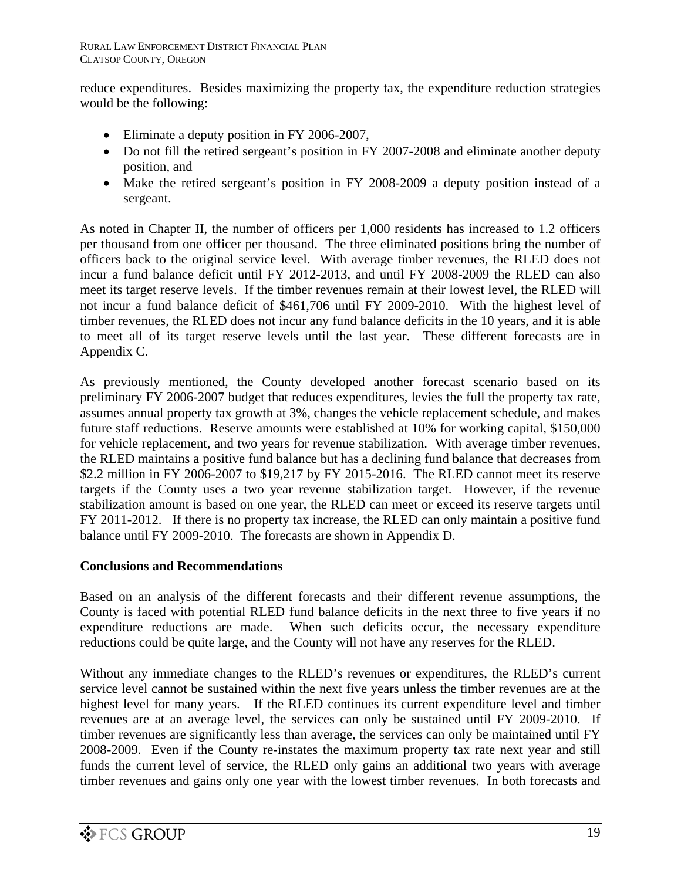reduce expenditures. Besides maximizing the property tax, the expenditure reduction strategies would be the following:

- Eliminate a deputy position in FY 2006-2007,
- Do not fill the retired sergeant's position in FY 2007-2008 and eliminate another deputy position, and
- Make the retired sergeant's position in FY 2008-2009 a deputy position instead of a sergeant.

As noted in Chapter II, the number of officers per 1,000 residents has increased to 1.2 officers per thousand from one officer per thousand. The three eliminated positions bring the number of officers back to the original service level. With average timber revenues, the RLED does not incur a fund balance deficit until FY 2012-2013, and until FY 2008-2009 the RLED can also meet its target reserve levels. If the timber revenues remain at their lowest level, the RLED will not incur a fund balance deficit of $461,706 until FY 2009-2010. With the highest level of timber revenues, the RLED does not incur any fund balance deficits in the 10 years, and it is able to meet all of its target reserve levels until the last year. These different forecasts are in Appendix C.

As previously mentioned, the County developed another forecast scenario based on its preliminary FY 2006-2007 budget that reduces expenditures, levies the full the property tax rate, assumes annual property tax growth at 3%, changes the vehicle replacement schedule, and makes future staff reductions. Reserve amounts were established at 10% for working capital, $150,000 for vehicle replacement, and two years for revenue stabilization. With average timber revenues, the RLED maintains a positive fund balance but has a declining fund balance that decreases from $2.2 million in FY 2006-2007 to $19,217 by FY 2015-2016. The RLED cannot meet its reserve targets if the County uses a two year revenue stabilization target. However, if the revenue stabilization amount is based on one year, the RLED can meet or exceed its reserve targets until FY 2011-2012. If there is no property tax increase, the RLED can only maintain a positive fund balance until FY 2009-2010. The forecasts are shown in Appendix D.

**Conclusions and Recommendations**

Based on an analysis of the different forecasts and their different revenue assumptions, the County is faced with potential RLED fund balance deficits in the next three to five years if no expenditure reductions are made. When such deficits occur, the necessary expenditure reductions could be quite large, and the County will not have any reserves for the RLED.

Without any immediate changes to the RLED's revenues or expenditures, the RLED's current service level cannot be sustained within the next five years unless the timber revenues are at the highest level for many years. If the RLED continues its current expenditure level and timber revenues are at an average level, the services can only be sustained until FY 2009-2010. If timber revenues are significantly less than average, the services can only be maintained until FY 2008-2009. Even if the County re-instates the maximum property tax rate next year and still funds the current level of service, the RLED only gains an additional two years with average timber revenues and gains only one year with the lowest timber revenues. In both forecasts and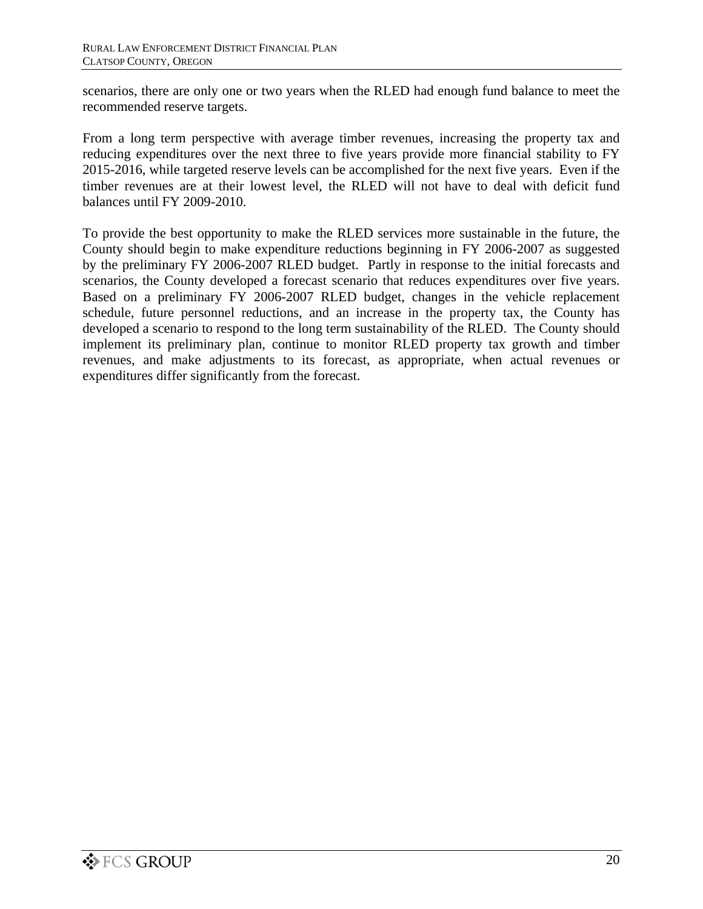scenarios, there are only one or two years when the RLED had enough fund balance to meet the recommended reserve targets.

From a long term perspective with average timber revenues, increasing the property tax and reducing expenditures over the next three to five years provide more financial stability to FY 2015-2016, while targeted reserve levels can be accomplished for the next five years. Even if the timber revenues are at their lowest level, the RLED will not have to deal with deficit fund balances until FY 2009-2010.

To provide the best opportunity to make the RLED services more sustainable in the future, the County should begin to make expenditure reductions beginning in FY 2006-2007 as suggested by the preliminary FY 2006-2007 RLED budget. Partly in response to the initial forecasts and scenarios, the County developed a forecast scenario that reduces expenditures over five years. Based on a preliminary FY 2006-2007 RLED budget, changes in the vehicle replacement schedule, future personnel reductions, and an increase in the property tax, the County has developed a scenario to respond to the long term sustainability of the RLED. The County should implement its preliminary plan, continue to monitor RLED property tax growth and timber revenues, and make adjustments to its forecast, as appropriate, when actual revenues or expenditures differ significantly from the forecast.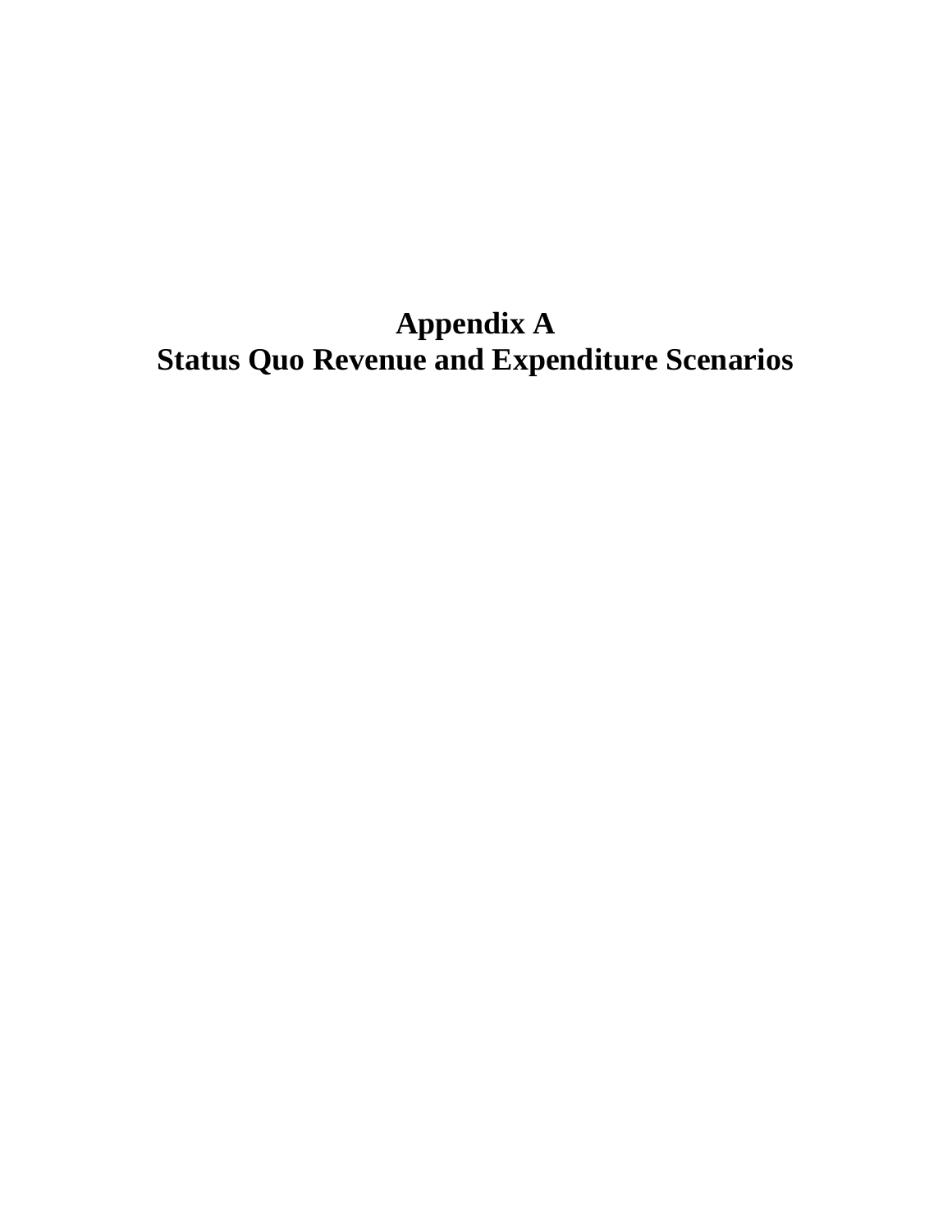# Appendix A
# Status Quo Revenue and Expenditure Scenarios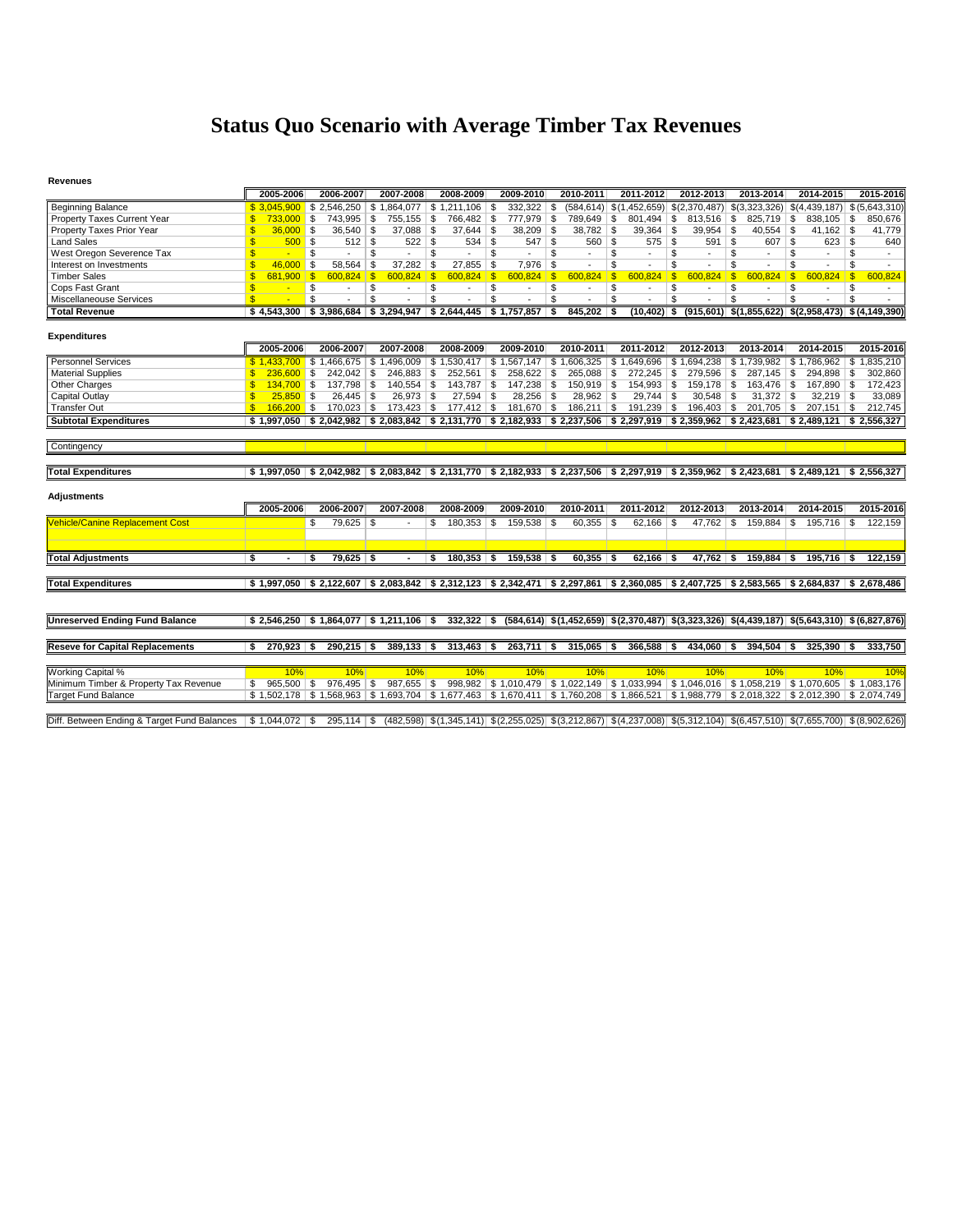# Status Quo Scenario with Average Timber Tax Revenues

**Revenues**

| | 2005-2006 | 2006-2007 | 2007-2008 | 2008-2009 | 2009-2010 | 2010-2011 | 2011-2012 | 2012-2013 | 2013-2014 | 2014-2015 | 2015-2016 |
|---|---|---|---|---|---|---|---|---|---|---|---|
| Beginning Balance | $ 3,045,900 | $ 2,546,250 | $ 1,864,077 | $ 1,211,106 | $ 332,322 | $ (584,614) | $(1,452,659) | $(2,370,487) | $(3,323,326) | $(4,439,187) | $(5,643,310) |
| Property Taxes Current Year | $ 733,000 | $ 743,995 | $ 755,155 | $ 766,482 | $ 777,979 | $ 789,649 | $ 801,494 | $ 813,516 | $ 825,719 | $ 838,105 | $ 850,676 |
| Property Taxes Prior Year | $ 36,000 | $ 36,540 | $ 37,088 | $ 37,644 | $ 38,209 | $ 38,782 | $ 39,364 | $ 39,954 | $ 40,554 | $ 41,162 | $ 41,779 |
| Land Sales | $ 500 | $ 512 | $ 522 | $ 534 | $ 547 | $ 560 | $ 575 | $ 591 | $ 607 | $ 623 | $ 640 |
| West Oregon Severence Tax | $ - | $ - | $ - | $ - | $ - | $ - | $ - | $ - | $ - | $ - | $ - |
| Interest on Investments | $ 46,000 | $ 58,564 | $ 37,282 | $ 27,855 | $ 7,976 | $ - | $ - | $ - | $ - | $ - | $ - |
| Timber Sales | $ 681,900 | $ 600,824 | $ 600,824 | $ 600,824 | $ 600,824 | $ 600,824 | $ 600,824 | $ 600,824 | $ 600,824 | $ 600,824 | $ 600,824 |
| Cops Fast Grant | $ - | $ - | $ - | $ - | $ - | $ - | $ - | $ - | $ - | $ - | $ - |
| Miscellaneous Services | $ - | $ - | $ - | $ - | $ - | $ - | $ - | $ - | $ - | $ - | $ - |
| **Total Revenue** | **$ 4,543,300** | **$ 3,986,684** | **$ 3,294,947** | **$ 2,644,445** | **$ 1,757,857** | **$ 845,202** | **$ (10,402)** | **$ (915,601)** | **$(1,855,622)** | **$(2,958,473)** | **$(4,149,390)** |

**Expenditures**

| | 2005-2006 | 2006-2007 | 2007-2008 | 2008-2009 | 2009-2010 | 2010-2011 | 2011-2012 | 2012-2013 | 2013-2014 | 2014-2015 | 2015-2016 |
|---|---|---|---|---|---|---|---|---|---|---|---|
| Personnel Services | $ 1,433,700 | $ 1,466,675 | $ 1,496,009 | $ 1,530,417 | $ 1,567,147 | $ 1,606,325 | $ 1,649,696 | $ 1,694,238 | $ 1,739,982 | $ 1,786,962 | $ 1,835,210 |
| Material Supplies | $ 236,600 | $ 242,042 | $ 246,883 | $ 252,561 | $ 258,622 | $ 265,088 | $ 272,245 | $ 279,596 | $ 287,145 | $ 294,898 | $ 302,860 |
| Other Charges | $ 134,700 | $ 137,798 | $ 140,554 | $ 143,787 | $ 147,238 | $ 150,919 | $ 154,993 | $ 159,178 | $ 163,476 | $ 167,890 | $ 172,423 |
| Capital Outlay | $ 25,850 | $ 26,445 | $ 26,973 | $ 27,594 | $ 28,256 | $ 28,962 | $ 29,744 | $ 30,548 | $ 31,372 | $ 32,219 | $ 33,089 |
| Transfer Out | $ 166,200 | $ 170,023 | $ 173,423 | $ 177,412 | $ 181,670 | $ 186,211 | $ 191,239 | $ 196,403 | $ 201,705 | $ 207,151 | $ 212,745 |
| **Subtotal Expenditures** | **$ 1,997,050** | **$ 2,042,982** | **$ 2,083,842** | **$ 2,131,770** | **$ 2,182,933** | **$ 2,237,506** | **$ 2,297,919** | **$ 2,359,962** | **$ 2,423,681** | **$ 2,489,121** | **$ 2,556,327** |
| Contingency | | | | | | | | | | | |
| **Total Expenditures** | **$ 1,997,050** | **$ 2,042,982** | **$ 2,083,842** | **$ 2,131,770** | **$ 2,182,933** | **$ 2,237,506** | **$ 2,297,919** | **$ 2,359,962** | **$ 2,423,681** | **$ 2,489,121** | **$ 2,556,327** |

**Adjustments**

| | 2005-2006 | 2006-2007 | 2007-2008 | 2008-2009 | 2009-2010 | 2010-2011 | 2011-2012 | 2012-2013 | 2013-2014 | 2014-2015 | 2015-2016 |
|---|---|---|---|---|---|---|---|---|---|---|---|
| Vehicle/Canine Replacement Cost | | $ 79,625 | $ - | $ 180,353 | $ 159,538 | $ 60,355 | $ 62,166 | $ 47,762 | $ 159,884 | $ 195,716 | $ 122,159 |
| **Total Adjustments** | **$ -** | **$ 79,625** | **$ -** | **$ 180,353** | **$ 159,538** | **$ 60,355** | **$ 62,166** | **$ 47,762** | **$ 159,884** | **$ 195,716** | **$ 122,159** |
| **Total Expenditures** | **$ 1,997,050** | **$ 2,122,607** | **$ 2,083,842** | **$ 2,312,123** | **$ 2,342,471** | **$ 2,297,861** | **$ 2,360,085** | **$ 2,407,725** | **$ 2,583,565** | **$ 2,684,837** | **$ 2,678,486** |
| **Unreserved Ending Fund Balance** | **$ 2,546,250** | **$ 1,864,077** | **$ 1,211,106** | **$ 332,322** | **$ (584,614)** | **$(1,452,659)** | **$(2,370,487)** | **$(3,323,326)** | **$(4,439,187)** | **$(5,643,310)** | **$(6,827,876)** |
| **Reseve for Capital Replacements** | **$ 270,923** | **$ 290,215** | **$ 389,133** | **$ 313,463** | **$ 263,711** | **$ 315,065** | **$ 366,588** | **$ 434,060** | **$ 394,504** | **$ 325,390** | **$ 333,750** |
| Working Capital % | 10% | 10% | 10% | 10% | 10% | 10% | 10% | 10% | 10% | 10% | 10% |
| Minimum Timber & Property Tax Revenue | $ 965,500 | $ 976,495 | $ 987,655 | $ 998,982 | $ 1,010,479 | $ 1,022,149 | $ 1,033,994 | $ 1,046,016 | $ 1,058,219 | $ 1,070,605 | $ 1,083,176 |
| Target Fund Balance | $ 1,502,178 | $ 1,568,963 | $ 1,693,704 | $ 1,677,463 | $ 1,670,411 | $ 1,760,208 | $ 1,866,521 | $ 1,988,779 | $ 2,018,322 | $ 2,012,390 | $ 2,074,749 |
| Diff. Between Ending & Target Fund Balances | $ 1,044,072 | $ 295,114 | $ (482,598) | $(1,345,141) | $(2,255,025) | $(3,212,867) | $(4,237,008) | $(5,312,104) | $(6,457,510) | $(7,655,700) | $(8,902,626) |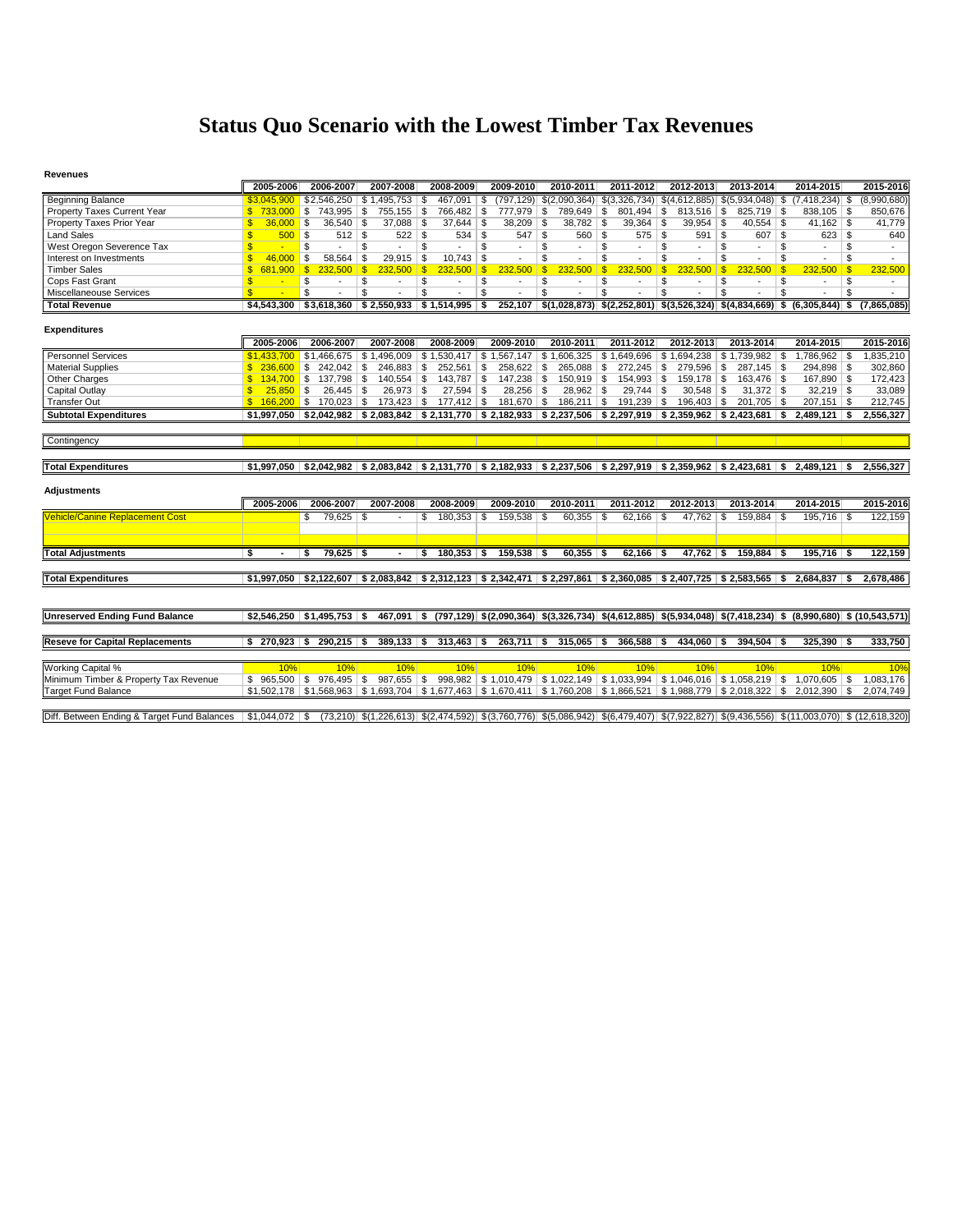# Status Quo Scenario with the Lowest Timber Tax Revenues

**Revenues**

| | 2005-2006 | 2006-2007 | 2007-2008 | 2008-2009 | 2009-2010 | 2010-2011 | 2011-2012 | 2012-2013 | 2013-2014 | 2014-2015 | 2015-2016 |
|---|---|---|---|---|---|---|---|---|---|---|---|
| Beginning Balance | $3,045,900 | $2,546,250 | $ 1,495,753 | $ 467,091 | $ (797,129) | $(2,090,364) | $(3,326,734) | $(4,612,885) | $(5,934,048) | $ (7,418,234) | $ (8,990,680) |
| Property Taxes Current Year | $ 733,000 | $ 743,995 | $ 755,155 | $ 766,482 | $ 777,979 | $ 789,649 | $ 801,494 | $ 813,516 | $ 825,719 | $ 838,105 | $ 850,676 |
| Property Taxes Prior Year | $ 36,000 | $ 36,540 | $ 37,088 | $ 37,644 | $ 38,209 | $ 38,782 | $ 39,364 | $ 39,954 | $ 40,554 | $ 41,162 | $ 41,779 |
| Land Sales | $ 500 | $ 512 | $ 522 | $ 534 | $ 547 | $ 560 | $ 575 | $ 591 | $ 607 | $ 623 | $ 640 |
| West Oregon Severence Tax | $ - | $ - | $ - | $ - | $ - | $ - | $ - | $ - | $ - | $ - | $ - |
| Interest on Investments | $ 46,000 | $ 58,564 | $ 29,915 | $ 10,743 | $ - | $ - | $ - | $ - | $ - | $ - | $ - |
| Timber Sales | $ 681,900 | $ 232,500 | $ 232,500 | $ 232,500 | $ 232,500 | $ 232,500 | $ 232,500 | $ 232,500 | $ 232,500 | $ 232,500 | $ 232,500 |
| Cops Fast Grant | $ - | $ - | $ - | $ - | $ - | $ - | $ - | $ - | $ - | $ - | $ - |
| Miscellaneouse Services | $ - | $ - | $ - | $ - | $ - | $ - | $ - | $ - | $ - | $ - | $ - |
| **Total Revenue** | **$4,543,300** | **$3,618,360** | **$ 2,550,933** | **$ 1,514,995** | **$ 252,107** | **$(1,028,873)** | **$(2,252,801)** | **$(3,526,324)** | **$(4,834,669)** | **$ (6,305,844)** | **$ (7,865,085)** |

**Expenditures**

| | 2005-2006 | 2006-2007 | 2007-2008 | 2008-2009 | 2009-2010 | 2010-2011 | 2011-2012 | 2012-2013 | 2013-2014 | 2014-2015 | 2015-2016 |
|---|---|---|---|---|---|---|---|---|---|---|---|
| Personnel Services | $1,433,700 | $1,466,675 | $ 1,496,009 | $ 1,530,417 | $ 1,567,147 | $ 1,606,325 | $ 1,649,696 | $ 1,694,238 | $ 1,739,982 | $ 1,786,962 | $ 1,835,210 |
| Material Supplies | $ 236,600 | $ 242,042 | $ 246,883 | $ 252,561 | $ 258,622 | $ 265,088 | $ 272,245 | $ 279,596 | $ 287,145 | $ 294,898 | $ 302,860 |
| Other Charges | $ 134,700 | $ 137,798 | $ 140,554 | $ 143,787 | $ 147,238 | $ 150,919 | $ 154,993 | $ 159,178 | $ 163,476 | $ 167,890 | $ 172,423 |
| Capital Outlay | $ 25,850 | $ 26,445 | $ 26,973 | $ 27,594 | $ 28,256 | $ 28,962 | $ 29,744 | $ 30,548 | $ 31,372 | $ 32,219 | $ 33,089 |
| Transfer Out | $ 166,200 | $ 170,023 | $ 173,423 | $ 177,412 | $ 181,670 | $ 186,211 | $ 191,239 | $ 196,403 | $ 201,705 | $ 207,151 | $ 212,745 |
| **Subtotal Expenditures** | **$1,997,050** | **$2,042,982** | **$ 2,083,842** | **$ 2,131,770** | **$ 2,182,933** | **$ 2,237,506** | **$ 2,297,919** | **$ 2,359,962** | **$ 2,423,681** | **$ 2,489,121** | **$ 2,556,327** |
| Contingency | | | | | | | | | | | |
| **Total Expenditures** | **$1,997,050** | **$2,042,982** | **$ 2,083,842** | **$ 2,131,770** | **$ 2,182,933** | **$ 2,237,506** | **$ 2,297,919** | **$ 2,359,962** | **$ 2,423,681** | **$ 2,489,121** | **$ 2,556,327** |

**Adjustments**

| | 2005-2006 | 2006-2007 | 2007-2008 | 2008-2009 | 2009-2010 | 2010-2011 | 2011-2012 | 2012-2013 | 2013-2014 | 2014-2015 | 2015-2016 |
|---|---|---|---|---|---|---|---|---|---|---|---|
| Vehicle/Canine Replacement Cost | | $ 79,625 | $ - | $ 180,353 | $ 159,538 | $ 60,355 | $ 62,166 | $ 47,762 | $ 159,884 | $ 195,716 | $ 122,159 |
| **Total Adjustments** | **$ -** | **$ 79,625** | **$ -** | **$ 180,353** | **$ 159,538** | **$ 60,355** | **$ 62,166** | **$ 47,762** | **$ 159,884** | **$ 195,716** | **$ 122,159** |
| **Total Expenditures** | **$1,997,050** | **$2,122,607** | **$ 2,083,842** | **$ 2,312,123** | **$ 2,342,471** | **$ 2,297,861** | **$ 2,360,085** | **$ 2,407,725** | **$ 2,583,565** | **$ 2,684,837** | **$ 2,678,486** |
| **Unreserved Ending Fund Balance** | **$2,546,250** | **$1,495,753** | **$ 467,091** | **$ (797,129)** | **$(2,090,364)** | **$(3,326,734)** | **$(4,612,885)** | **$(5,934,048)** | **$(7,418,234)** | **$ (8,990,680)** | **$ (10,543,571)** |
| **Reseve for Capital Replacements** | **$ 270,923** | **$ 290,215** | **$ 389,133** | **$ 313,463** | **$ 263,711** | **$ 315,065** | **$ 366,588** | **$ 434,060** | **$ 394,504** | **$ 325,390** | **$ 333,750** |
| Working Capital % | 10% | 10% | 10% | 10% | 10% | 10% | 10% | 10% | 10% | 10% | 10% |
| Minimum Timber & Property Tax Revenue | $ 965,500 | $ 976,495 | $ 987,655 | $ 998,982 | $ 1,010,479 | $ 1,022,149 | $ 1,033,994 | $ 1,046,016 | $ 1,058,219 | $ 1,070,605 | $ 1,083,176 |
| Target Fund Balance | $1,502,178 | $1,568,963 | $ 1,693,704 | $ 1,677,463 | $ 1,670,411 | $ 1,760,208 | $ 1,866,521 | $ 1,988,779 | $ 2,018,322 | $ 2,012,390 | $ 2,074,749 |
| Diff. Between Ending & Target Fund Balances | $1,044,072 | $ (73,210) | $(1,226,613) | $(2,474,592) | $(3,760,776) | $(5,086,942) | $(6,479,407) | $(7,922,827) | $(9,436,556) | $(11,003,070) | $ (12,618,320) |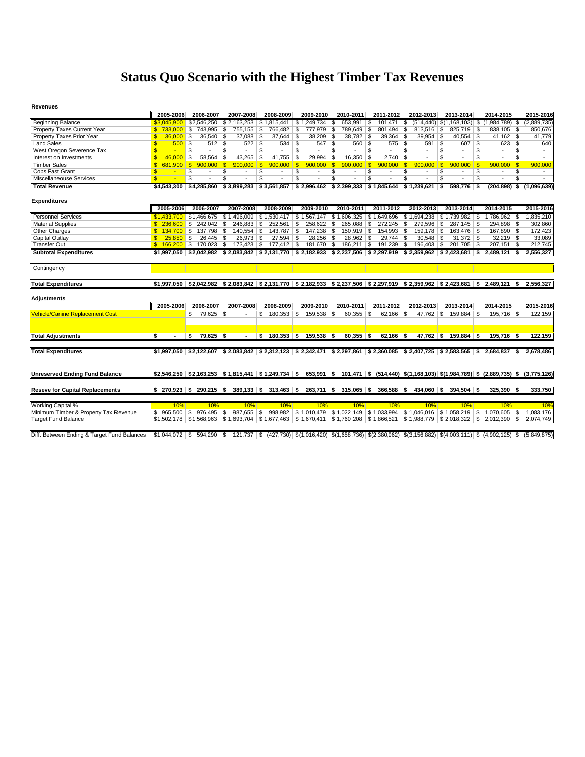# Status Quo Scenario with the Highest Timber Tax Revenues

**Revenues**

| | 2005-2006 | 2006-2007 | 2007-2008 | 2008-2009 | 2009-2010 | 2010-2011 | 2011-2012 | 2012-2013 | 2013-2014 | 2014-2015 | 2015-2016 |
|---|---|---|---|---|---|---|---|---|---|---|---|
| Beginning Balance | $3,045,900 | $2,546,250 | $ 2,163,253 | $ 1,815,441 | $ 1,249,734 | $ 653,991 | $ 101,471 | $ (514,440) | $(1,168,103) | $ (1,984,789) | $ (2,889,735) |
| Property Taxes Current Year | $ 733,000 | $ 743,995 | $ 755,155 | $ 766,482 | $ 777,979 | $ 789,649 | $ 801,494 | $ 813,516 | $ 825,719 | $ 838,105 | $ 850,676 |
| Property Taxes Prior Year | $ 36,000 | $ 36,540 | $ 37,088 | $ 37,644 | $ 38,209 | $ 38,782 | $ 39,364 | $ 39,954 | $ 40,554 | $ 41,162 | $ 41,779 |
| Land Sales | $ 500 | $ 512 | $ 522 | $ 534 | $ 547 | $ 560 | $ 575 | $ 591 | $ 607 | $ 623 | $ 640 |
| West Oregon Severence Tax | $ - | $ - | $ - | $ - | $ - | $ - | $ - | $ - | $ - | $ - | $ - |
| Interest on Investments | $ 46,000 | $ 58,564 | $ 43,265 | $ 41,755 | $ 29,994 | $ 16,350 | $ 2,740 | $ - | $ - | $ - | $ - |
| Timber Sales | $ 681,900 | $ 900,000 | $ 900,000 | $ 900,000 | $ 900,000 | $ 900,000 | $ 900,000 | $ 900,000 | $ 900,000 | $ 900,000 | $ 900,000 |
| Cops Fast Grant | $ - | $ - | $ - | $ - | $ - | $ - | $ - | $ - | $ - | $ - | $ - |
| Miscellaneouse Services | $ - | $ - | $ - | $ - | $ - | $ - | $ - | $ - | $ - | $ - | $ - |
| **Total Revenue** | **$4,543,300** | **$4,285,860** | **$ 3,899,283** | **$ 3,561,857** | **$ 2,996,462** | **$ 2,399,333** | **$ 1,845,644** | **$ 1,239,621** | **$ 598,776** | **$ (204,898)** | **$ (1,096,639)** |

**Expenditures**

| | 2005-2006 | 2006-2007 | 2007-2008 | 2008-2009 | 2009-2010 | 2010-2011 | 2011-2012 | 2012-2013 | 2013-2014 | 2014-2015 | 2015-2016 |
|---|---|---|---|---|---|---|---|---|---|---|---|
| Personnel Services | $1,433,700 | $1,466,675 | $ 1,496,009 | $ 1,530,417 | $ 1,567,147 | $ 1,606,325 | $ 1,649,696 | $ 1,694,238 | $ 1,739,982 | $ 1,786,962 | $ 1,835,210 |
| Material Supplies | $ 236,600 | $ 242,042 | $ 246,883 | $ 252,561 | $ 258,622 | $ 265,088 | $ 272,245 | $ 279,596 | $ 287,145 | $ 294,898 | $ 302,860 |
| Other Charges | $ 134,700 | $ 137,798 | $ 140,554 | $ 143,787 | $ 147,238 | $ 150,919 | $ 154,993 | $ 159,178 | $ 163,476 | $ 167,890 | $ 172,423 |
| Capital Outlay | $ 25,850 | $ 26,445 | $ 26,973 | $ 27,594 | $ 28,256 | $ 28,962 | $ 29,744 | $ 30,548 | $ 31,372 | $ 32,219 | $ 33,089 |
| Transfer Out | $ 166,200 | $ 170,023 | $ 173,423 | $ 177,412 | $ 181,670 | $ 186,211 | $ 191,239 | $ 196,403 | $ 201,705 | $ 207,151 | $ 212,745 |
| **Subtotal Expenditures** | **$1,997,050** | **$2,042,982** | **$ 2,083,842** | **$ 2,131,770** | **$ 2,182,933** | **$ 2,237,506** | **$ 2,297,919** | **$ 2,359,962** | **$ 2,423,681** | **$ 2,489,121** | **$ 2,556,327** |
| Contingency | | | | | | | | | | | |
| **Total Expenditures** | **$1,997,050** | **$2,042,982** | **$ 2,083,842** | **$ 2,131,770** | **$ 2,182,933** | **$ 2,237,506** | **$ 2,297,919** | **$ 2,359,962** | **$ 2,423,681** | **$ 2,489,121** | **$ 2,556,327** |

**Adjustments**

| | 2005-2006 | 2006-2007 | 2007-2008 | 2008-2009 | 2009-2010 | 2010-2011 | 2011-2012 | 2012-2013 | 2013-2014 | 2014-2015 | 2015-2016 |
|---|---|---|---|---|---|---|---|---|---|---|---|
| Vehicle/Canine Replacement Cost | | $ 79,625 | $ - | $ 180,353 | $ 159,538 | $ 60,355 | $ 62,166 | $ 47,762 | $ 159,884 | $ 195,716 | $ 122,159 |
| **Total Adjustments** | **$ -** | **$ 79,625** | **$ -** | **$ 180,353** | **$ 159,538** | **$ 60,355** | **$ 62,166** | **$ 47,762** | **$ 159,884** | **$ 195,716** | **$ 122,159** |
| **Total Expenditures** | **$1,997,050** | **$2,122,607** | **$ 2,083,842** | **$ 2,312,123** | **$ 2,342,471** | **$ 2,297,861** | **$ 2,360,085** | **$ 2,407,725** | **$ 2,583,565** | **$ 2,684,837** | **$ 2,678,486** |

| | 2005-2006 | 2006-2007 | 2007-2008 | 2008-2009 | 2009-2010 | 2010-2011 | 2011-2012 | 2012-2013 | 2013-2014 | 2014-2015 | 2015-2016 |
|---|---|---|---|---|---|---|---|---|---|---|---|
| **Unreserved Ending Fund Balance** | **$2,546,250** | **$2,163,253** | **$ 1,815,441** | **$ 1,249,734** | **$ 653,991** | **$ 101,471** | **$ (514,440)** | **$(1,168,103)** | **$(1,984,789)** | **$ (2,889,735)** | **$ (3,775,126)** |
| **Reseve for Capital Replacements** | **$ 270,923** | **$ 290,215** | **$ 389,133** | **$ 313,463** | **$ 263,711** | **$ 315,065** | **$ 366,588** | **$ 434,060** | **$ 394,504** | **$ 325,390** | **$ 333,750** |
| Working Capital % | 10% | 10% | 10% | 10% | 10% | 10% | 10% | 10% | 10% | 10% | 10% |
| Minimum Timber & Property Tax Revenue | $ 965,500 | $ 976,495 | $ 987,655 | $ 998,982 | $ 1,010,479 | $ 1,022,149 | $ 1,033,994 | $ 1,046,016 | $ 1,058,219 | $ 1,070,605 | $ 1,083,176 |
| Target Fund Balance | $1,502,178 | $1,568,963 | $ 1,693,704 | $ 1,677,463 | $ 1,670,411 | $ 1,760,208 | $ 1,866,521 | $ 1,988,779 | $ 2,018,322 | $ 2,012,390 | $ 2,074,749 |
| Diff. Between Ending & Target Fund Balances | $1,044,072 | $ 594,290 | $ 121,737 | $ (427,730) | $(1,016,420) | $(1,658,736) | $(2,380,962) | $(3,156,882) | $(4,003,111) | $ (4,902,125) | $ (5,849,875) |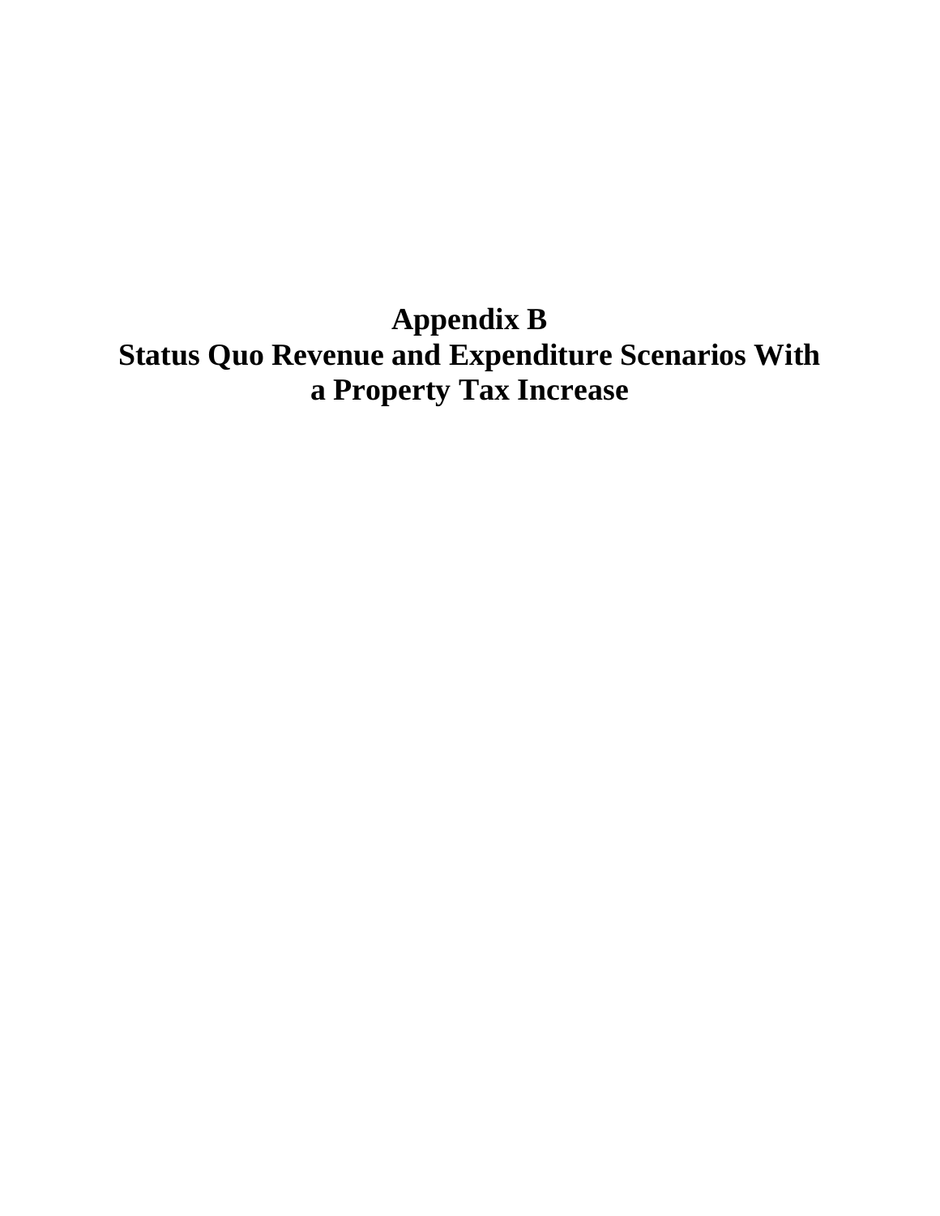# Appendix B
# Status Quo Revenue and Expenditure Scenarios With a Property Tax Increase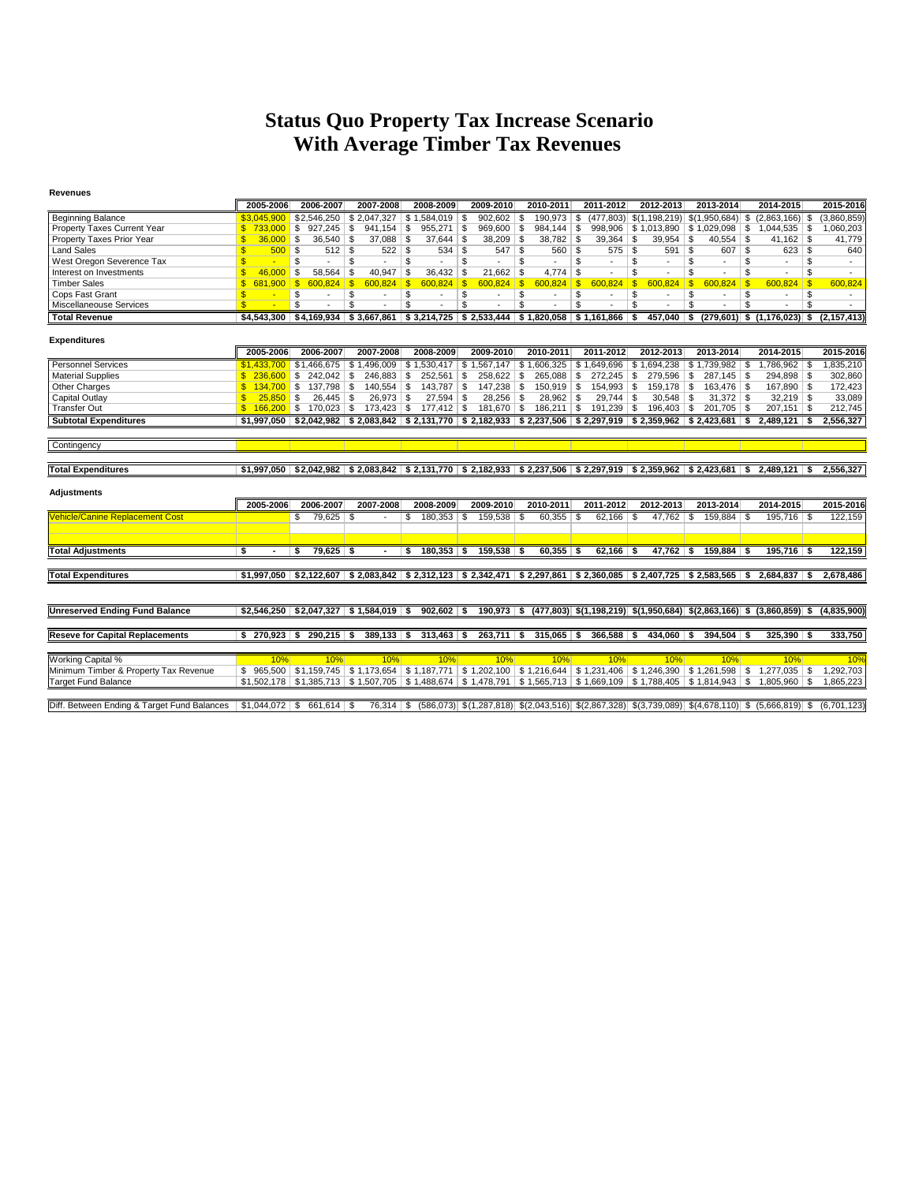# Status Quo Property Tax Increase Scenario
# With Average Timber Tax Revenues

**Revenues**

| | 2005-2006 | 2006-2007 | 2007-2008 | 2008-2009 | 2009-2010 | 2010-2011 | 2011-2012 | 2012-2013 | 2013-2014 | 2014-2015 | 2015-2016 |
|---|---|---|---|---|---|---|---|---|---|---|---|
| Beginning Balance | $3,045,900 | $2,546,250 | $ 2,047,327 | $ 1,584,019 | $ 902,602 | $ 190,973 | $ (477,803) | $(1,198,219) | $(1,950,684) | $ (2,863,166) | $ (3,860,859) |
| Property Taxes Current Year | $ 733,000 | $ 927,245 | $ 941,154 | $ 955,271 | $ 969,600 | $ 984,144 | $ 998,906 | $ 1,013,890 | $ 1,029,098 | $ 1,044,535 | $ 1,060,203 |
| Property Taxes Prior Year | $ 36,000 | $ 36,540 | $ 37,088 | $ 37,644 | $ 38,209 | $ 38,782 | $ 39,364 | $ 39,954 | $ 40,554 | $ 41,162 | $ 41,779 |
| Land Sales | $ 500 | $ 512 | $ 522 | $ 534 | $ 547 | $ 560 | $ 575 | $ 591 | $ 607 | $ 623 | $ 640 |
| West Oregon Severence Tax | $ - | $ - | $ - | $ - | $ - | $ - | $ - | $ - | $ - | $ - | $ - |
| Interest on Investments | $ 46,000 | $ 58,564 | $ 40,947 | $ 36,432 | $ 21,662 | $ 4,774 | $ - | $ - | $ - | $ - | $ - |
| Timber Sales | $ 681,900 | $ 600,824 | $ 600,824 | $ 600,824 | $ 600,824 | $ 600,824 | $ 600,824 | $ 600,824 | $ 600,824 | $ 600,824 | $ 600,824 |
| Cops Fast Grant | $ - | $ - | $ - | $ - | $ - | $ - | $ - | $ - | $ - | $ - | $ - |
| Miscellaneouse Services | $ - | $ - | $ - | $ - | $ - | $ - | $ - | $ - | $ - | $ - | $ - |
| **Total Revenue** | **$4,543,300** | **$4,169,934** | **$ 3,667,861** | **$ 3,214,725** | **$ 2,533,444** | **$ 1,820,058** | **$ 1,161,866** | **$ 457,040** | **$ (279,601)** | **$ (1,176,023)** | **$ (2,157,413)** |

**Expenditures**

| | 2005-2006 | 2006-2007 | 2007-2008 | 2008-2009 | 2009-2010 | 2010-2011 | 2011-2012 | 2012-2013 | 2013-2014 | 2014-2015 | 2015-2016 |
|---|---|---|---|---|---|---|---|---|---|---|---|
| Personnel Services | $1,433,700 | $1,466,675 | $ 1,496,009 | $ 1,530,417 | $ 1,567,147 | $ 1,606,325 | $ 1,649,696 | $ 1,694,238 | $ 1,739,982 | $ 1,786,962 | $ 1,835,210 |
| Material Supplies | $ 236,600 | $ 242,042 | $ 246,883 | $ 252,561 | $ 258,622 | $ 265,088 | $ 272,245 | $ 279,596 | $ 287,145 | $ 294,898 | $ 302,860 |
| Other Charges | $ 134,700 | $ 137,798 | $ 140,554 | $ 143,787 | $ 147,238 | $ 150,919 | $ 154,993 | $ 159,178 | $ 163,476 | $ 167,890 | $ 172,423 |
| Capital Outlay | $ 25,850 | $ 26,445 | $ 26,973 | $ 27,594 | $ 28,256 | $ 28,962 | $ 29,744 | $ 30,548 | $ 31,372 | $ 32,219 | $ 33,089 |
| Transfer Out | $ 166,200 | $ 170,023 | $ 173,423 | $ 177,412 | $ 181,670 | $ 186,211 | $ 191,239 | $ 196,403 | $ 201,705 | $ 207,151 | $ 212,745 |
| **Subtotal Expenditures** | **$1,997,050** | **$2,042,982** | **$ 2,083,842** | **$ 2,131,770** | **$ 2,182,933** | **$ 2,237,506** | **$ 2,297,919** | **$ 2,359,962** | **$ 2,423,681** | **$ 2,489,121** | **$ 2,556,327** |
| Contingency | | | | | | | | | | | |
| **Total Expenditures** | **$1,997,050** | **$2,042,982** | **$ 2,083,842** | **$ 2,131,770** | **$ 2,182,933** | **$ 2,237,506** | **$ 2,297,919** | **$ 2,359,962** | **$ 2,423,681** | **$ 2,489,121** | **$ 2,556,327** |

**Adjustments**

| | 2005-2006 | 2006-2007 | 2007-2008 | 2008-2009 | 2009-2010 | 2010-2011 | 2011-2012 | 2012-2013 | 2013-2014 | 2014-2015 | 2015-2016 |
|---|---|---|---|---|---|---|---|---|---|---|---|
| Vehicle/Canine Replacement Cost | | $ 79,625 | $ - | $ 180,353 | $ 159,538 | $ 60,355 | $ 62,166 | $ 47,762 | $ 159,884 | $ 195,716 | $ 122,159 |
| **Total Adjustments** | **$ -** | **$ 79,625** | **$ -** | **$ 180,353** | **$ 159,538** | **$ 60,355** | **$ 62,166** | **$ 47,762** | **$ 159,884** | **$ 195,716** | **$ 122,159** |
| **Total Expenditures** | **$1,997,050** | **$2,122,607** | **$ 2,083,842** | **$ 2,312,123** | **$ 2,342,471** | **$ 2,297,861** | **$ 2,360,085** | **$ 2,407,725** | **$ 2,583,565** | **$ 2,684,837** | **$ 2,678,486** |

| | 2005-2006 | 2006-2007 | 2007-2008 | 2008-2009 | 2009-2010 | 2010-2011 | 2011-2012 | 2012-2013 | 2013-2014 | 2014-2015 | 2015-2016 |
|---|---|---|---|---|---|---|---|---|---|---|---|
| **Unreserved Ending Fund Balance** | **$2,546,250** | **$2,047,327** | **$ 1,584,019** | **$ 902,602** | **$ 190,973** | **$ (477,803)** | **$(1,198,219)** | **$(1,950,684)** | **$(2,863,166)** | **$ (3,860,859)** | **$ (4,835,900)** |
| **Reseve for Capital Replacements** | **$ 270,923** | **$ 290,215** | **$ 389,133** | **$ 313,463** | **$ 263,711** | **$ 315,065** | **$ 366,588** | **$ 434,060** | **$ 394,504** | **$ 325,390** | **$ 333,750** |
| Working Capital % | 10% | 10% | 10% | 10% | 10% | 10% | 10% | 10% | 10% | 10% | 10% |
| Minimum Timber & Property Tax Revenue | $ 965,500 | $1,159,745 | $ 1,173,654 | $ 1,187,771 | $ 1,202,100 | $ 1,216,644 | $ 1,231,406 | $ 1,246,390 | $ 1,261,598 | $ 1,277,035 | $ 1,292,703 |
| Target Fund Balance | $1,502,178 | $1,385,713 | $ 1,507,705 | $ 1,488,674 | $ 1,478,791 | $ 1,565,713 | $ 1,669,109 | $ 1,788,405 | $ 1,814,943 | $ 1,805,960 | $ 1,865,223 |
| Diff. Between Ending & Target Fund Balances | $1,044,072 | $ 661,614 | $ 76,314 | $ (586,073) | $(1,287,818) | $(2,043,516) | $(2,867,328) | $(3,739,089) | $(4,678,110) | $ (5,666,819) | $ (6,701,123) |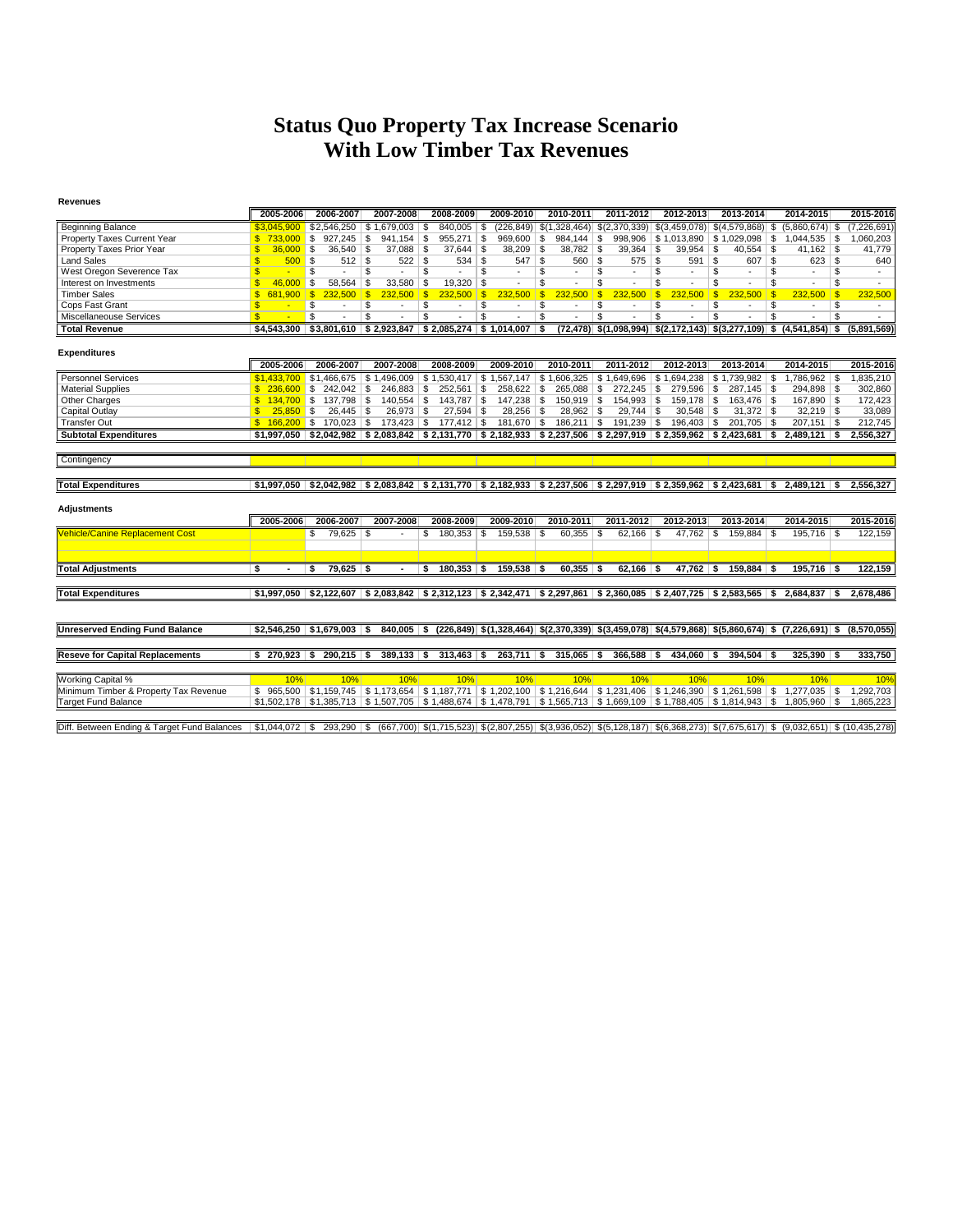# Status Quo Property Tax Increase Scenario
# With Low Timber Tax Revenues

**Revenues**

| | 2005-2006 | 2006-2007 | 2007-2008 | 2008-2009 | 2009-2010 | 2010-2011 | 2011-2012 | 2012-2013 | 2013-2014 | 2014-2015 | 2015-2016 |
|---|---|---|---|---|---|---|---|---|---|---|---|
| Beginning Balance | $3,045,900 | $2,546,250 | $ 1,679,003 | $ 840,005 | $ (226,849) | $(1,328,464) | $(2,370,339) | $(3,459,078) | $(4,579,868) | $ (5,860,674) | $ (7,226,691) |
| Property Taxes Current Year | $ 733,000 | $ 927,245 | $ 941,154 | $ 955,271 | $ 969,600 | $ 984,144 | $ 998,906 | $ 1,013,890 | $ 1,029,098 | $ 1,044,535 | $ 1,060,203 |
| Property Taxes Prior Year | $ 36,000 | $ 36,540 | $ 37,088 | $ 37,644 | $ 38,209 | $ 38,782 | $ 39,364 | $ 39,954 | $ 40,554 | $ 41,162 | $ 41,779 |
| Land Sales | $ 500 | $ 512 | $ 522 | $ 534 | $ 547 | $ 560 | $ 575 | $ 591 | $ 607 | $ 623 | $ 640 |
| West Oregon Severence Tax | $ - | $ - | $ - | $ - | $ - | $ - | $ - | $ - | $ - | $ - | $ - |
| Interest on Investments | $ 46,000 | $ 58,564 | $ 33,580 | $ 19,320 | $ - | $ - | $ - | $ - | $ - | $ - | $ - |
| Timber Sales | $ 681,900 | $ 232,500 | $ 232,500 | $ 232,500 | $ 232,500 | $ 232,500 | $ 232,500 | $ 232,500 | $ 232,500 | $ 232,500 | $ 232,500 |
| Cops Fast Grant | $ - | $ - | $ - | $ - | $ - | $ - | $ - | $ - | $ - | $ - | $ - |
| Miscellaneous Services | $ - | $ - | $ - | $ - | $ - | $ - | $ - | $ - | $ - | $ - | $ - |
| **Total Revenue** | **$4,543,300** | **$3,801,610** | **$ 2,923,847** | **$ 2,085,274** | **$ 1,014,007** | **$ (72,478)** | **$(1,098,994)** | **$(2,172,143)** | **$(3,277,109)** | **$ (4,541,854)** | **$ (5,891,569)** |

**Expenditures**

| | 2005-2006 | 2006-2007 | 2007-2008 | 2008-2009 | 2009-2010 | 2010-2011 | 2011-2012 | 2012-2013 | 2013-2014 | 2014-2015 | 2015-2016 |
|---|---|---|---|---|---|---|---|---|---|---|---|
| Personnel Services | $1,433,700 | $1,466,675 | $ 1,496,009 | $ 1,530,417 | $ 1,567,147 | $ 1,606,325 | $ 1,649,696 | $ 1,694,238 | $ 1,739,982 | $ 1,786,962 | $ 1,835,210 |
| Material Supplies | $ 236,600 | $ 242,042 | $ 246,883 | $ 252,561 | $ 258,622 | $ 265,088 | $ 272,245 | $ 279,596 | $ 287,145 | $ 294,898 | $ 302,860 |
| Other Charges | $ 134,700 | $ 137,798 | $ 140,554 | $ 143,787 | $ 147,238 | $ 150,919 | $ 154,993 | $ 159,178 | $ 163,476 | $ 167,890 | $ 172,423 |
| Capital Outlay | $ 25,850 | $ 26,445 | $ 26,973 | $ 27,594 | $ 28,256 | $ 28,962 | $ 29,744 | $ 30,548 | $ 31,372 | $ 32,219 | $ 33,089 |
| Transfer Out | $ 166,200 | $ 170,023 | $ 173,423 | $ 177,412 | $ 181,670 | $ 186,211 | $ 191,239 | $ 196,403 | $ 201,705 | $ 207,151 | $ 212,745 |
| **Subtotal Expenditures** | **$1,997,050** | **$2,042,982** | **$ 2,083,842** | **$ 2,131,770** | **$ 2,182,933** | **$ 2,237,506** | **$ 2,297,919** | **$ 2,359,962** | **$ 2,423,681** | **$ 2,489,121** | **$ 2,556,327** |
| Contingency | | | | | | | | | | | |
| **Total Expenditures** | **$1,997,050** | **$2,042,982** | **$ 2,083,842** | **$ 2,131,770** | **$ 2,182,933** | **$ 2,237,506** | **$ 2,297,919** | **$ 2,359,962** | **$ 2,423,681** | **$ 2,489,121** | **$ 2,556,327** |

**Adjustments**

| | 2005-2006 | 2006-2007 | 2007-2008 | 2008-2009 | 2009-2010 | 2010-2011 | 2011-2012 | 2012-2013 | 2013-2014 | 2014-2015 | 2015-2016 |
|---|---|---|---|---|---|---|---|---|---|---|---|
| Vehicle/Canine Replacement Cost | | $ 79,625 | $ - | $ 180,353 | $ 159,538 | $ 60,355 | $ 62,166 | $ 47,762 | $ 159,884 | $ 195,716 | $ 122,159 |
| **Total Adjustments** | **$ -** | **$ 79,625** | **$ -** | **$ 180,353** | **$ 159,538** | **$ 60,355** | **$ 62,166** | **$ 47,762** | **$ 159,884** | **$ 195,716** | **$ 122,159** |
| **Total Expenditures** | **$1,997,050** | **$2,122,607** | **$ 2,083,842** | **$ 2,312,123** | **$ 2,342,471** | **$ 2,297,861** | **$ 2,360,085** | **$ 2,407,725** | **$ 2,583,565** | **$ 2,684,837** | **$ 2,678,486** |

| | 2005-2006 | 2006-2007 | 2007-2008 | 2008-2009 | 2009-2010 | 2010-2011 | 2011-2012 | 2012-2013 | 2013-2014 | 2014-2015 | 2015-2016 |
|---|---|---|---|---|---|---|---|---|---|---|---|
| **Unreserved Ending Fund Balance** | **$2,546,250** | **$1,679,003** | **$ 840,005** | **$ (226,849)** | **$(1,328,464)** | **$(2,370,339)** | **$(3,459,078)** | **$(4,579,868)** | **$(5,860,674)** | **$ (7,226,691)** | **$ (8,570,055)** |
| **Reseve for Capital Replacements** | **$ 270,923** | **$ 290,215** | **$ 389,133** | **$ 313,463** | **$ 263,711** | **$ 315,065** | **$ 366,588** | **$ 434,060** | **$ 394,504** | **$ 325,390** | **$ 333,750** |
| Working Capital % | 10% | 10% | 10% | 10% | 10% | 10% | 10% | 10% | 10% | 10% | 10% |
| Minimum Timber & Property Tax Revenue | $ 965,500 | $1,159,745 | $ 1,173,654 | $ 1,187,771 | $ 1,202,100 | $ 1,216,644 | $ 1,231,406 | $ 1,246,390 | $ 1,261,598 | $ 1,277,035 | $ 1,292,703 |
| Target Fund Balance | $1,502,178 | $1,385,713 | $ 1,507,705 | $ 1,488,674 | $ 1,478,791 | $ 1,565,713 | $ 1,669,109 | $ 1,788,405 | $ 1,814,943 | $ 1,805,960 | $ 1,865,223 |
| Diff. Between Ending & Target Fund Balances | $1,044,072 | $ 293,290 | $ (667,700) | $(1,715,523) | $(2,807,255) | $(3,936,052) | $(5,128,187) | $(6,368,273) | $(7,675,617) | $ (9,032,651) | $ (10,435,278) |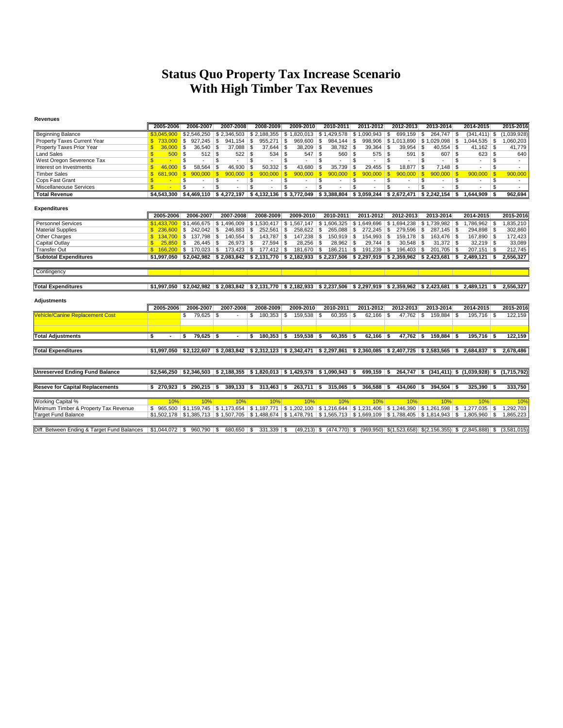# Status Quo Property Tax Increase Scenario
# With High Timber Tax Revenues

**Revenues**

| | 2005-2006 | 2006-2007 | 2007-2008 | 2008-2009 | 2009-2010 | 2010-2011 | 2011-2012 | 2012-2013 | 2013-2014 | 2014-2015 | 2015-2016 |
|---|---|---|---|---|---|---|---|---|---|---|---|
| Beginning Balance | $3,045,900 | $2,546,250 | $ 2,346,503 | $ 2,188,355 | $ 1,820,013 | $ 1,429,578 | $ 1,090,943 | $ 699,159 | $ 264,747 | $ (341,411) | $ (1,039,928) |
| Property Taxes Current Year | $ 733,000 | $ 927,245 | $ 941,154 | $ 955,271 | $ 969,600 | $ 984,144 | $ 998,906 | $ 1,013,890 | $ 1,029,098 | $ 1,044,535 | $ 1,060,203 |
| Property Taxes Prior Year | $ 36,000 | $ 36,540 | $ 37,088 | $ 37,644 | $ 38,209 | $ 38,782 | $ 39,364 | $ 39,954 | $ 40,554 | $ 41,162 | $ 41,779 |
| Land Sales | $ 500 | $ 512 | $ 522 | $ 534 | $ 547 | $ 560 | $ 575 | $ 591 | $ 607 | $ 623 | $ 640 |
| West Oregon Severence Tax | $ - | $ - | $ - | $ - | $ - | $ - | $ - | $ - | $ - | $ - | $ - |
| Interest on Investments | $ 46,000 | $ 58,564 | $ 46,930 | $ 50,332 | $ 43,680 | $ 35,739 | $ 29,455 | $ 18,877 | $ 7,148 | $ - | $ - |
| Timber Sales | $ 681,900 | $ 900,000 | $ 900,000 | $ 900,000 | $ 900,000 | $ 900,000 | $ 900,000 | $ 900,000 | $ 900,000 | $ 900,000 | $ 900,000 |
| Cops Fast Grant | $ - | $ - | $ - | $ - | $ - | $ - | $ - | $ - | $ - | $ - | $ - |
| Miscellaneous Services | $ - | $ - | $ - | $ - | $ - | $ - | $ - | $ - | $ - | $ - | $ - |
| **Total Revenue** | **$4,543,300** | **$4,469,110** | **$ 4,272,197** | **$ 4,132,136** | **$ 3,772,049** | **$ 3,388,804** | **$ 3,059,244** | **$ 2,672,471** | **$ 2,242,154** | **$ 1,644,909** | **$ 962,694** |

**Expenditures**

| | 2005-2006 | 2006-2007 | 2007-2008 | 2008-2009 | 2009-2010 | 2010-2011 | 2011-2012 | 2012-2013 | 2013-2014 | 2014-2015 | 2015-2016 |
|---|---|---|---|---|---|---|---|---|---|---|---|
| Personnel Services | $1,433,700 | $1,466,675 | $ 1,496,009 | $ 1,530,417 | $ 1,567,147 | $ 1,606,325 | $ 1,649,696 | $ 1,694,238 | $ 1,739,982 | $ 1,786,962 | $ 1,835,210 |
| Material Supplies | $ 236,600 | $ 242,042 | $ 246,883 | $ 252,561 | $ 258,622 | $ 265,088 | $ 272,245 | $ 279,596 | $ 287,145 | $ 294,898 | $ 302,860 |
| Other Charges | $ 134,700 | $ 137,798 | $ 140,554 | $ 143,787 | $ 147,238 | $ 150,919 | $ 154,993 | $ 159,178 | $ 163,476 | $ 167,890 | $ 172,423 |
| Capital Outlay | $ 25,850 | $ 26,445 | $ 26,973 | $ 27,594 | $ 28,256 | $ 28,962 | $ 29,744 | $ 30,548 | $ 31,372 | $ 32,219 | $ 33,089 |
| Transfer Out | $ 166,200 | $ 170,023 | $ 173,423 | $ 177,412 | $ 181,670 | $ 186,211 | $ 191,239 | $ 196,403 | $ 201,705 | $ 207,151 | $ 212,745 |
| **Subtotal Expenditures** | **$1,997,050** | **$2,042,982** | **$ 2,083,842** | **$ 2,131,770** | **$ 2,182,933** | **$ 2,237,506** | **$ 2,297,919** | **$ 2,359,962** | **$ 2,423,681** | **$ 2,489,121** | **$ 2,556,327** |
| Contingency | | | | | | | | | | | |
| **Total Expenditures** | **$1,997,050** | **$2,042,982** | **$ 2,083,842** | **$ 2,131,770** | **$ 2,182,933** | **$ 2,237,506** | **$ 2,297,919** | **$ 2,359,962** | **$ 2,423,681** | **$ 2,489,121** | **$ 2,556,327** |

**Adjustments**

| | 2005-2006 | 2006-2007 | 2007-2008 | 2008-2009 | 2009-2010 | 2010-2011 | 2011-2012 | 2012-2013 | 2013-2014 | 2014-2015 | 2015-2016 |
|---|---|---|---|---|---|---|---|---|---|---|---|
| Vehicle/Canine Replacement Cost | | $ 79,625 | $ - | $ 180,353 | $ 159,538 | $ 60,355 | $ 62,166 | $ 47,762 | $ 159,884 | $ 195,716 | $ 122,159 |
| **Total Adjustments** | **$ -** | **$ 79,625** | **$ -** | **$ 180,353** | **$ 159,538** | **$ 60,355** | **$ 62,166** | **$ 47,762** | **$ 159,884** | **$ 195,716** | **$ 122,159** |
| **Total Expenditures** | **$1,997,050** | **$2,122,607** | **$ 2,083,842** | **$ 2,312,123** | **$ 2,342,471** | **$ 2,297,861** | **$ 2,360,085** | **$ 2,407,725** | **$ 2,583,565** | **$ 2,684,837** | **$ 2,678,486** |
| **Unreserved Ending Fund Balance** | **$2,546,250** | **$2,346,503** | **$ 2,188,355** | **$ 1,820,013** | **$ 1,429,578** | **$ 1,090,943** | **$ 699,159** | **$ 264,747** | **$ (341,411)** | **$ (1,039,928)** | **$ (1,715,792)** |
| **Reseve for Capital Replacements** | **$ 270,923** | **$ 290,215** | **$ 389,133** | **$ 313,463** | **$ 263,711** | **$ 315,065** | **$ 366,588** | **$ 434,060** | **$ 394,504** | **$ 325,390** | **$ 333,750** |
| Working Capital % | 10% | 10% | 10% | 10% | 10% | 10% | 10% | 10% | 10% | 10% | 10% |
| Minimum Timber & Property Tax Revenue | $ 965,500 | $1,159,745 | $ 1,173,654 | $ 1,187,771 | $ 1,202,100 | $ 1,216,644 | $ 1,231,406 | $ 1,246,390 | $ 1,261,598 | $ 1,277,035 | $ 1,292,703 |
| Target Fund Balance | $1,502,178 | $1,385,713 | $ 1,507,705 | $ 1,488,674 | $ 1,478,791 | $ 1,565,713 | $ 1,669,109 | $ 1,788,405 | $ 1,814,943 | $ 1,805,960 | $ 1,865,223 |
| Diff. Between Ending & Target Fund Balances | $1,044,072 | $ 960,790 | $ 680,650 | $ 331,339 | $ (49,213) | $ (474,770) | $ (969,950) | $(1,523,658) | $(2,156,355) | $ (2,845,888) | $ (3,581,015) |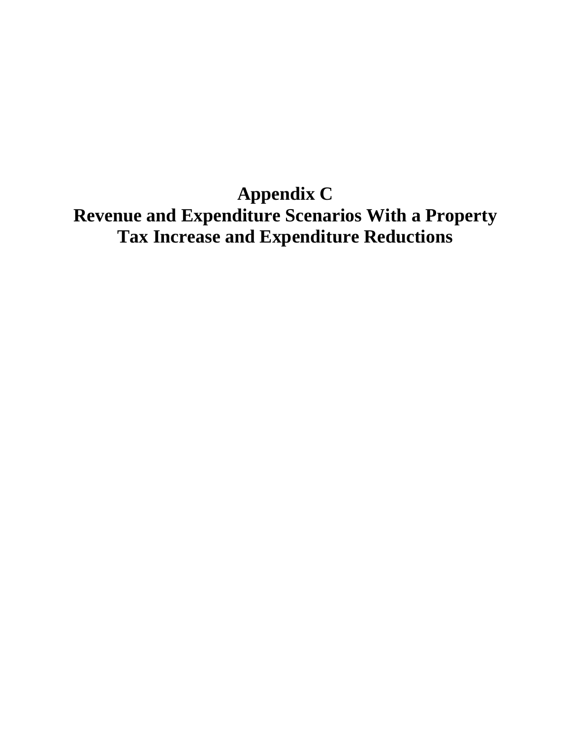# Appendix C
# Revenue and Expenditure Scenarios With a Property Tax Increase and Expenditure Reductions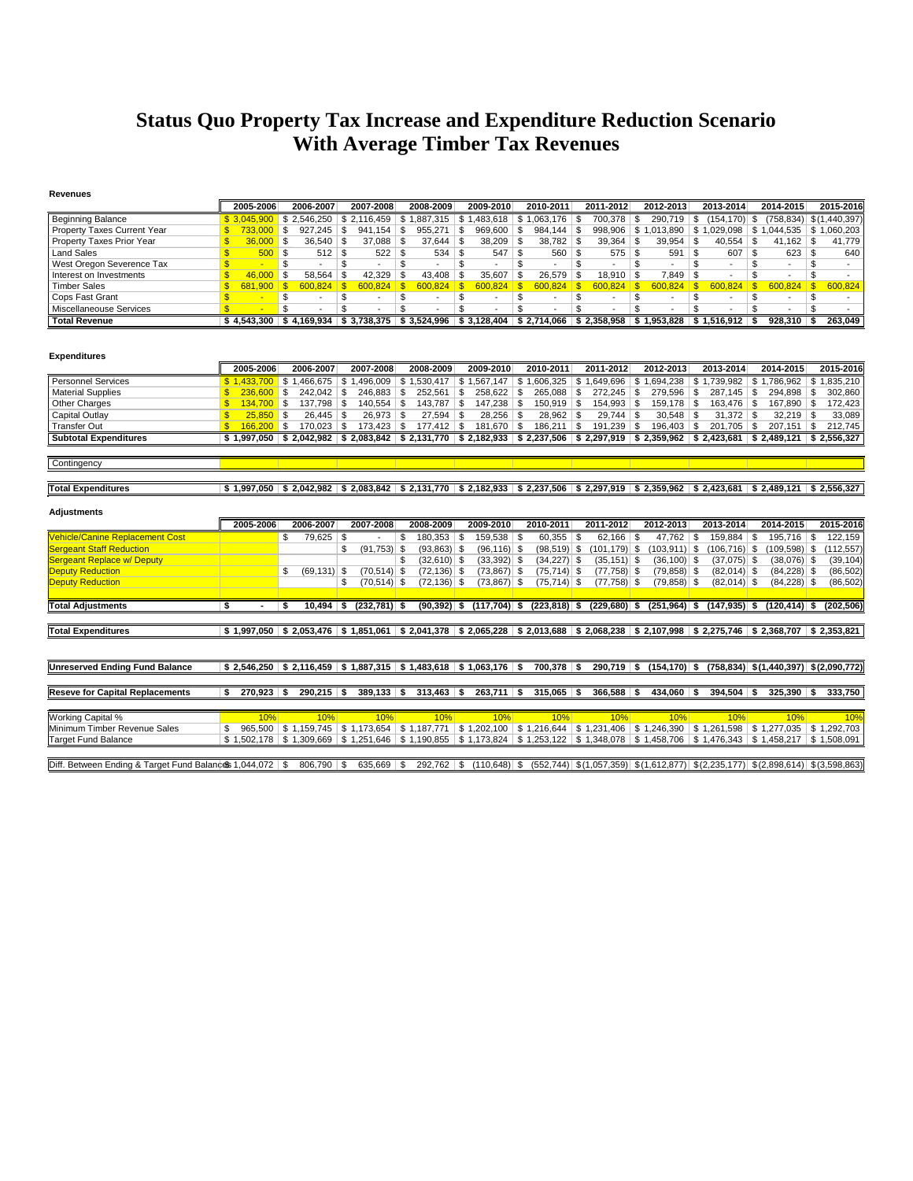# Status Quo Property Tax Increase and Expenditure Reduction Scenario
# With Average Timber Tax Revenues

**Revenues**

| | 2005-2006 | 2006-2007 | 2007-2008 | 2008-2009 | 2009-2010 | 2010-2011 | 2011-2012 | 2012-2013 | 2013-2014 | 2014-2015 | 2015-2016 |
|---|---|---|---|---|---|---|---|---|---|---|---|
| Beginning Balance | $ 3,045,900 | $ 2,546,250 | $ 2,116,459 | $ 1,887,315 | $ 1,483,618 | $ 1,063,176 | $ 700,378 | $ 290,719 | $ (154,170) | $ (758,834) | $ (1,440,397) |
| Property Taxes Current Year | $ 733,000 | $ 927,245 | $ 941,154 | $ 955,271 | $ 969,600 | $ 984,144 | $ 998,906 | $ 1,013,890 | $ 1,029,098 | $ 1,044,535 | $ 1,060,203 |
| Property Taxes Prior Year | $ 36,000 | $ 36,540 | $ 37,088 | $ 37,644 | $ 38,209 | $ 38,782 | $ 39,364 | $ 39,954 | $ 40,554 | $ 41,162 | $ 41,779 |
| Land Sales | $ 500 | $ 512 | $ 522 | $ 534 | $ 547 | $ 560 | $ 575 | $ 591 | $ 607 | $ 623 | $ 640 |
| West Oregon Severence Tax | $ - | $ - | $ - | $ - | $ - | $ - | $ - | $ - | $ - | $ - | $ - |
| Interest on Investments | $ 46,000 | $ 58,564 | $ 42,329 | $ 43,408 | $ 35,607 | $ 26,579 | $ 18,910 | $ 7,849 | $ - | $ - | $ - |
| Timber Sales | $ 681,900 | $ 600,824 | $ 600,824 | $ 600,824 | $ 600,824 | $ 600,824 | $ 600,824 | $ 600,824 | $ 600,824 | $ 600,824 | $ 600,824 |
| Cops Fast Grant | $ - | $ - | $ - | $ - | $ - | $ - | $ - | $ - | $ - | $ - | $ - |
| Miscellaneous Services | $ - | $ - | $ - | $ - | $ - | $ - | $ - | $ - | $ - | $ - | $ - |
| **Total Revenue** | **$ 4,543,300** | **$ 4,169,934** | **$ 3,738,375** | **$ 3,524,996** | **$ 3,128,404** | **$ 2,714,066** | **$ 2,358,958** | **$ 1,953,828** | **$ 1,516,912** | **$ 928,310** | **$ 263,049** |

**Expenditures**

| | 2005-2006 | 2006-2007 | 2007-2008 | 2008-2009 | 2009-2010 | 2010-2011 | 2011-2012 | 2012-2013 | 2013-2014 | 2014-2015 | 2015-2016 |
|---|---|---|---|---|---|---|---|---|---|---|---|
| Personnel Services | $ 1,433,700 | $ 1,466,675 | $ 1,496,009 | $ 1,530,417 | $ 1,567,147 | $ 1,606,325 | $ 1,649,696 | $ 1,694,238 | $ 1,739,982 | $ 1,786,962 | $ 1,835,210 |
| Material Supplies | $ 236,600 | $ 242,042 | $ 246,883 | $ 252,561 | $ 258,622 | $ 265,088 | $ 272,245 | $ 279,596 | $ 287,145 | $ 294,898 | $ 302,860 |
| Other Charges | $ 134,700 | $ 137,798 | $ 140,554 | $ 143,787 | $ 147,238 | $ 150,919 | $ 154,993 | $ 159,178 | $ 163,476 | $ 167,890 | $ 172,423 |
| Capital Outlay | $ 25,850 | $ 26,445 | $ 26,973 | $ 27,594 | $ 28,256 | $ 28,962 | $ 29,744 | $ 30,548 | $ 31,372 | $ 32,219 | $ 33,089 |
| Transfer Out | $ 166,200 | $ 170,023 | $ 173,423 | $ 177,412 | $ 181,670 | $ 186,211 | $ 191,239 | $ 196,403 | $ 201,705 | $ 207,151 | $ 212,745 |
| **Subtotal Expenditures** | **$ 1,997,050** | **$ 2,042,982** | **$ 2,083,842** | **$ 2,131,770** | **$ 2,182,933** | **$ 2,237,506** | **$ 2,297,919** | **$ 2,359,962** | **$ 2,423,681** | **$ 2,489,121** | **$ 2,556,327** |
| Contingency | | | | | | | | | | | |
| **Total Expenditures** | **$ 1,997,050** | **$ 2,042,982** | **$ 2,083,842** | **$ 2,131,770** | **$ 2,182,933** | **$ 2,237,506** | **$ 2,297,919** | **$ 2,359,962** | **$ 2,423,681** | **$ 2,489,121** | **$ 2,556,327** |

**Adjustments**

| | 2005-2006 | 2006-2007 | 2007-2008 | 2008-2009 | 2009-2010 | 2010-2011 | 2011-2012 | 2012-2013 | 2013-2014 | 2014-2015 | 2015-2016 |
|---|---|---|---|---|---|---|---|---|---|---|---|
| Vehicle/Canine Replacement Cost | | $ 79,625 | $ - | $ 180,353 | $ 159,538 | $ 60,355 | $ 62,166 | $ 47,762 | $ 159,884 | $ 195,716 | $ 122,159 |
| Sergeant Staff Reduction | | | $ (91,753) | $ (93,863) | $ (96,116) | $ (98,519) | $ (101,179) | $ (103,911) | $ (106,716) | $ (109,598) | $ (112,557) |
| Sergeant Replace w/ Deputy | | | | $ (32,610) | $ (33,392) | $ (34,227) | $ (35,151) | $ (36,100) | $ (37,075) | $ (38,076) | $ (39,104) |
| Deputy Reduction | | $ (69,131) | $ (70,514) | $ (72,136) | $ (73,867) | $ (75,714) | $ (77,758) | $ (79,858) | $ (82,014) | $ (84,228) | $ (86,502) |
| Deputy Reduction | | | $ (70,514) | $ (72,136) | $ (73,867) | $ (75,714) | $ (77,758) | $ (79,858) | $ (82,014) | $ (84,228) | $ (86,502) |
| **Total Adjustments** | **$ -** | **$ 10,494** | **$ (232,781)** | **$ (90,392)** | **$ (117,704)** | **$ (223,818)** | **$ (229,680)** | **$ (251,964)** | **$ (147,935)** | **$ (120,414)** | **$ (202,506)** |
| **Total Expenditures** | **$ 1,997,050** | **$ 2,053,476** | **$ 1,851,061** | **$ 2,041,378** | **$ 2,065,228** | **$ 2,013,688** | **$ 2,068,238** | **$ 2,107,998** | **$ 2,275,746** | **$ 2,368,707** | **$ 2,353,821** |

| | 2005-2006 | 2006-2007 | 2007-2008 | 2008-2009 | 2009-2010 | 2010-2011 | 2011-2012 | 2012-2013 | 2013-2014 | 2014-2015 | 2015-2016 |
|---|---|---|---|---|---|---|---|---|---|---|---|
| **Unreserved Ending Fund Balance** | **$ 2,546,250** | **$ 2,116,459** | **$ 1,887,315** | **$ 1,483,618** | **$ 1,063,176** | **$ 700,378** | **$ 290,719** | **$ (154,170)** | **$ (758,834)** | **$ (1,440,397)** | **$ (2,090,772)** |
| **Reseve for Capital Replacements** | **$ 270,923** | **$ 290,215** | **$ 389,133** | **$ 313,463** | **$ 263,711** | **$ 315,065** | **$ 366,588** | **$ 434,060** | **$ 394,504** | **$ 325,390** | **$ 333,750** |
| Working Capital % | 10% | 10% | 10% | 10% | 10% | 10% | 10% | 10% | 10% | 10% | 10% |
| Minimum Timber Revenue Sales | $ 965,500 | $ 1,159,745 | $ 1,173,654 | $ 1,187,771 | $ 1,202,100 | $ 1,216,644 | $ 1,231,406 | $ 1,246,390 | $ 1,261,598 | $ 1,277,035 | $ 1,292,703 |
| Target Fund Balance | $ 1,502,178 | $ 1,309,669 | $ 1,251,646 | $ 1,190,855 | $ 1,173,824 | $ 1,253,122 | $ 1,348,078 | $ 1,458,706 | $ 1,476,343 | $ 1,458,217 | $ 1,508,091 |
| Diff. Between Ending & Target Fund Balance | $ 1,044,072 | $ 806,790 | $ 635,669 | $ 292,762 | $ (110,648) | $ (552,744) | $ (1,057,359) | $ (1,612,877) | $ (2,235,177) | $ (2,898,614) | $ (3,598,863) |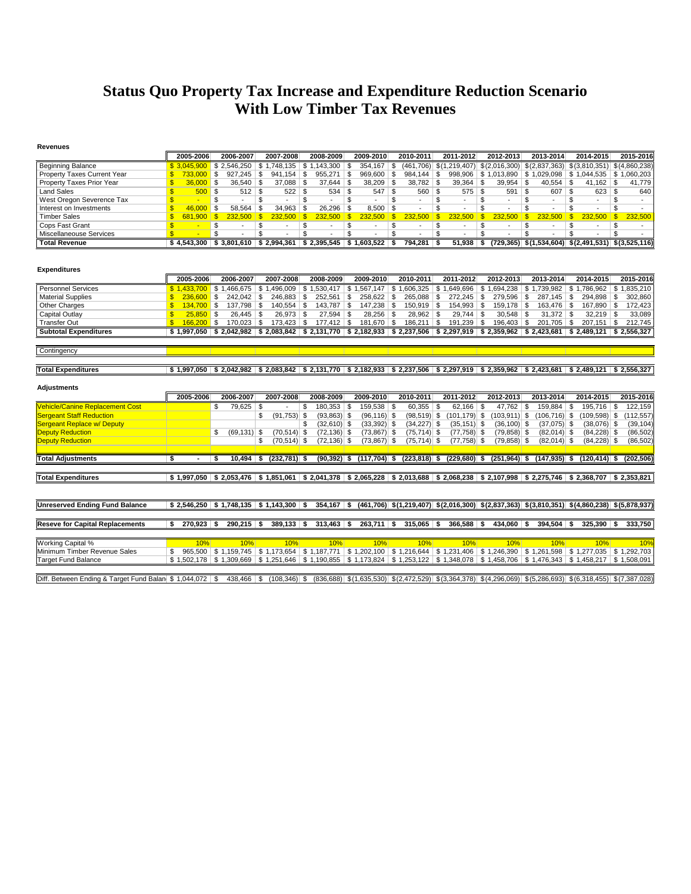# Status Quo Property Tax Increase and Expenditure Reduction Scenario With Low Timber Tax Revenues

**Revenues**

| | 2005-2006 | 2006-2007 | 2007-2008 | 2008-2009 | 2009-2010 | 2010-2011 | 2011-2012 | 2012-2013 | 2013-2014 | 2014-2015 | 2015-2016 |
|---|---|---|---|---|---|---|---|---|---|---|---|
| Beginning Balance | $ 3,045,900 | $ 2,546,250 | $ 1,748,135 | $ 1,143,300 | $ 354,167 | $ (461,706) | $(1,219,407) | $(2,016,300) | $(2,837,363) | $(3,810,351) | $(4,860,238) |
| Property Taxes Current Year | $ 733,000 | $ 927,245 | $ 941,154 | $ 955,271 | $ 969,600 | $ 984,144 | $ 998,906 | $ 1,013,890 | $ 1,029,098 | $ 1,044,535 | $ 1,060,203 |
| Property Taxes Prior Year | $ 36,000 | $ 36,540 | $ 37,088 | $ 37,644 | $ 38,209 | $ 38,782 | $ 39,364 | $ 39,954 | $ 40,554 | $ 41,162 | $ 41,779 |
| Land Sales | $ 500 | $ 512 | $ 522 | $ 534 | $ 547 | $ 560 | $ 575 | $ 591 | $ 607 | $ 623 | $ 640 |
| West Oregon Severence Tax | $ - | $ - | $ - | $ - | $ - | $ - | $ - | $ - | $ - | $ - | $ - |
| Interest on Investments | $ 46,000 | $ 58,564 | $ 34,963 | $ 26,296 | $ 8,500 | $ - | $ - | $ - | $ - | $ - | $ - |
| Timber Sales | $ 681,900 | $ 232,500 | $ 232,500 | $ 232,500 | $ 232,500 | $ 232,500 | $ 232,500 | $ 232,500 | $ 232,500 | $ 232,500 | $ 232,500 |
| Cops Fast Grant | $ - | $ - | $ - | $ - | $ - | $ - | $ - | $ - | $ - | $ - | $ - |
| Miscellaneous Services | $ - | $ - | $ - | $ - | $ - | $ - | $ - | $ - | $ - | $ - | $ - |
| **Total Revenue** | **$ 4,543,300** | **$ 3,801,610** | **$ 2,994,361** | **$ 2,395,545** | **$ 1,603,522** | **$ 794,281** | **$ 51,938** | **$ (729,365)** | **$(1,534,604)** | **$(2,491,531)** | **$(3,525,116)** |

**Expenditures**

| | 2005-2006 | 2006-2007 | 2007-2008 | 2008-2009 | 2009-2010 | 2010-2011 | 2011-2012 | 2012-2013 | 2013-2014 | 2014-2015 | 2015-2016 |
|---|---|---|---|---|---|---|---|---|---|---|---|
| Personnel Services | $ 1,433,700 | $ 1,466,675 | $ 1,496,009 | $ 1,530,417 | $ 1,567,147 | $ 1,606,325 | $ 1,649,696 | $ 1,694,238 | $ 1,739,982 | $ 1,786,962 | $ 1,835,210 |
| Material Supplies | $ 236,600 | $ 242,042 | $ 246,883 | $ 252,561 | $ 258,622 | $ 265,088 | $ 272,245 | $ 279,596 | $ 287,145 | $ 294,898 | $ 302,860 |
| Other Charges | $ 134,700 | $ 137,798 | $ 140,554 | $ 143,787 | $ 147,238 | $ 150,919 | $ 154,993 | $ 159,178 | $ 163,476 | $ 167,890 | $ 172,423 |
| Capital Outlay | $ 25,850 | $ 26,445 | $ 26,973 | $ 27,594 | $ 28,256 | $ 28,962 | $ 29,744 | $ 30,548 | $ 31,372 | $ 32,219 | $ 33,089 |
| Transfer Out | $ 166,200 | $ 170,023 | $ 173,423 | $ 177,412 | $ 181,670 | $ 186,211 | $ 191,239 | $ 196,403 | $ 201,705 | $ 207,151 | $ 212,745 |
| **Subtotal Expenditures** | **$ 1,997,050** | **$ 2,042,982** | **$ 2,083,842** | **$ 2,131,770** | **$ 2,182,933** | **$ 2,237,506** | **$ 2,297,919** | **$ 2,359,962** | **$ 2,423,681** | **$ 2,489,121** | **$ 2,556,327** |
| Contingency | | | | | | | | | | | |
| **Total Expenditures** | **$ 1,997,050** | **$ 2,042,982** | **$ 2,083,842** | **$ 2,131,770** | **$ 2,182,933** | **$ 2,237,506** | **$ 2,297,919** | **$ 2,359,962** | **$ 2,423,681** | **$ 2,489,121** | **$ 2,556,327** |

**Adjustments**

| | 2005-2006 | 2006-2007 | 2007-2008 | 2008-2009 | 2009-2010 | 2010-2011 | 2011-2012 | 2012-2013 | 2013-2014 | 2014-2015 | 2015-2016 |
|---|---|---|---|---|---|---|---|---|---|---|---|
| Vehicle/Canine Replacement Cost | | $ 79,625 | $ - | $ 180,353 | $ 159,538 | $ 60,355 | $ 62,166 | $ 47,762 | $ 159,884 | $ 195,716 | $ 122,159 |
| Sergeant Staff Reduction | | | $ (91,753) | $ (93,863) | $ (96,116) | $ (98,519) | $ (101,179) | $ (103,911) | $ (106,716) | $ (109,598) | $ (112,557) |
| Sergeant Replace w/ Deputy | | | | $ (32,610) | $ (33,392) | $ (34,227) | $ (35,151) | $ (36,100) | $ (37,075) | $ (38,076) | $ (39,104) |
| Deputy Reduction | | $ (69,131) | $ (70,514) | $ (72,136) | $ (73,867) | $ (75,714) | $ (77,758) | $ (79,858) | $ (82,014) | $ (84,228) | $ (86,502) |
| Deputy Reduction | | | $ (70,514) | $ (72,136) | $ (73,867) | $ (75,714) | $ (77,758) | $ (79,858) | $ (82,014) | $ (84,228) | $ (86,502) |
| **Total Adjustments** | **$ -** | **$ 10,494** | **$ (232,781)** | **$ (90,392)** | **$ (117,704)** | **$ (223,818)** | **$ (229,680)** | **$ (251,964)** | **$ (147,935)** | **$ (120,414)** | **$ (202,506)** |
| **Total Expenditures** | **$ 1,997,050** | **$ 2,053,476** | **$ 1,851,061** | **$ 2,041,378** | **$ 2,065,228** | **$ 2,013,688** | **$ 2,068,238** | **$ 2,107,998** | **$ 2,275,746** | **$ 2,368,707** | **$ 2,353,821** |

| | 2005-2006 | 2006-2007 | 2007-2008 | 2008-2009 | 2009-2010 | 2010-2011 | 2011-2012 | 2012-2013 | 2013-2014 | 2014-2015 | 2015-2016 |
|---|---|---|---|---|---|---|---|---|---|---|---|
| **Unreserved Ending Fund Balance** | **$ 2,546,250** | **$ 1,748,135** | **$ 1,143,300** | **$ 354,167** | **$ (461,706)** | **$(1,219,407)** | **$(2,016,300)** | **$(2,837,363)** | **$(3,810,351)** | **$(4,860,238)** | **$(5,878,937)** |
| **Reseve for Capital Replacements** | **$ 270,923** | **$ 290,215** | **$ 389,133** | **$ 313,463** | **$ 263,711** | **$ 315,065** | **$ 366,588** | **$ 434,060** | **$ 394,504** | **$ 325,390** | **$ 333,750** |
| Working Capital % | 10% | 10% | 10% | 10% | 10% | 10% | 10% | 10% | 10% | 10% | 10% |
| Minimum Timber Revenue Sales | $ 965,500 | $ 1,159,745 | $ 1,173,654 | $ 1,187,771 | $ 1,202,100 | $ 1,216,644 | $ 1,231,406 | $ 1,246,390 | $ 1,261,598 | $ 1,277,035 | $ 1,292,703 |
| Target Fund Balance | $ 1,502,178 | $ 1,309,669 | $ 1,251,646 | $ 1,190,855 | $ 1,173,824 | $ 1,253,122 | $ 1,348,078 | $ 1,458,706 | $ 1,476,343 | $ 1,458,217 | $ 1,508,091 |
| Diff. Between Ending & Target Fund Balan | $ 1,044,072 | $ 438,466 | $ (108,346) | $ (836,688) | $(1,635,530) | $(2,472,529) | $(3,364,378) | $(4,296,069) | $(5,286,693) | $(6,318,455) | $(7,387,028) |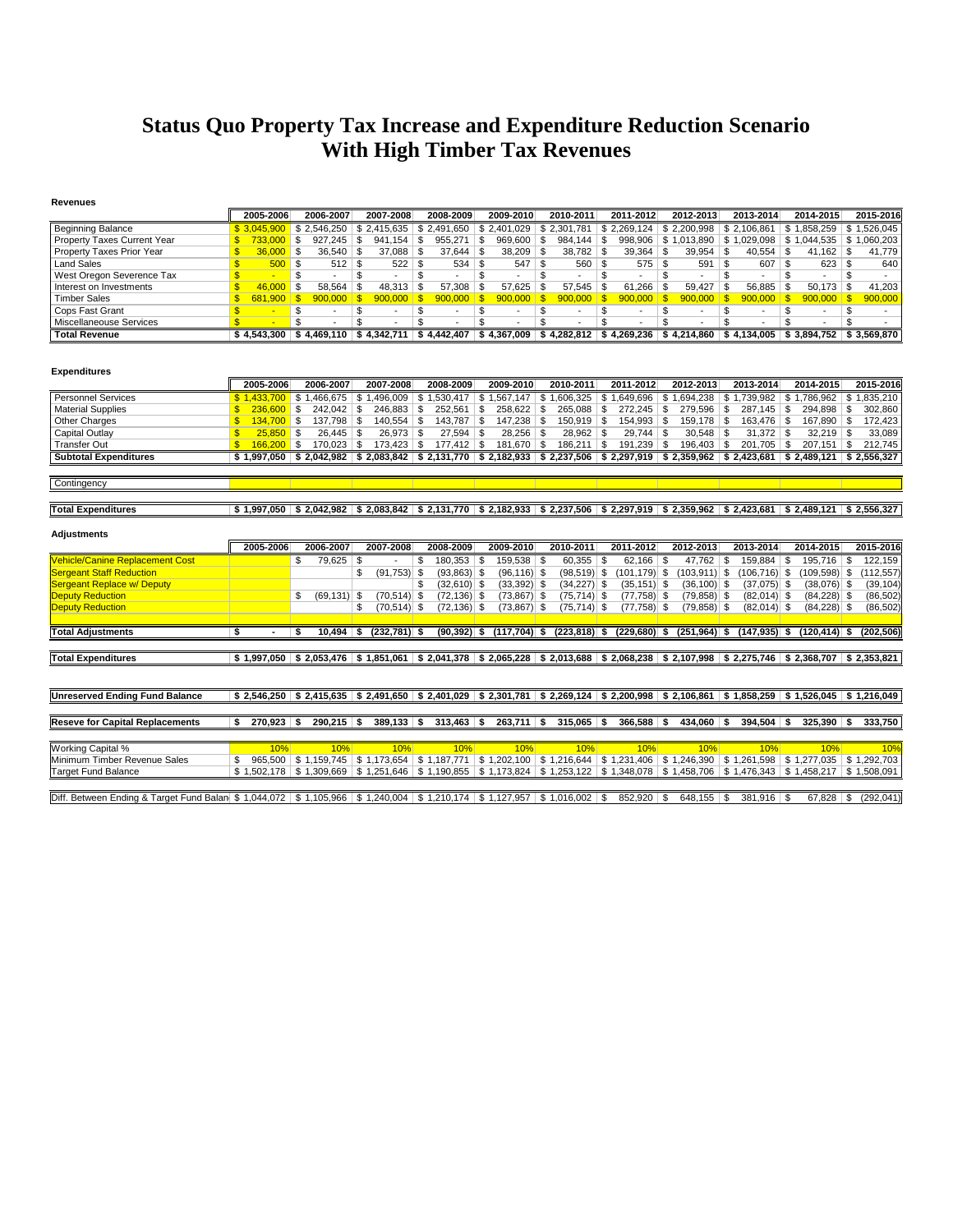# Status Quo Property Tax Increase and Expenditure Reduction Scenario With High Timber Tax Revenues

**Revenues**

| | 2005-2006 | 2006-2007 | 2007-2008 | 2008-2009 | 2009-2010 | 2010-2011 | 2011-2012 | 2012-2013 | 2013-2014 | 2014-2015 | 2015-2016 |
|---|---|---|---|---|---|---|---|---|---|---|---|
| Beginning Balance | $ 3,045,900 | $ 2,546,250 | $ 2,415,635 | $ 2,491,650 | $ 2,401,029 | $ 2,301,781 | $ 2,269,124 | $ 2,200,998 | $ 2,106,861 | $ 1,858,259 | $ 1,526,045 |
| Property Taxes Current Year | $ 733,000 | $ 927,245 | $ 941,154 | $ 955,271 | $ 969,600 | $ 984,144 | $ 998,906 | $ 1,013,890 | $ 1,029,098 | $ 1,044,535 | $ 1,060,203 |
| Property Taxes Prior Year | $ 36,000 | $ 36,540 | $ 37,088 | $ 37,644 | $ 38,209 | $ 38,782 | $ 39,364 | $ 39,954 | $ 40,554 | $ 41,162 | $ 41,779 |
| Land Sales | $ 500 | $ 512 | $ 522 | $ 534 | $ 547 | $ 560 | $ 575 | $ 591 | $ 607 | $ 623 | $ 640 |
| West Oregon Severence Tax | $ - | $ - | $ - | $ - | $ - | $ - | $ - | $ - | $ - | $ - | $ - |
| Interest on Investments | $ 46,000 | $ 58,564 | $ 48,313 | $ 57,308 | $ 57,625 | $ 57,545 | $ 61,266 | $ 59,427 | $ 56,885 | $ 50,173 | $ 41,203 |
| Timber Sales | $ 681,900 | $ 900,000 | $ 900,000 | $ 900,000 | $ 900,000 | $ 900,000 | $ 900,000 | $ 900,000 | $ 900,000 | $ 900,000 | $ 900,000 |
| Cops Fast Grant | $ - | $ - | $ - | $ - | $ - | $ - | $ - | $ - | $ - | $ - | $ - |
| Miscellaneous Services | $ - | $ - | $ - | $ - | $ - | $ - | $ - | $ - | $ - | $ - | $ - |
| **Total Revenue** | **$ 4,543,300** | **$ 4,469,110** | **$ 4,342,711** | **$ 4,442,407** | **$ 4,367,009** | **$ 4,282,812** | **$ 4,269,236** | **$ 4,214,860** | **$ 4,134,005** | **$ 3,894,752** | **$ 3,569,870** |

**Expenditures**

| | 2005-2006 | 2006-2007 | 2007-2008 | 2008-2009 | 2009-2010 | 2010-2011 | 2011-2012 | 2012-2013 | 2013-2014 | 2014-2015 | 2015-2016 |
|---|---|---|---|---|---|---|---|---|---|---|---|
| Personnel Services | $ 1,433,700 | $ 1,466,675 | $ 1,496,009 | $ 1,530,417 | $ 1,567,147 | $ 1,606,325 | $ 1,649,696 | $ 1,694,238 | $ 1,739,982 | $ 1,786,962 | $ 1,835,210 |
| Material Supplies | $ 236,600 | $ 242,042 | $ 246,883 | $ 252,561 | $ 258,622 | $ 265,088 | $ 272,245 | $ 279,596 | $ 287,145 | $ 294,898 | $ 302,860 |
| Other Charges | $ 134,700 | $ 137,798 | $ 140,554 | $ 143,787 | $ 147,238 | $ 150,919 | $ 154,993 | $ 159,178 | $ 163,476 | $ 167,890 | $ 172,423 |
| Capital Outlay | $ 25,850 | $ 26,445 | $ 26,973 | $ 27,594 | $ 28,256 | $ 28,962 | $ 29,744 | $ 30,548 | $ 31,372 | $ 32,219 | $ 33,089 |
| Transfer Out | $ 166,200 | $ 170,023 | $ 173,423 | $ 177,412 | $ 181,670 | $ 186,211 | $ 191,239 | $ 196,403 | $ 201,705 | $ 207,151 | $ 212,745 |
| **Subtotal Expenditures** | **$ 1,997,050** | **$ 2,042,982** | **$ 2,083,842** | **$ 2,131,770** | **$ 2,182,933** | **$ 2,237,506** | **$ 2,297,919** | **$ 2,359,962** | **$ 2,423,681** | **$ 2,489,121** | **$ 2,556,327** |
| Contingency | | | | | | | | | | | |
| **Total Expenditures** | **$ 1,997,050** | **$ 2,042,982** | **$ 2,083,842** | **$ 2,131,770** | **$ 2,182,933** | **$ 2,237,506** | **$ 2,297,919** | **$ 2,359,962** | **$ 2,423,681** | **$ 2,489,121** | **$ 2,556,327** |

**Adjustments**

| | 2005-2006 | 2006-2007 | 2007-2008 | 2008-2009 | 2009-2010 | 2010-2011 | 2011-2012 | 2012-2013 | 2013-2014 | 2014-2015 | 2015-2016 |
|---|---|---|---|---|---|---|---|---|---|---|---|
| Vehicle/Canine Replacement Cost | | $ 79,625 | $ - | $ 180,353 | $ 159,538 | $ 60,355 | $ 62,166 | $ 47,762 | $ 159,884 | $ 195,716 | $ 122,159 |
| Sergeant Staff Reduction | | | $ (91,753) | $ (93,863) | $ (96,116) | $ (98,519) | $ (101,179) | $ (103,911) | $ (106,716) | $ (109,598) | $ (112,557) |
| Sergeant Replace w/ Deputy | | | | $ (32,610) | $ (33,392) | $ (34,227) | $ (35,151) | $ (36,100) | $ (37,075) | $ (38,076) | $ (39,104) |
| Deputy Reduction | | $ (69,131) | $ (70,514) | $ (72,136) | $ (73,867) | $ (75,714) | $ (77,758) | $ (79,858) | $ (82,014) | $ (84,228) | $ (86,502) |
| Deputy Reduction | | | $ (70,514) | $ (72,136) | $ (73,867) | $ (75,714) | $ (77,758) | $ (79,858) | $ (82,014) | $ (84,228) | $ (86,502) |
| **Total Adjustments** | **$ -** | **$ 10,494** | **$ (232,781)** | **$ (90,392)** | **$ (117,704)** | **$ (223,818)** | **$ (229,680)** | **$ (251,964)** | **$ (147,935)** | **$ (120,414)** | **$ (202,506)** |
| **Total Expenditures** | **$ 1,997,050** | **$ 2,053,476** | **$ 1,851,061** | **$ 2,041,378** | **$ 2,065,228** | **$ 2,013,688** | **$ 2,068,238** | **$ 2,107,998** | **$ 2,275,746** | **$ 2,368,707** | **$ 2,353,821** |

| | 2005-2006 | 2006-2007 | 2007-2008 | 2008-2009 | 2009-2010 | 2010-2011 | 2011-2012 | 2012-2013 | 2013-2014 | 2014-2015 | 2015-2016 |
|---|---|---|---|---|---|---|---|---|---|---|---|
| **Unreserved Ending Fund Balance** | **$ 2,546,250** | **$ 2,415,635** | **$ 2,491,650** | **$ 2,401,029** | **$ 2,301,781** | **$ 2,269,124** | **$ 2,200,998** | **$ 2,106,861** | **$ 1,858,259** | **$ 1,526,045** | **$ 1,216,049** |
| **Reseve for Capital Replacements** | **$ 270,923** | **$ 290,215** | **$ 389,133** | **$ 313,463** | **$ 263,711** | **$ 315,065** | **$ 366,588** | **$ 434,060** | **$ 394,504** | **$ 325,390** | **$ 333,750** |
| Working Capital % | 10% | 10% | 10% | 10% | 10% | 10% | 10% | 10% | 10% | 10% | 10% |
| Minimum Timber Revenue Sales | $ 965,500 | $ 1,159,745 | $ 1,173,654 | $ 1,187,771 | $ 1,202,100 | $ 1,216,644 | $ 1,231,406 | $ 1,246,390 | $ 1,261,598 | $ 1,277,035 | $ 1,292,703 |
| Target Fund Balance | $ 1,502,178 | $ 1,309,669 | $ 1,251,646 | $ 1,190,855 | $ 1,173,824 | $ 1,253,122 | $ 1,348,078 | $ 1,458,706 | $ 1,476,343 | $ 1,458,217 | $ 1,508,091 |
| Diff. Between Ending & Target Fund Balan | $ 1,044,072 | $ 1,105,966 | $ 1,240,004 | $ 1,210,174 | $ 1,127,957 | $ 1,016,002 | $ 852,920 | $ 648,155 | $ 381,916 | $ 67,828 | $ (292,041) |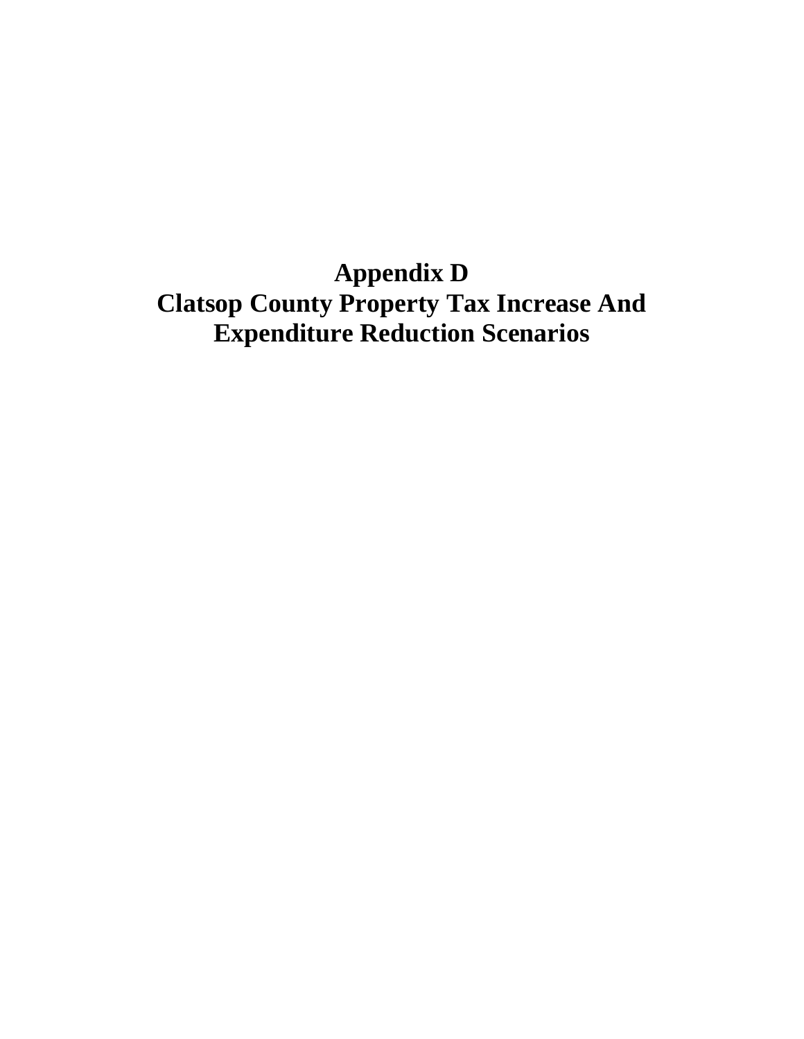# Appendix D
# Clatsop County Property Tax Increase And Expenditure Reduction Scenarios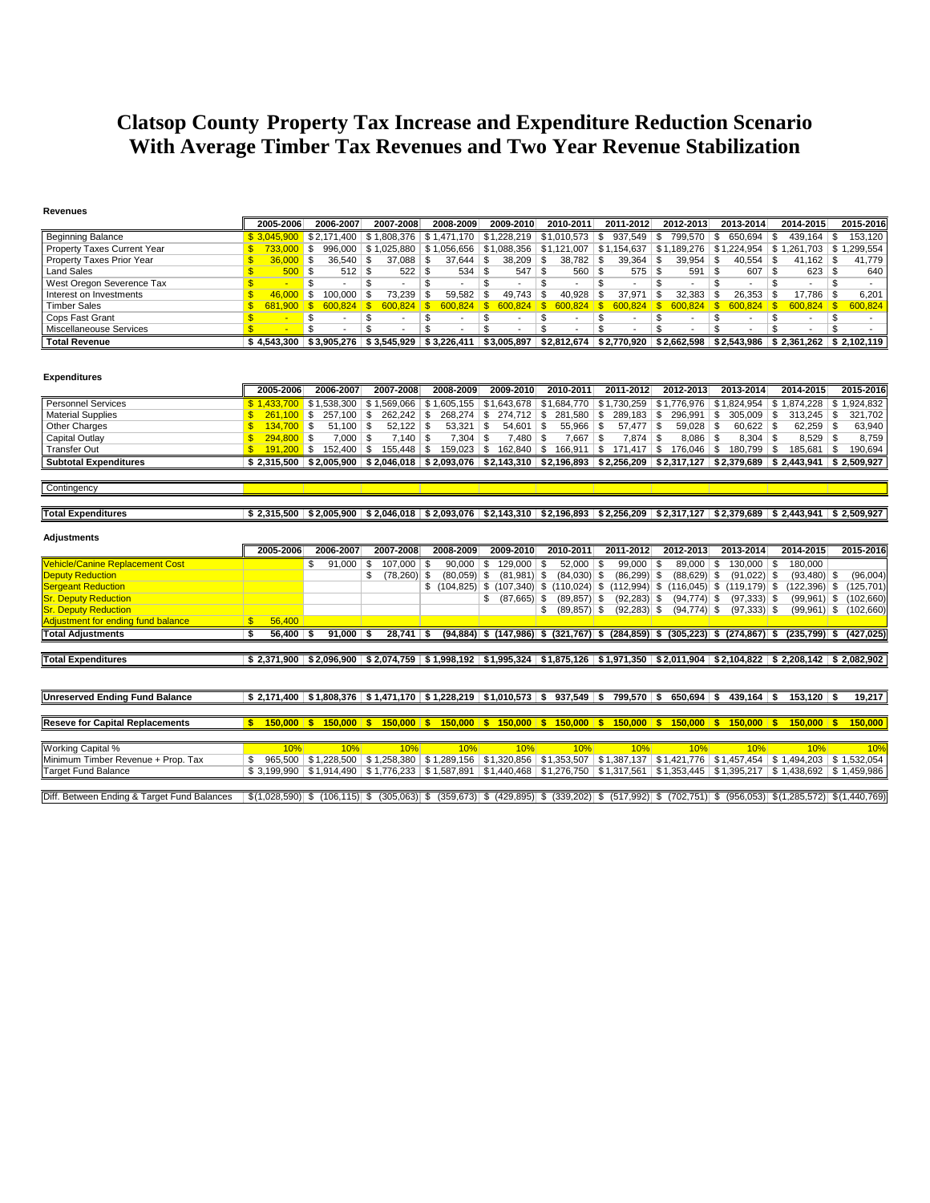# Clatsop County Property Tax Increase and Expenditure Reduction Scenario
# With Average Timber Tax Revenues and Two Year Revenue Stabilization

**Revenues**

| | 2005-2006 | 2006-2007 | 2007-2008 | 2008-2009 | 2009-2010 | 2010-2011 | 2011-2012 | 2012-2013 | 2013-2014 | 2014-2015 | 2015-2016 |
|---|---|---|---|---|---|---|---|---|---|---|---|
| Beginning Balance | $ 3,045,900 | $ 2,171,400 | $ 1,808,376 | $ 1,471,170 | $ 1,228,219 | $ 1,010,573 | $ 937,549 | $ 799,570 | $ 650,694 | $ 439,164 | $ 153,120 |
| Property Taxes Current Year | $ 733,000 | $ 996,000 | $ 1,025,880 | $ 1,056,656 | $ 1,088,356 | $ 1,121,007 | $ 1,154,637 | $ 1,189,276 | $ 1,224,954 | $ 1,261,703 | $ 1,299,554 |
| Property Taxes Prior Year | $ 36,000 | $ 36,540 | $ 37,088 | $ 37,644 | $ 38,209 | $ 38,782 | $ 39,364 | $ 39,954 | $ 40,554 | $ 41,162 | $ 41,779 |
| Land Sales | $ 500 | $ 512 | $ 522 | $ 534 | $ 547 | $ 560 | $ 575 | $ 591 | $ 607 | $ 623 | $ 640 |
| West Oregon Severence Tax | $ - | $ - | $ - | $ - | $ - | $ - | $ - | $ - | $ - | $ - | $ - |
| Interest on Investments | $ 46,000 | $ 100,000 | $ 73,239 | $ 59,582 | $ 49,743 | $ 40,928 | $ 37,971 | $ 32,383 | $ 26,353 | $ 17,786 | $ 6,201 |
| Timber Sales | $ 681,900 | $ 600,824 | $ 600,824 | $ 600,824 | $ 600,824 | $ 600,824 | $ 600,824 | $ 600,824 | $ 600,824 | $ 600,824 | $ 600,824 |
| Cops Fast Grant | $ - | $ - | $ - | $ - | $ - | $ - | $ - | $ - | $ - | $ - | $ - |
| Miscellaneous Services | $ - | $ - | $ - | $ - | $ - | $ - | $ - | $ - | $ - | $ - | $ - |
| **Total Revenue** | $ 4,543,300 | $ 3,905,276 | $ 3,545,929 | $ 3,226,411 | $ 3,005,897 | $ 2,812,674 | $ 2,770,920 | $ 2,662,598 | $ 2,543,986 | $ 2,361,262 | $ 2,102,119 |

**Expenditures**

| | 2005-2006 | 2006-2007 | 2007-2008 | 2008-2009 | 2009-2010 | 2010-2011 | 2011-2012 | 2012-2013 | 2013-2014 | 2014-2015 | 2015-2016 |
|---|---|---|---|---|---|---|---|---|---|---|---|
| Personnel Services | $ 1,433,700 | $ 1,538,300 | $ 1,569,066 | $ 1,605,155 | $ 1,643,678 | $ 1,684,770 | $ 1,730,259 | $ 1,776,976 | $ 1,824,954 | $ 1,874,228 | $ 1,924,832 |
| Material Supplies | $ 261,100 | $ 257,100 | $ 262,242 | $ 268,274 | $ 274,712 | $ 281,580 | $ 289,183 | $ 296,991 | $ 305,009 | $ 313,245 | $ 321,702 |
| Other Charges | $ 134,700 | $ 51,100 | $ 52,122 | $ 53,321 | $ 54,601 | $ 55,966 | $ 57,477 | $ 59,028 | $ 60,622 | $ 62,259 | $ 63,940 |
| Capital Outlay | $ 294,800 | $ 7,000 | $ 7,140 | $ 7,304 | $ 7,480 | $ 7,667 | $ 7,874 | $ 8,086 | $ 8,304 | $ 8,529 | $ 8,759 |
| Transfer Out | $ 191,200 | $ 152,400 | $ 155,448 | $ 159,023 | $ 162,840 | $ 166,911 | $ 171,417 | $ 176,046 | $ 180,799 | $ 185,681 | $ 190,694 |
| **Subtotal Expenditures** | $ 2,315,500 | $ 2,005,900 | $ 2,046,018 | $ 2,093,076 | $ 2,143,310 | $ 2,196,893 | $ 2,256,209 | $ 2,317,127 | $ 2,379,689 | $ 2,443,941 | $ 2,509,927 |
| Contingency | | | | | | | | | | | |
| **Total Expenditures** | $ 2,315,500 | $ 2,005,900 | $ 2,046,018 | $ 2,093,076 | $ 2,143,310 | $ 2,196,893 | $ 2,256,209 | $ 2,317,127 | $ 2,379,689 | $ 2,443,941 | $ 2,509,927 |

**Adjustments**

| | 2005-2006 | 2006-2007 | 2007-2008 | 2008-2009 | 2009-2010 | 2010-2011 | 2011-2012 | 2012-2013 | 2013-2014 | 2014-2015 | 2015-2016 |
|---|---|---|---|---|---|---|---|---|---|---|---|
| Vehicle/Canine Replacement Cost | | $ 91,000 | $ 107,000 | $ 90,000 | $ 129,000 | $ 52,000 | $ 99,000 | $ 89,000 | $ 130,000 | $ 180,000 | |
| Deputy Reduction | | | $ (78,260) | $ (80,059) | $ (81,981) | $ (84,030) | $ (86,299) | $ (88,629) | $ (91,022) | $ (93,480) | $ (96,004) |
| Sergeant Reduction | | | | $ (104,825) | $ (107,340) | $ (110,024) | $ (112,994) | $ (116,045) | $ (119,179) | $ (122,396) | $ (125,701) |
| Sr. Deputy Reduction | | | | | $ (87,665) | $ (89,857) | $ (92,283) | $ (94,774) | $ (97,333) | $ (99,961) | $ (102,660) |
| Sr. Deputy Reduction | | | | | | $ (89,857) | $ (92,283) | $ (94,774) | $ (97,333) | $ (99,961) | $ (102,660) |
| Adjustment for ending fund balance | $ 56,400 | | | | | | | | | | |
| **Total Adjustments** | $ 56,400 | $ 91,000 | $ 28,741 | $ (94,884) | $ (147,986) | $ (321,767) | $ (284,859) | $ (305,223) | $ (274,867) | $ (235,799) | $ (427,025) |
| **Total Expenditures** | $ 2,371,900 | $ 2,096,900 | $ 2,074,759 | $ 1,998,192 | $ 1,995,324 | $ 1,875,126 | $ 1,971,350 | $ 2,011,904 | $ 2,104,822 | $ 2,208,142 | $ 2,082,902 |

| | 2005-2006 | 2006-2007 | 2007-2008 | 2008-2009 | 2009-2010 | 2010-2011 | 2011-2012 | 2012-2013 | 2013-2014 | 2014-2015 | 2015-2016 |
|---|---|---|---|---|---|---|---|---|---|---|---|
| **Unreserved Ending Fund Balance** | $ 2,171,400 | $ 1,808,376 | $ 1,471,170 | $ 1,228,219 | $ 1,010,573 | $ 937,549 | $ 799,570 | $ 650,694 | $ 439,164 | $ 153,120 | $ 19,217 |
| **Reseve for Capital Replacements** | $ 150,000 | $ 150,000 | $ 150,000 | $ 150,000 | $ 150,000 | $ 150,000 | $ 150,000 | $ 150,000 | $ 150,000 | $ 150,000 | $ 150,000 |
| Working Capital % | 10% | 10% | 10% | 10% | 10% | 10% | 10% | 10% | 10% | 10% | 10% |
| Minimum Timber Revenue + Prop. Tax | $ 965,500 | $ 1,228,500 | $ 1,258,380 | $ 1,289,156 | $ 1,320,856 | $ 1,353,507 | $ 1,387,137 | $ 1,421,776 | $ 1,457,454 | $ 1,494,203 | $ 1,532,054 |
| Target Fund Balance | $ 3,199,990 | $ 1,914,490 | $ 1,776,233 | $ 1,587,891 | $ 1,440,468 | $ 1,276,750 | $ 1,317,561 | $ 1,353,445 | $ 1,395,217 | $ 1,438,692 | $ 1,459,986 |
| Diff. Between Ending & Target Fund Balances | $ (1,028,590) | $ (106,115) | $ (305,063) | $ (359,673) | $ (429,895) | $ (339,202) | $ (517,992) | $ (702,751) | $ (956,053) | $ (1,285,572) | $ (1,440,769) |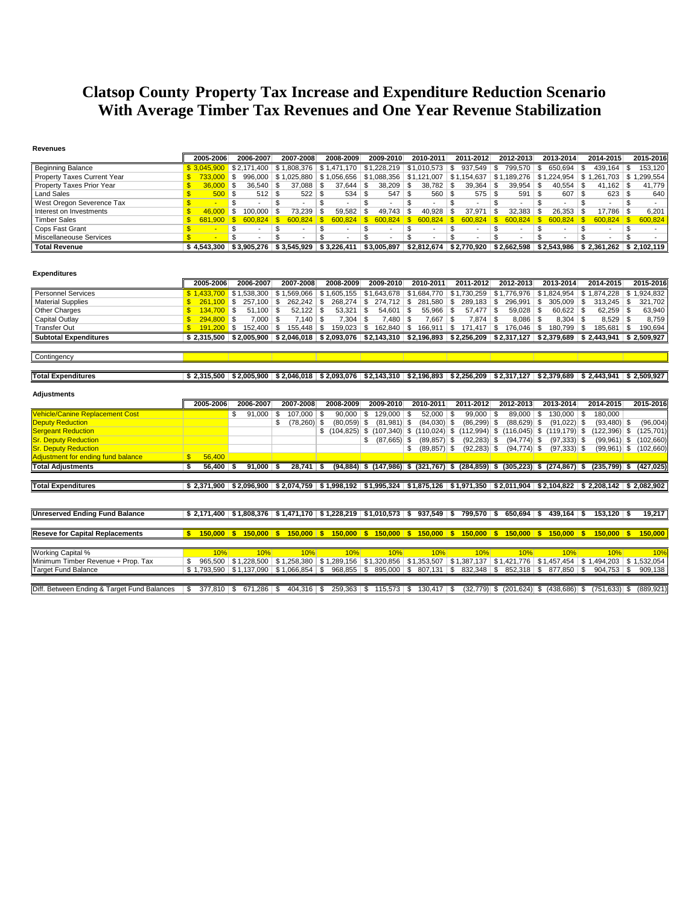# Clatsop County Property Tax Increase and Expenditure Reduction Scenario With Average Timber Tax Revenues and One Year Revenue Stabilization

**Revenues**

| | 2005-2006 | 2006-2007 | 2007-2008 | 2008-2009 | 2009-2010 | 2010-2011 | 2011-2012 | 2012-2013 | 2013-2014 | 2014-2015 | 2015-2016 |
|---|---|---|---|---|---|---|---|---|---|---|---|
| Beginning Balance | $ 3,045,900 | $ 2,171,400 | $ 1,808,376 | $ 1,471,170 | $ 1,228,219 | $ 1,010,573 | $ 937,549 | $ 799,570 | $ 650,694 | $ 439,164 | $ 153,120 |
| Property Taxes Current Year | $ 733,000 | $ 996,000 | $ 1,025,880 | $ 1,056,656 | $ 1,088,356 | $ 1,121,007 | $ 1,154,637 | $ 1,189,276 | $ 1,224,954 | $ 1,261,703 | $ 1,299,554 |
| Property Taxes Prior Year | $ 36,000 | $ 36,540 | $ 37,088 | $ 37,644 | $ 38,209 | $ 38,782 | $ 39,364 | $ 39,954 | $ 40,554 | $ 41,162 | $ 41,779 |
| Land Sales | $ 500 | $ 512 | $ 522 | $ 534 | $ 547 | $ 560 | $ 575 | $ 591 | $ 607 | $ 623 | $ 640 |
| West Oregon Severence Tax | $ - | $ - | $ - | $ - | $ - | $ - | $ - | $ - | $ - | $ - | $ - |
| Interest on Investments | $ 46,000 | $ 100,000 | $ 73,239 | $ 59,582 | $ 49,743 | $ 40,928 | $ 37,971 | $ 32,383 | $ 26,353 | $ 17,786 | $ 6,201 |
| Timber Sales | $ 681,900 | $ 600,824 | $ 600,824 | $ 600,824 | $ 600,824 | $ 600,824 | $ 600,824 | $ 600,824 | $ 600,824 | $ 600,824 | $ 600,824 |
| Cops Fast Grant | $ - | $ - | $ - | $ - | $ - | $ - | $ - | $ - | $ - | $ - | $ - |
| Miscellaneous Services | $ - | $ - | $ - | $ - | $ - | $ - | $ - | $ - | $ - | $ - | $ - |
| **Total Revenue** | **$ 4,543,300** | **$ 3,905,276** | **$ 3,545,929** | **$ 3,226,411** | **$ 3,005,897** | **$ 2,812,674** | **$ 2,770,920** | **$ 2,662,598** | **$ 2,543,986** | **$ 2,361,262** | **$ 2,102,119** |

**Expenditures**

| | 2005-2006 | 2006-2007 | 2007-2008 | 2008-2009 | 2009-2010 | 2010-2011 | 2011-2012 | 2012-2013 | 2013-2014 | 2014-2015 | 2015-2016 |
|---|---|---|---|---|---|---|---|---|---|---|---|
| Personnel Services | $ 1,433,700 | $ 1,538,300 | $ 1,569,066 | $ 1,605,155 | $ 1,643,678 | $ 1,684,770 | $ 1,730,259 | $ 1,776,976 | $ 1,824,954 | $ 1,874,228 | $ 1,924,832 |
| Material Supplies | $ 261,100 | $ 257,100 | $ 262,242 | $ 268,274 | $ 274,712 | $ 281,580 | $ 289,183 | $ 296,991 | $ 305,009 | $ 313,245 | $ 321,702 |
| Other Charges | $ 134,700 | $ 51,100 | $ 52,122 | $ 53,321 | $ 54,601 | $ 55,966 | $ 57,477 | $ 59,028 | $ 60,622 | $ 62,259 | $ 63,940 |
| Capital Outlay | $ 294,800 | $ 7,000 | $ 7,140 | $ 7,304 | $ 7,480 | $ 7,667 | $ 7,874 | $ 8,086 | $ 8,304 | $ 8,529 | $ 8,759 |
| Transfer Out | $ 191,200 | $ 152,400 | $ 155,448 | $ 159,023 | $ 162,840 | $ 166,911 | $ 171,417 | $ 176,046 | $ 180,799 | $ 185,681 | $ 190,694 |
| **Subtotal Expenditures** | **$ 2,315,500** | **$ 2,005,900** | **$ 2,046,018** | **$ 2,093,076** | **$ 2,143,310** | **$ 2,196,893** | **$ 2,256,209** | **$ 2,317,127** | **$ 2,379,689** | **$ 2,443,941** | **$ 2,509,927** |
| Contingency | | | | | | | | | | | |
| **Total Expenditures** | **$ 2,315,500** | **$ 2,005,900** | **$ 2,046,018** | **$ 2,093,076** | **$ 2,143,310** | **$ 2,196,893** | **$ 2,256,209** | **$ 2,317,127** | **$ 2,379,689** | **$ 2,443,941** | **$ 2,509,927** |

**Adjustments**

| | 2005-2006 | 2006-2007 | 2007-2008 | 2008-2009 | 2009-2010 | 2010-2011 | 2011-2012 | 2012-2013 | 2013-2014 | 2014-2015 | 2015-2016 |
|---|---|---|---|---|---|---|---|---|---|---|---|
| Vehicle/Canine Replacement Cost | | $ 91,000 | $ 107,000 | $ 90,000 | $ 129,000 | $ 52,000 | $ 99,000 | $ 89,000 | $ 130,000 | $ 180,000 | |
| Deputy Reduction | | | $ (78,260) | $ (80,059) | $ (81,981) | $ (84,030) | $ (86,299) | $ (88,629) | $ (91,022) | $ (93,480) | $ (96,004) |
| Sergeant Reduction | | | | $ (104,825) | $ (107,340) | $ (110,024) | $ (112,994) | $ (116,045) | $ (119,179) | $ (122,396) | $ (125,701) |
| Sr. Deputy Reduction | | | | | $ (87,665) | $ (89,857) | $ (92,283) | $ (94,774) | $ (97,333) | $ (99,961) | $ (102,660) |
| Sr. Deputy Reduction | | | | | | $ (89,857) | $ (92,283) | $ (94,774) | $ (97,333) | $ (99,961) | $ (102,660) |
| Adjustment for ending fund balance | $ 56,400 | | | | | | | | | | |
| **Total Adjustments** | **$ 56,400** | **$ 91,000** | **$ 28,741** | **$ (94,884)** | **$ (147,986)** | **$ (321,767)** | **$ (284,859)** | **$ (305,223)** | **$ (274,867)** | **$ (235,799)** | **$ (427,025)** |
| **Total Expenditures** | **$ 2,371,900** | **$ 2,096,900** | **$ 2,074,759** | **$ 1,998,192** | **$ 1,995,324** | **$ 1,875,126** | **$ 1,971,350** | **$ 2,011,904** | **$ 2,104,822** | **$ 2,208,142** | **$ 2,082,902** |

| | 2005-2006 | 2006-2007 | 2007-2008 | 2008-2009 | 2009-2010 | 2010-2011 | 2011-2012 | 2012-2013 | 2013-2014 | 2014-2015 | 2015-2016 |
|---|---|---|---|---|---|---|---|---|---|---|---|
| **Unreserved Ending Fund Balance** | **$ 2,171,400** | **$ 1,808,376** | **$ 1,471,170** | **$ 1,228,219** | **$ 1,010,573** | **$ 937,549** | **$ 799,570** | **$ 650,694** | **$ 439,164** | **$ 153,120** | **$ 19,217** |
| **Reseve for Capital Replacements** | **$ 150,000** | **$ 150,000** | **$ 150,000** | **$ 150,000** | **$ 150,000** | **$ 150,000** | **$ 150,000** | **$ 150,000** | **$ 150,000** | **$ 150,000** | **$ 150,000** |
| Working Capital % | 10% | 10% | 10% | 10% | 10% | 10% | 10% | 10% | 10% | 10% | 10% |
| Minimum Timber Revenue + Prop. Tax | $ 965,500 | $ 1,228,500 | $ 1,258,380 | $ 1,289,156 | $ 1,320,856 | $ 1,353,507 | $ 1,387,137 | $ 1,421,776 | $ 1,457,454 | $ 1,494,203 | $ 1,532,054 |
| Target Fund Balance | $ 1,793,590 | $ 1,137,090 | $ 1,066,854 | $ 968,855 | $ 895,000 | $ 807,131 | $ 832,348 | $ 852,318 | $ 877,850 | $ 904,753 | $ 909,138 |
| Diff. Between Ending & Target Fund Balances | $ 377,810 | $ 671,286 | $ 404,316 | $ 259,363 | $ 115,573 | $ 130,417 | $ (32,779) | $ (201,624) | $ (438,686) | $ (751,633) | $ (889,921) |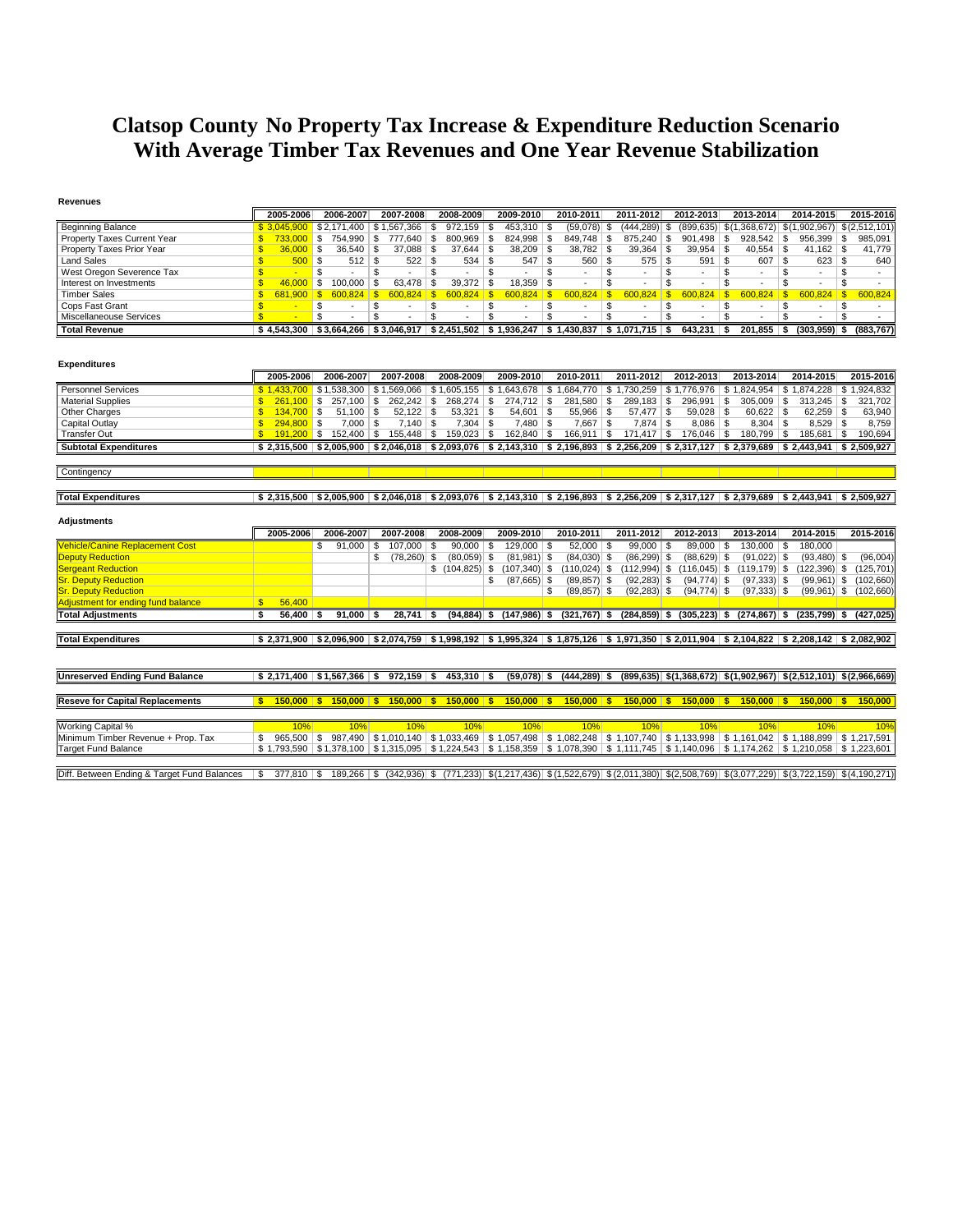# Clatsop County No Property Tax Increase & Expenditure Reduction Scenario With Average Timber Tax Revenues and One Year Revenue Stabilization

**Revenues**

| | 2005-2006 | 2006-2007 | 2007-2008 | 2008-2009 | 2009-2010 | 2010-2011 | 2011-2012 | 2012-2013 | 2013-2014 | 2014-2015 | 2015-2016 |
|---|---|---|---|---|---|---|---|---|---|---|---|
| Beginning Balance | $ 3,045,900 | $ 2,171,400 | $ 1,567,366 | $ 972,159 | $ 453,310 | $ (59,078) | $ (444,289) | $ (899,635) | $ (1,368,672) | $ (1,902,967) | $ (2,512,101) |
| Property Taxes Current Year | $ 733,000 | $ 754,990 | $ 777,640 | $ 800,969 | $ 824,998 | $ 849,748 | $ 875,240 | $ 901,498 | $ 928,542 | $ 956,399 | $ 985,091 |
| Property Taxes Prior Year | $ 36,000 | $ 36,540 | $ 37,088 | $ 37,644 | $ 38,209 | $ 38,782 | $ 39,364 | $ 39,954 | $ 40,554 | $ 41,162 | $ 41,779 |
| Land Sales | $ 500 | $ 512 | $ 522 | $ 534 | $ 547 | $ 560 | $ 575 | $ 591 | $ 607 | $ 623 | $ 640 |
| West Oregon Severence Tax | $ - | $ - | $ - | $ - | $ - | $ - | $ - | $ - | $ - | $ - | $ - |
| Interest on Investments | $ 46,000 | $ 100,000 | $ 63,478 | $ 39,372 | $ 18,359 | $ - | $ - | $ - | $ - | $ - | $ - |
| Timber Sales | $ 681,900 | $ 600,824 | $ 600,824 | $ 600,824 | $ 600,824 | $ 600,824 | $ 600,824 | $ 600,824 | $ 600,824 | $ 600,824 | $ 600,824 |
| Cops Fast Grant | $ - | $ - | $ - | $ - | $ - | $ - | $ - | $ - | $ - | $ - | $ - |
| Miscellaneous Services | $ - | $ - | $ - | $ - | $ - | $ - | $ - | $ - | $ - | $ - | $ - |
| **Total Revenue** | **$ 4,543,300** | **$ 3,664,266** | **$ 3,046,917** | **$ 2,451,502** | **$ 1,936,247** | **$ 1,430,837** | **$ 1,071,715** | **$ 643,231** | **$ 201,855** | **$ (303,959)** | **$ (883,767)** |

**Expenditures**

| | 2005-2006 | 2006-2007 | 2007-2008 | 2008-2009 | 2009-2010 | 2010-2011 | 2011-2012 | 2012-2013 | 2013-2014 | 2014-2015 | 2015-2016 |
|---|---|---|---|---|---|---|---|---|---|---|---|
| Personnel Services | $ 1,433,700 | $ 1,538,300 | $ 1,569,066 | $ 1,605,155 | $ 1,643,678 | $ 1,684,770 | $ 1,730,259 | $ 1,776,976 | $ 1,824,954 | $ 1,874,228 | $ 1,924,832 |
| Material Supplies | $ 261,100 | $ 257,100 | $ 262,242 | $ 268,274 | $ 274,712 | $ 281,580 | $ 289,183 | $ 296,991 | $ 305,009 | $ 313,245 | $ 321,702 |
| Other Charges | $ 134,700 | $ 51,100 | $ 52,122 | $ 53,321 | $ 54,601 | $ 55,966 | $ 57,477 | $ 59,028 | $ 60,622 | $ 62,259 | $ 63,940 |
| Capital Outlay | $ 294,800 | $ 7,000 | $ 7,140 | $ 7,304 | $ 7,480 | $ 7,667 | $ 7,874 | $ 8,086 | $ 8,304 | $ 8,529 | $ 8,759 |
| Transfer Out | $ 191,200 | $ 152,400 | $ 155,448 | $ 159,023 | $ 162,840 | $ 166,911 | $ 171,417 | $ 176,046 | $ 180,799 | $ 185,681 | $ 190,694 |
| **Subtotal Expenditures** | **$ 2,315,500** | **$ 2,005,900** | **$ 2,046,018** | **$ 2,093,076** | **$ 2,143,310** | **$ 2,196,893** | **$ 2,256,209** | **$ 2,317,127** | **$ 2,379,689** | **$ 2,443,941** | **$ 2,509,927** |
| Contingency | | | | | | | | | | | |
| **Total Expenditures** | **$ 2,315,500** | **$ 2,005,900** | **$ 2,046,018** | **$ 2,093,076** | **$ 2,143,310** | **$ 2,196,893** | **$ 2,256,209** | **$ 2,317,127** | **$ 2,379,689** | **$ 2,443,941** | **$ 2,509,927** |

**Adjustments**

| | 2005-2006 | 2006-2007 | 2007-2008 | 2008-2009 | 2009-2010 | 2010-2011 | 2011-2012 | 2012-2013 | 2013-2014 | 2014-2015 | 2015-2016 |
|---|---|---|---|---|---|---|---|---|---|---|---|
| Vehicle/Canine Replacement Cost | | $ 91,000 | $ 107,000 | $ 90,000 | $ 129,000 | $ 52,000 | $ 99,000 | $ 89,000 | $ 130,000 | $ 180,000 | |
| Deputy Reduction | | | $ (78,260) | $ (80,059) | $ (81,981) | $ (84,030) | $ (86,299) | $ (88,629) | $ (91,022) | $ (93,480) | $ (96,004) |
| Sergeant Reduction | | | | $ (104,825) | $ (107,340) | $ (110,024) | $ (112,994) | $ (116,045) | $ (119,179) | $ (122,396) | $ (125,701) |
| Sr. Deputy Reduction | | | | | $ (87,665) | $ (89,857) | $ (92,283) | $ (94,774) | $ (97,333) | $ (99,961) | $ (102,660) |
| Sr. Deputy Reduction | | | | | | $ (89,857) | $ (92,283) | $ (94,774) | $ (97,333) | $ (99,961) | $ (102,660) |
| Adjustment for ending fund balance | $ 56,400 | | | | | | | | | | |
| **Total Adjustments** | **$ 56,400** | **$ 91,000** | **$ 28,741** | **$ (94,884)** | **$ (147,986)** | **$ (321,767)** | **$ (284,859)** | **$ (305,223)** | **$ (274,867)** | **$ (235,799)** | **$ (427,025)** |
| **Total Expenditures** | **$ 2,371,900** | **$ 2,096,900** | **$ 2,074,759** | **$ 1,998,192** | **$ 1,995,324** | **$ 1,875,126** | **$ 1,971,350** | **$ 2,011,904** | **$ 2,104,822** | **$ 2,208,142** | **$ 2,082,902** |

| | 2005-2006 | 2006-2007 | 2007-2008 | 2008-2009 | 2009-2010 | 2010-2011 | 2011-2012 | 2012-2013 | 2013-2014 | 2014-2015 | 2015-2016 |
|---|---|---|---|---|---|---|---|---|---|---|---|
| **Unreserved Ending Fund Balance** | **$ 2,171,400** | **$ 1,567,366** | **$ 972,159** | **$ 453,310** | **$ (59,078)** | **$ (444,289)** | **$ (899,635)** | **$ (1,368,672)** | **$ (1,902,967)** | **$ (2,512,101)** | **$ (2,966,669)** |
| **Reseve for Capital Replacements** | **$ 150,000** | **$ 150,000** | **$ 150,000** | **$ 150,000** | **$ 150,000** | **$ 150,000** | **$ 150,000** | **$ 150,000** | **$ 150,000** | **$ 150,000** | **$ 150,000** |
| Working Capital % | 10% | 10% | 10% | 10% | 10% | 10% | 10% | 10% | 10% | 10% | 10% |
| Minimum Timber Revenue + Prop. Tax | $ 965,500 | $ 987,490 | $ 1,010,140 | $ 1,033,469 | $ 1,057,498 | $ 1,082,248 | $ 1,107,740 | $ 1,133,998 | $ 1,161,042 | $ 1,188,899 | $ 1,217,591 |
| Target Fund Balance | $ 1,793,590 | $ 1,378,100 | $ 1,315,095 | $ 1,224,543 | $ 1,158,359 | $ 1,078,390 | $ 1,111,745 | $ 1,140,096 | $ 1,174,262 | $ 1,210,058 | $ 1,223,601 |
| Diff. Between Ending & Target Fund Balances | $ 377,810 | $ 189,266 | $ (342,936) | $ (771,233) | $ (1,217,436) | $ (1,522,679) | $ (2,011,380) | $ (2,508,769) | $ (3,077,229) | $ (3,722,159) | $ (4,190,271) |